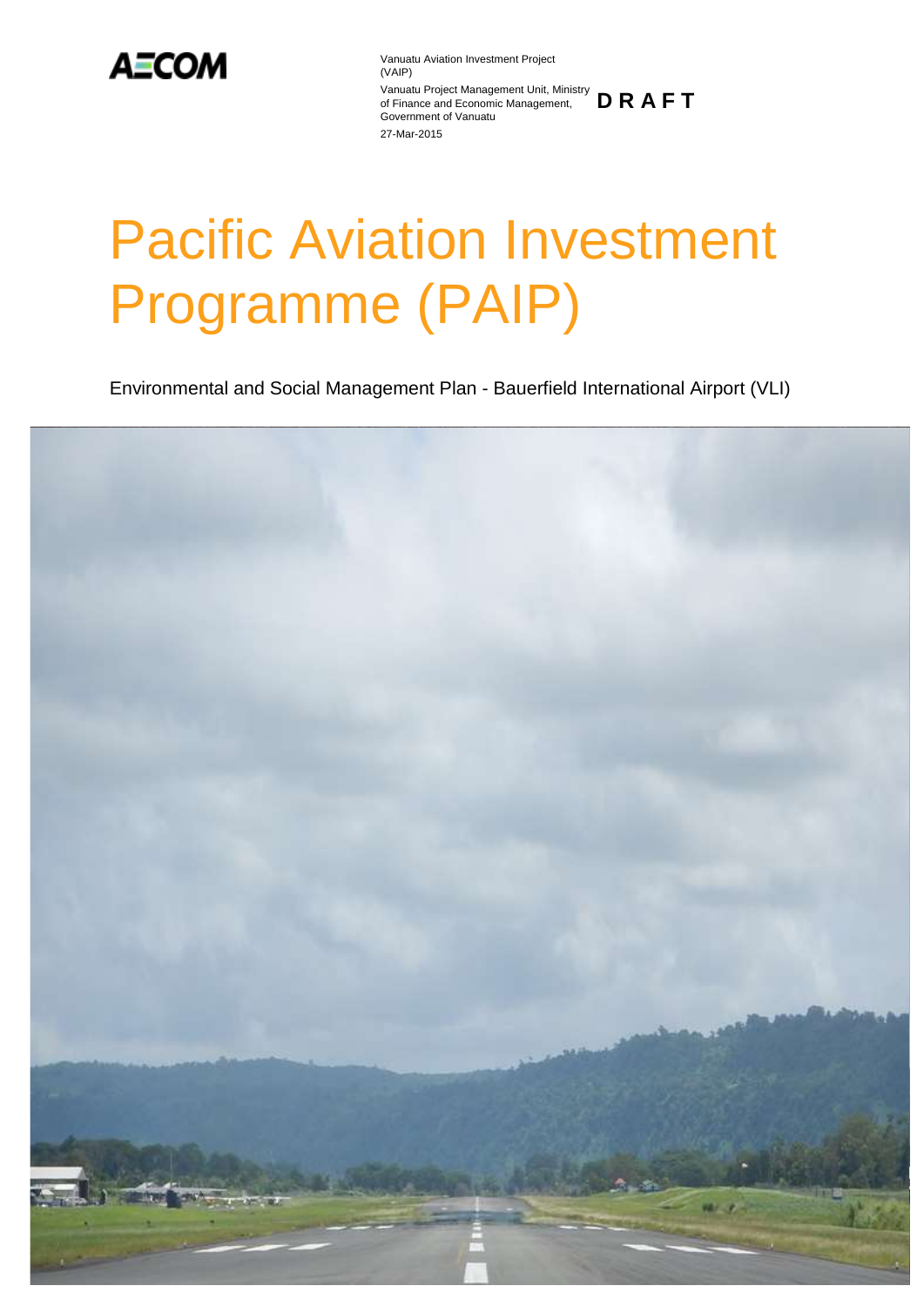AECOM

Vanuatu Aviation Investment Project (VAIP)

Vanuatu Project Management Unit, Ministry of Finance and Economic Management, Government of Vanuatu

27-Mar-2015

**DRAFT**

# Pacific Aviation Investment Programme (PAIP)

Environmental and Social Management Plan - Bauerfield International Airport (VLI)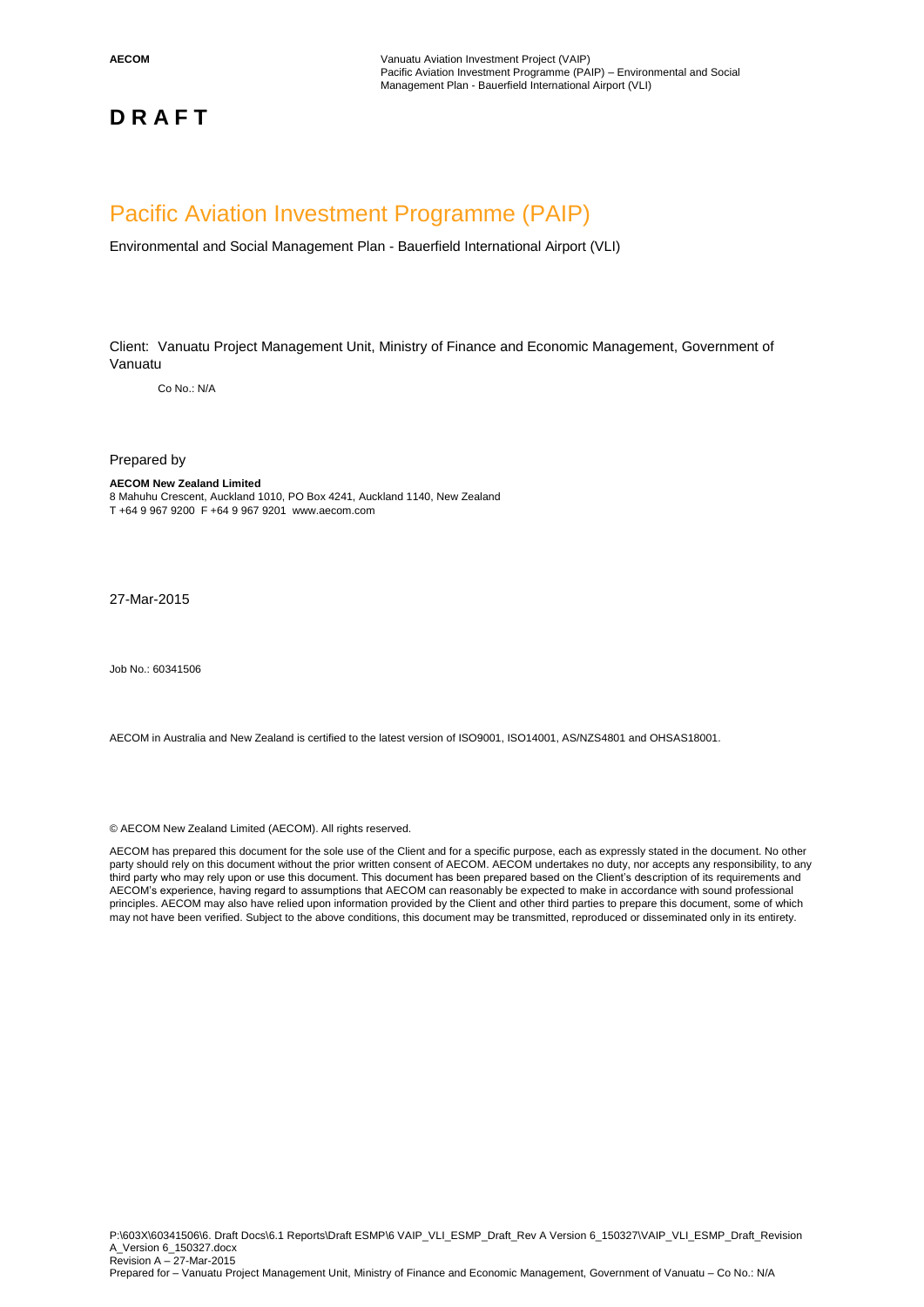# D R A F T

# Pacific Aviation Investment Programme (PAIP)

Environmental and Social Management Plan - Bauerfield International Airport (VLI)

Client: Vanuatu Project Management Unit, Ministry of Finance and Economic Management, Government of Vanuatu

Co No.: N/A

Prepared by

**AECOM New Zealand Limited**
8 Mahuhu Crescent, Auckland 1010, PO Box 4241, Auckland 1140, New Zealand
T +64 9 967 9200 F +64 9 967 9201 www.aecom.com

27-Mar-2015

Job No.: 60341506

AECOM in Australia and New Zealand is certified to the latest version of ISO9001, ISO14001, AS/NZS4801 and OHSAS18001.

© AECOM New Zealand Limited (AECOM). All rights reserved.

AECOM has prepared this document for the sole use of the Client and for a specific purpose, each as expressly stated in the document. No other party should rely on this document without the prior written consent of AECOM. AECOM undertakes no duty, nor accepts any responsibility, to any third party who may rely upon or use this document. This document has been prepared based on the Client's description of its requirements and AECOM's experience, having regard to assumptions that AECOM can reasonably be expected to make in accordance with sound professional principles. AECOM may also have relied upon information provided by the Client and other third parties to prepare this document, some of which may not have been verified. Subject to the above conditions, this document may be transmitted, reproduced or disseminated only in its entirety.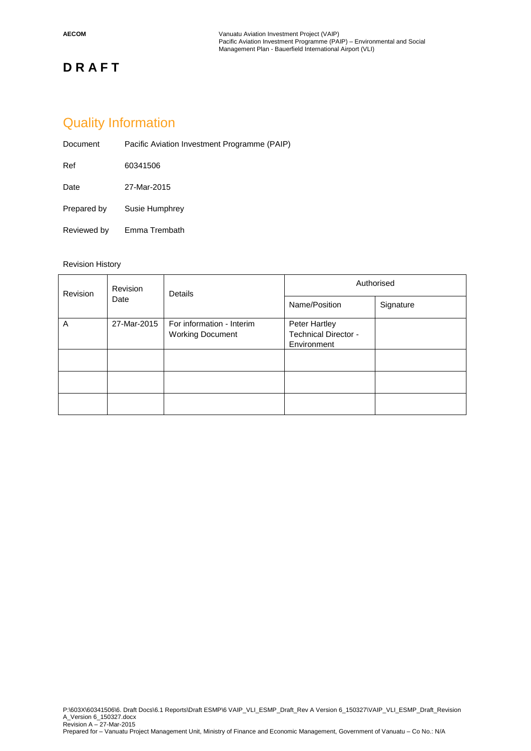**DRAFT**

# Quality Information

Document Pacific Aviation Investment Programme (PAIP)

Ref 60341506

Date 27-Mar-2015

Prepared by Susie Humphrey

Reviewed by Emma Trembath

Revision History

| Revision | Revision Date | Details | Authorised | |
|---|---|---|---|---|
| | | | Name/Position | Signature |
| A | 27-Mar-2015 | For information - Interim Working Document | Peter Hartley Technical Director - Environment | |
| | | | | |
| | | | | |
| | | | | |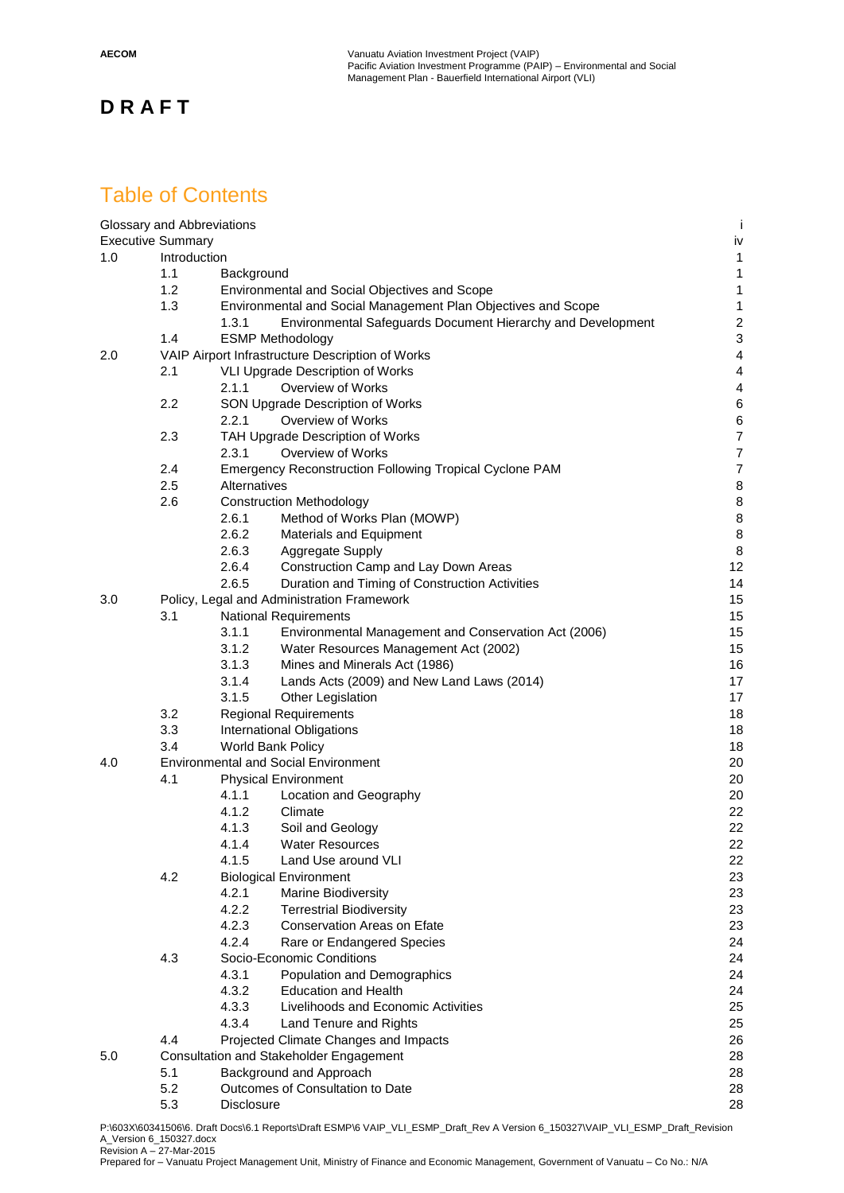# DRAFT

## Table of Contents

| | | | |
|---|---|---|---|
| Glossary and Abbreviations | | | i |
| Executive Summary | | | iv |
| 1.0 | Introduction | | 1 |
| | 1.1 | Background | 1 |
| | 1.2 | Environmental and Social Objectives and Scope | 1 |
| | 1.3 | Environmental and Social Management Plan Objectives and Scope | 1 |
| | | 1.3.1 Environmental Safeguards Document Hierarchy and Development | 2 |
| | 1.4 | ESMP Methodology | 3 |
| 2.0 | VAIP Airport Infrastructure Description of Works | | 4 |
| | 2.1 | VLI Upgrade Description of Works | 4 |
| | | 2.1.1 Overview of Works | 4 |
| | 2.2 | SON Upgrade Description of Works | 6 |
| | | 2.2.1 Overview of Works | 6 |
| | 2.3 | TAH Upgrade Description of Works | 7 |
| | | 2.3.1 Overview of Works | 7 |
| | 2.4 | Emergency Reconstruction Following Tropical Cyclone PAM | 7 |
| | 2.5 | Alternatives | 8 |
| | 2.6 | Construction Methodology | 8 |
| | | 2.6.1 Method of Works Plan (MOWP) | 8 |
| | | 2.6.2 Materials and Equipment | 8 |
| | | 2.6.3 Aggregate Supply | 8 |
| | | 2.6.4 Construction Camp and Lay Down Areas | 12 |
| | | 2.6.5 Duration and Timing of Construction Activities | 14 |
| 3.0 | Policy, Legal and Administration Framework | | 15 |
| | 3.1 | National Requirements | 15 |
| | | 3.1.1 Environmental Management and Conservation Act (2006) | 15 |
| | | 3.1.2 Water Resources Management Act (2002) | 15 |
| | | 3.1.3 Mines and Minerals Act (1986) | 16 |
| | | 3.1.4 Lands Acts (2009) and New Land Laws (2014) | 17 |
| | | 3.1.5 Other Legislation | 17 |
| | 3.2 | Regional Requirements | 18 |
| | 3.3 | International Obligations | 18 |
| | 3.4 | World Bank Policy | 18 |
| 4.0 | Environmental and Social Environment | | 20 |
| | 4.1 | Physical Environment | 20 |
| | | 4.1.1 Location and Geography | 20 |
| | | 4.1.2 Climate | 22 |
| | | 4.1.3 Soil and Geology | 22 |
| | | 4.1.4 Water Resources | 22 |
| | | 4.1.5 Land Use around VLI | 22 |
| | 4.2 | Biological Environment | 23 |
| | | 4.2.1 Marine Biodiversity | 23 |
| | | 4.2.2 Terrestrial Biodiversity | 23 |
| | | 4.2.3 Conservation Areas on Efate | 23 |
| | | 4.2.4 Rare or Endangered Species | 24 |
| | 4.3 | Socio-Economic Conditions | 24 |
| | | 4.3.1 Population and Demographics | 24 |
| | | 4.3.2 Education and Health | 24 |
| | | 4.3.3 Livelihoods and Economic Activities | 25 |
| | | 4.3.4 Land Tenure and Rights | 25 |
| | 4.4 | Projected Climate Changes and Impacts | 26 |
| 5.0 | Consultation and Stakeholder Engagement | | 28 |
| | 5.1 | Background and Approach | 28 |
| | 5.2 | Outcomes of Consultation to Date | 28 |
| | 5.3 | Disclosure | 28 |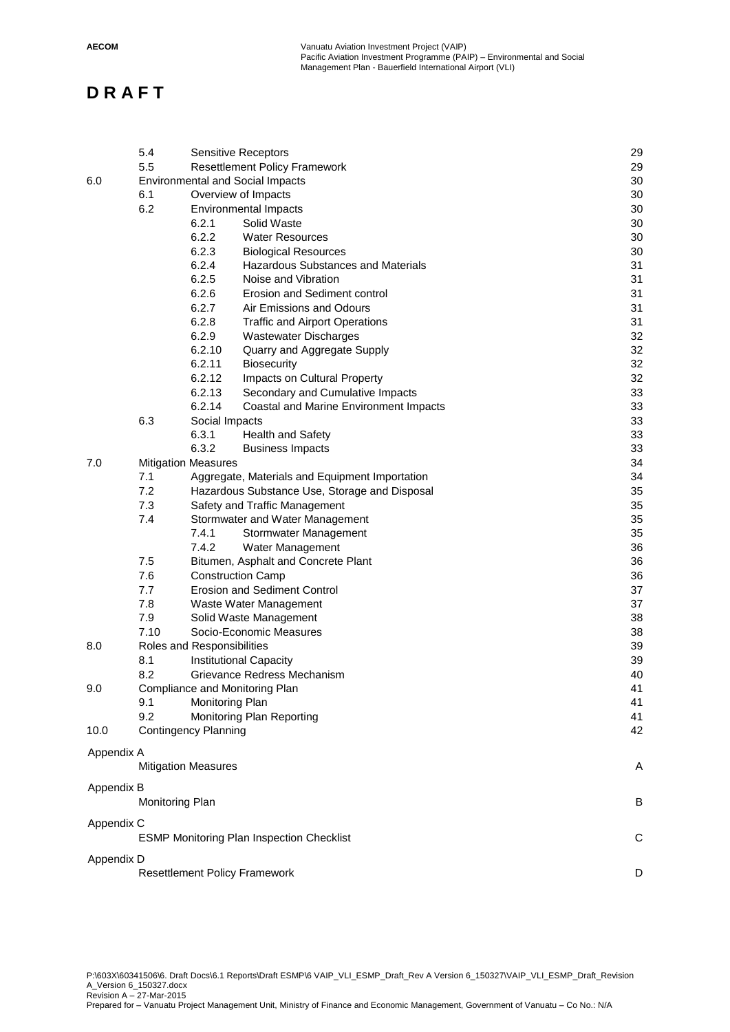**DRAFT**

| | | | |
|---|---|---|---|
| | 5.4 | Sensitive Receptors | 29 |
| | 5.5 | Resettlement Policy Framework | 29 |
| 6.0 | Environmental and Social Impacts | | 30 |
| | 6.1 | Overview of Impacts | 30 |
| | 6.2 | Environmental Impacts | 30 |
| | | 6.2.1 Solid Waste | 30 |
| | | 6.2.2 Water Resources | 30 |
| | | 6.2.3 Biological Resources | 30 |
| | | 6.2.4 Hazardous Substances and Materials | 31 |
| | | 6.2.5 Noise and Vibration | 31 |
| | | 6.2.6 Erosion and Sediment control | 31 |
| | | 6.2.7 Air Emissions and Odours | 31 |
| | | 6.2.8 Traffic and Airport Operations | 31 |
| | | 6.2.9 Wastewater Discharges | 32 |
| | | 6.2.10 Quarry and Aggregate Supply | 32 |
| | | 6.2.11 Biosecurity | 32 |
| | | 6.2.12 Impacts on Cultural Property | 32 |
| | | 6.2.13 Secondary and Cumulative Impacts | 33 |
| | | 6.2.14 Coastal and Marine Environment Impacts | 33 |
| | 6.3 | Social Impacts | 33 |
| | | 6.3.1 Health and Safety | 33 |
| | | 6.3.2 Business Impacts | 33 |
| 7.0 | Mitigation Measures | | 34 |
| | 7.1 | Aggregate, Materials and Equipment Importation | 34 |
| | 7.2 | Hazardous Substance Use, Storage and Disposal | 35 |
| | 7.3 | Safety and Traffic Management | 35 |
| | 7.4 | Stormwater and Water Management | 35 |
| | | 7.4.1 Stormwater Management | 35 |
| | | 7.4.2 Water Management | 36 |
| | 7.5 | Bitumen, Asphalt and Concrete Plant | 36 |
| | 7.6 | Construction Camp | 36 |
| | 7.7 | Erosion and Sediment Control | 37 |
| | 7.8 | Waste Water Management | 37 |
| | 7.9 | Solid Waste Management | 38 |
| | 7.10 | Socio-Economic Measures | 38 |
| 8.0 | Roles and Responsibilities | | 39 |
| | 8.1 | Institutional Capacity | 39 |
| | 8.2 | Grievance Redress Mechanism | 40 |
| 9.0 | Compliance and Monitoring Plan | | 41 |
| | 9.1 | Monitoring Plan | 41 |
| | 9.2 | Monitoring Plan Reporting | 41 |
| 10.0 | Contingency Planning | | 42 |

Appendix A
Mitigation Measures — A

Appendix B
Monitoring Plan — B

Appendix C
ESMP Monitoring Plan Inspection Checklist — C

Appendix D
Resettlement Policy Framework — D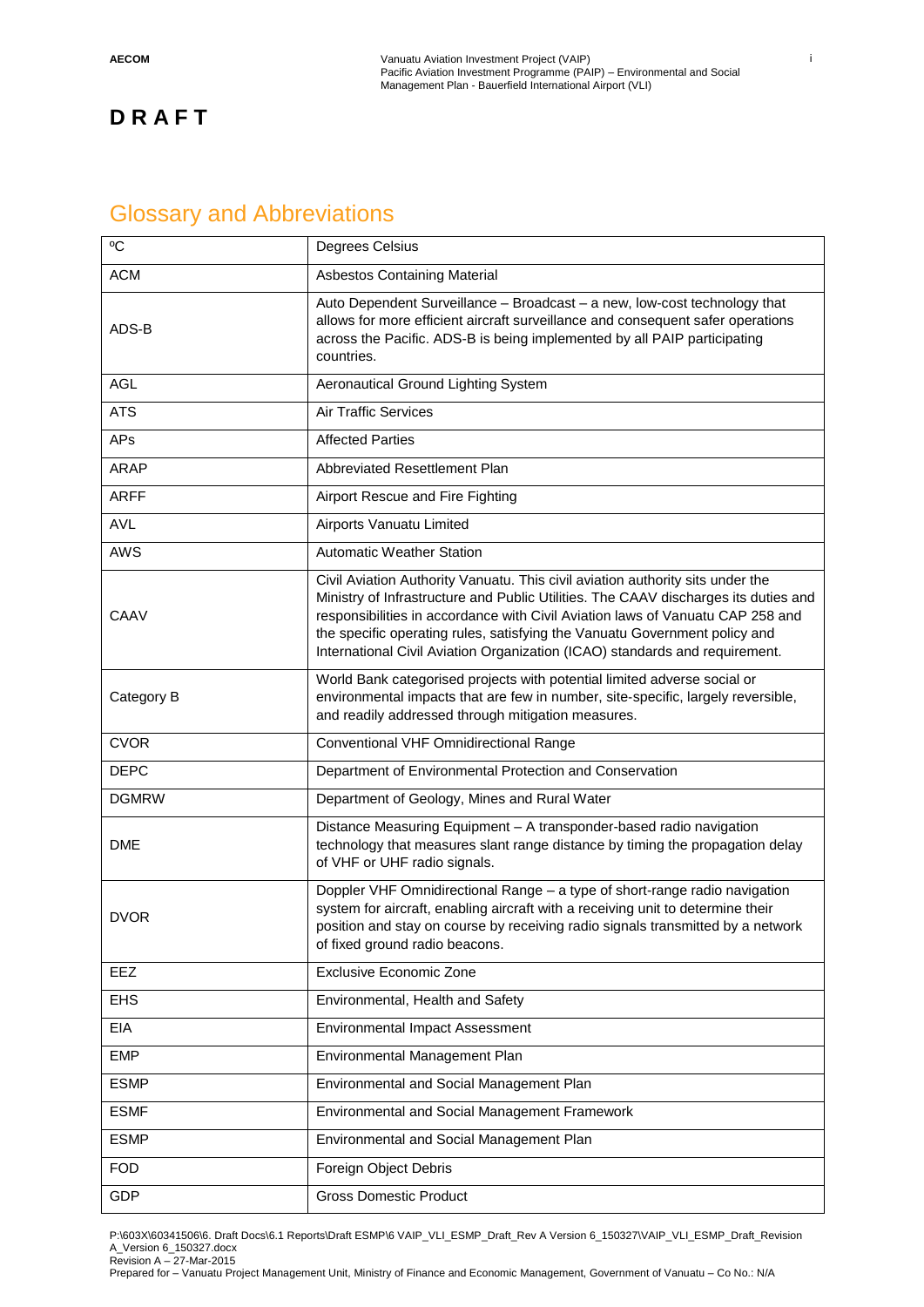**DRAFT**

# Glossary and Abbreviations

| | |
|---|---|
| ºC | Degrees Celsius |
| ACM | Asbestos Containing Material |
| ADS-B | Auto Dependent Surveillance – Broadcast – a new, low-cost technology that allows for more efficient aircraft surveillance and consequent safer operations across the Pacific. ADS-B is being implemented by all PAIP participating countries. |
| AGL | Aeronautical Ground Lighting System |
| ATS | Air Traffic Services |
| APs | Affected Parties |
| ARAP | Abbreviated Resettlement Plan |
| ARFF | Airport Rescue and Fire Fighting |
| AVL | Airports Vanuatu Limited |
| AWS | Automatic Weather Station |
| CAAV | Civil Aviation Authority Vanuatu. This civil aviation authority sits under the Ministry of Infrastructure and Public Utilities. The CAAV discharges its duties and responsibilities in accordance with Civil Aviation laws of Vanuatu CAP 258 and the specific operating rules, satisfying the Vanuatu Government policy and International Civil Aviation Organization (ICAO) standards and requirement. |
| Category B | World Bank categorised projects with potential limited adverse social or environmental impacts that are few in number, site-specific, largely reversible, and readily addressed through mitigation measures. |
| CVOR | Conventional VHF Omnidirectional Range |
| DEPC | Department of Environmental Protection and Conservation |
| DGMRW | Department of Geology, Mines and Rural Water |
| DME | Distance Measuring Equipment – A transponder-based radio navigation technology that measures slant range distance by timing the propagation delay of VHF or UHF radio signals. |
| DVOR | Doppler VHF Omnidirectional Range – a type of short-range radio navigation system for aircraft, enabling aircraft with a receiving unit to determine their position and stay on course by receiving radio signals transmitted by a network of fixed ground radio beacons. |
| EEZ | Exclusive Economic Zone |
| EHS | Environmental, Health and Safety |
| EIA | Environmental Impact Assessment |
| EMP | Environmental Management Plan |
| ESMP | Environmental and Social Management Plan |
| ESMF | Environmental and Social Management Framework |
| ESMP | Environmental and Social Management Plan |
| FOD | Foreign Object Debris |
| GDP | Gross Domestic Product |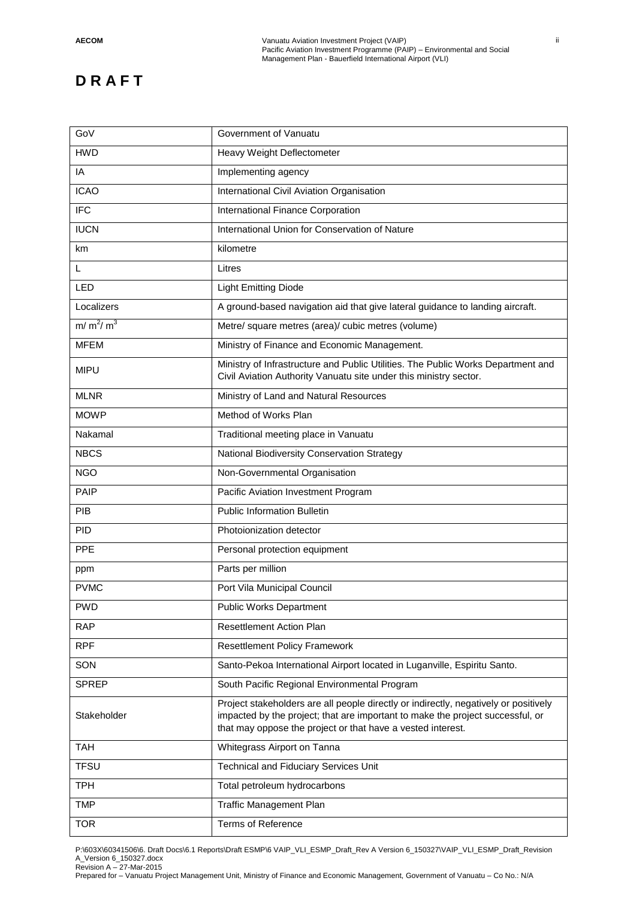**D R A F T**

| GoV | Government of Vanuatu |
|---|---|
| HWD | Heavy Weight Deflectometer |
| IA | Implementing agency |
| ICAO | International Civil Aviation Organisation |
| IFC | International Finance Corporation |
| IUCN | International Union for Conservation of Nature |
| km | kilometre |
| L | Litres |
| LED | Light Emitting Diode |
| Localizers | A ground-based navigation aid that give lateral guidance to landing aircraft. |
| m/ $m^2$/ $m^3$ | Metre/ square metres (area)/ cubic metres (volume) |
| MFEM | Ministry of Finance and Economic Management. |
| MIPU | Ministry of Infrastructure and Public Utilities. The Public Works Department and Civil Aviation Authority Vanuatu site under this ministry sector. |
| MLNR | Ministry of Land and Natural Resources |
| MOWP | Method of Works Plan |
| Nakamal | Traditional meeting place in Vanuatu |
| NBCS | National Biodiversity Conservation Strategy |
| NGO | Non-Governmental Organisation |
| PAIP | Pacific Aviation Investment Program |
| PIB | Public Information Bulletin |
| PID | Photoionization detector |
| PPE | Personal protection equipment |
| ppm | Parts per million |
| PVMC | Port Vila Municipal Council |
| PWD | Public Works Department |
| RAP | Resettlement Action Plan |
| RPF | Resettlement Policy Framework |
| SON | Santo-Pekoa International Airport located in Luganville, Espiritu Santo. |
| SPREP | South Pacific Regional Environmental Program |
| Stakeholder | Project stakeholders are all people directly or indirectly, negatively or positively impacted by the project; that are important to make the project successful, or that may oppose the project or that have a vested interest. |
| TAH | Whitegrass Airport on Tanna |
| TFSU | Technical and Fiduciary Services Unit |
| TPH | Total petroleum hydrocarbons |
| TMP | Traffic Management Plan |
| TOR | Terms of Reference |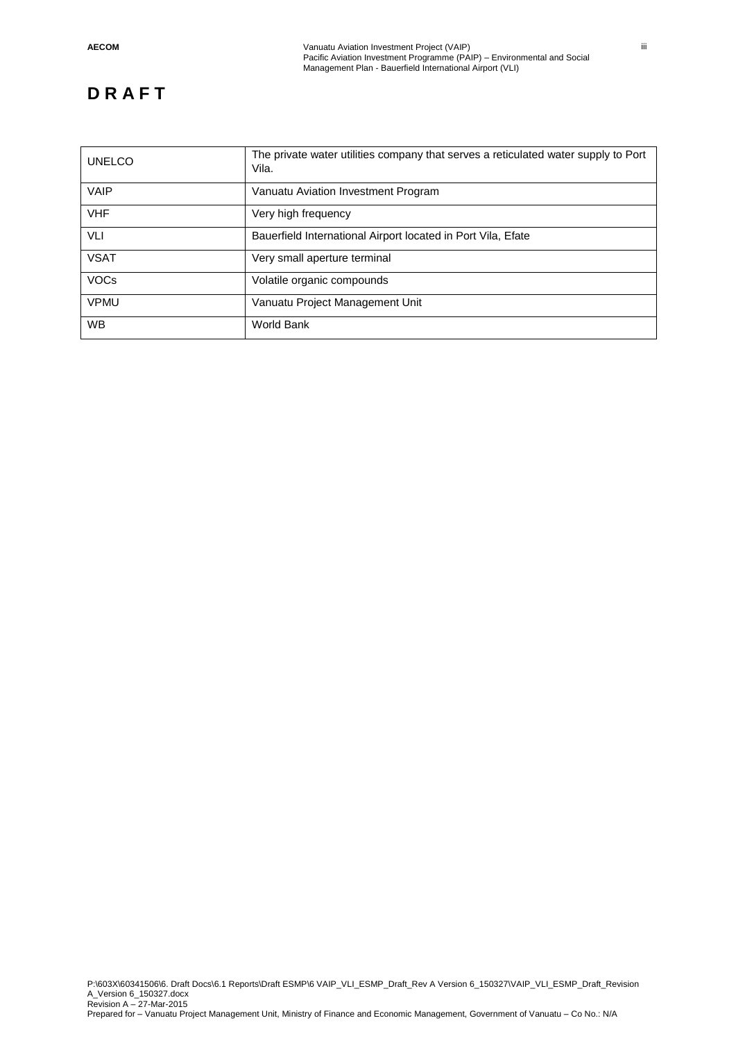# DRAFT

| UNELCO | The private water utilities company that serves a reticulated water supply to Port Vila. |
|---|---|
| VAIP | Vanuatu Aviation Investment Program |
| VHF | Very high frequency |
| VLI | Bauerfield International Airport located in Port Vila, Efate |
| VSAT | Very small aperture terminal |
| VOCs | Volatile organic compounds |
| VPMU | Vanuatu Project Management Unit |
| WB | World Bank |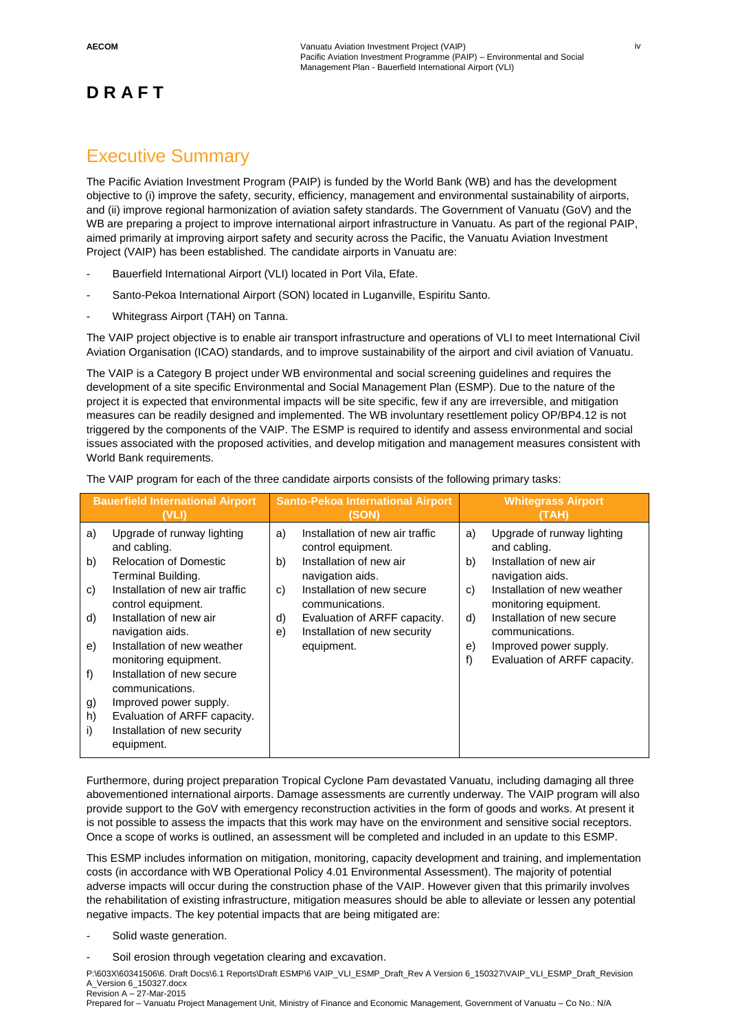**D R A F T**

# Executive Summary

The Pacific Aviation Investment Program (PAIP) is funded by the World Bank (WB) and has the development objective to (i) improve the safety, security, efficiency, management and environmental sustainability of airports, and (ii) improve regional harmonization of aviation safety standards. The Government of Vanuatu (GoV) and the WB are preparing a project to improve international airport infrastructure in Vanuatu. As part of the regional PAIP, aimed primarily at improving airport safety and security across the Pacific, the Vanuatu Aviation Investment Project (VAIP) has been established. The candidate airports in Vanuatu are:

- Bauerfield International Airport (VLI) located in Port Vila, Efate.
- Santo-Pekoa International Airport (SON) located in Luganville, Espiritu Santo.
- Whitegrass Airport (TAH) on Tanna.

The VAIP project objective is to enable air transport infrastructure and operations of VLI to meet International Civil Aviation Organisation (ICAO) standards, and to improve sustainability of the airport and civil aviation of Vanuatu.

The VAIP is a Category B project under WB environmental and social screening guidelines and requires the development of a site specific Environmental and Social Management Plan (ESMP). Due to the nature of the project it is expected that environmental impacts will be site specific, few if any are irreversible, and mitigation measures can be readily designed and implemented. The WB involuntary resettlement policy OP/BP4.12 is not triggered by the components of the VAIP. The ESMP is required to identify and assess environmental and social issues associated with the proposed activities, and develop mitigation and management measures consistent with World Bank requirements.

The VAIP program for each of the three candidate airports consists of the following primary tasks:

| Bauerfield International Airport (VLI) | Santo-Pekoa International Airport (SON) | Whitegrass Airport (TAH) |
|---|---|---|
| a) Upgrade of runway lighting and cabling.<br>b) Relocation of Domestic Terminal Building.<br>c) Installation of new air traffic control equipment.<br>d) Installation of new air navigation aids.<br>e) Installation of new weather monitoring equipment.<br>f) Installation of new secure communications.<br>g) Improved power supply.<br>h) Evaluation of ARFF capacity.<br>i) Installation of new security equipment. | a) Installation of new air traffic control equipment.<br>b) Installation of new air navigation aids.<br>c) Installation of new secure communications.<br>d) Evaluation of ARFF capacity.<br>e) Installation of new security equipment. | a) Upgrade of runway lighting and cabling.<br>b) Installation of new air navigation aids.<br>c) Installation of new weather monitoring equipment.<br>d) Installation of new secure communications.<br>e) Improved power supply.<br>f) Evaluation of ARFF capacity. |

Furthermore, during project preparation Tropical Cyclone Pam devastated Vanuatu, including damaging all three abovementioned international airports. Damage assessments are currently underway. The VAIP program will also provide support to the GoV with emergency reconstruction activities in the form of goods and works. At present it is not possible to assess the impacts that this work may have on the environment and sensitive social receptors. Once a scope of works is outlined, an assessment will be completed and included in an update to this ESMP.

This ESMP includes information on mitigation, monitoring, capacity development and training, and implementation costs (in accordance with WB Operational Policy 4.01 Environmental Assessment). The majority of potential adverse impacts will occur during the construction phase of the VAIP. However given that this primarily involves the rehabilitation of existing infrastructure, mitigation measures should be able to alleviate or lessen any potential negative impacts. The key potential impacts that are being mitigated are:

- Solid waste generation.
- Soil erosion through vegetation clearing and excavation.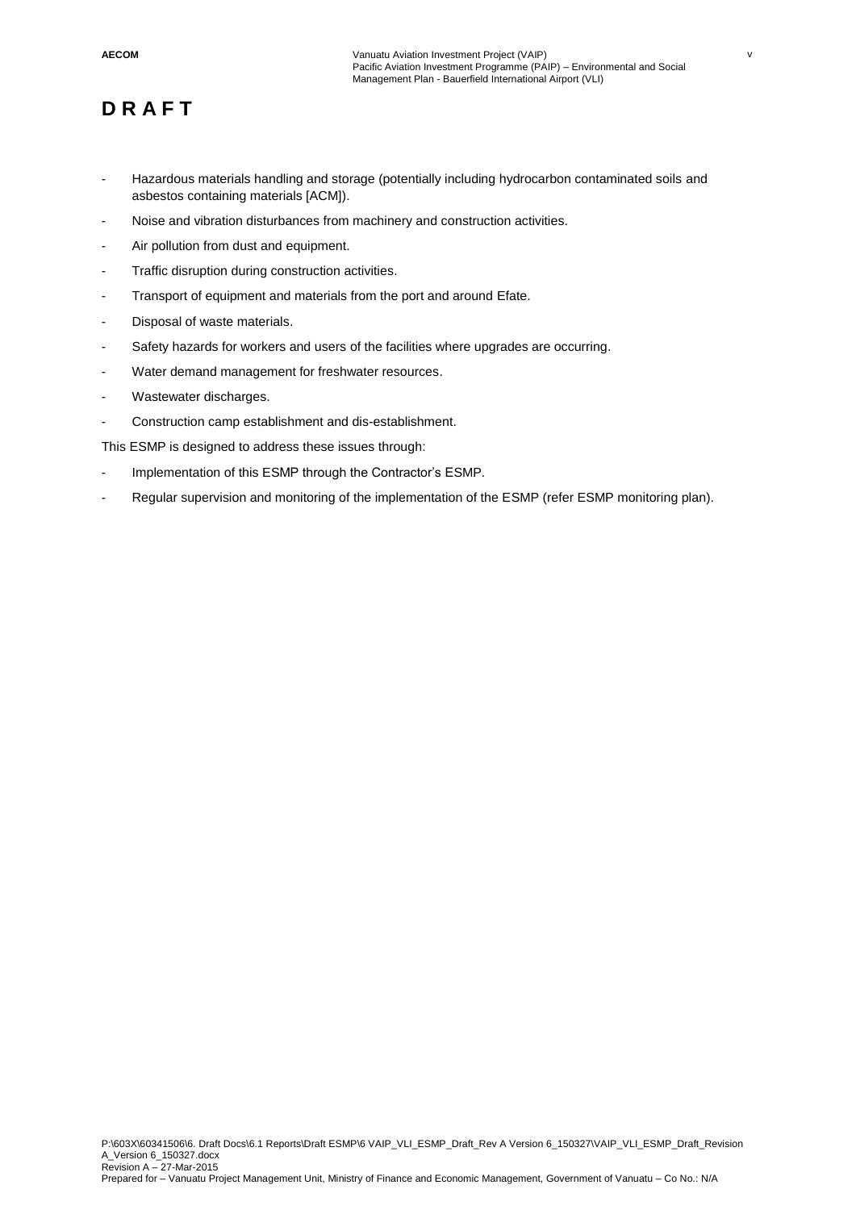**D R A F T**

- Hazardous materials handling and storage (potentially including hydrocarbon contaminated soils and asbestos containing materials [ACM]).
- Noise and vibration disturbances from machinery and construction activities.
- Air pollution from dust and equipment.
- Traffic disruption during construction activities.
- Transport of equipment and materials from the port and around Efate.
- Disposal of waste materials.
- Safety hazards for workers and users of the facilities where upgrades are occurring.
- Water demand management for freshwater resources.
- Wastewater discharges.
- Construction camp establishment and dis-establishment.

This ESMP is designed to address these issues through:

- Implementation of this ESMP through the Contractor's ESMP.
- Regular supervision and monitoring of the implementation of the ESMP (refer ESMP monitoring plan).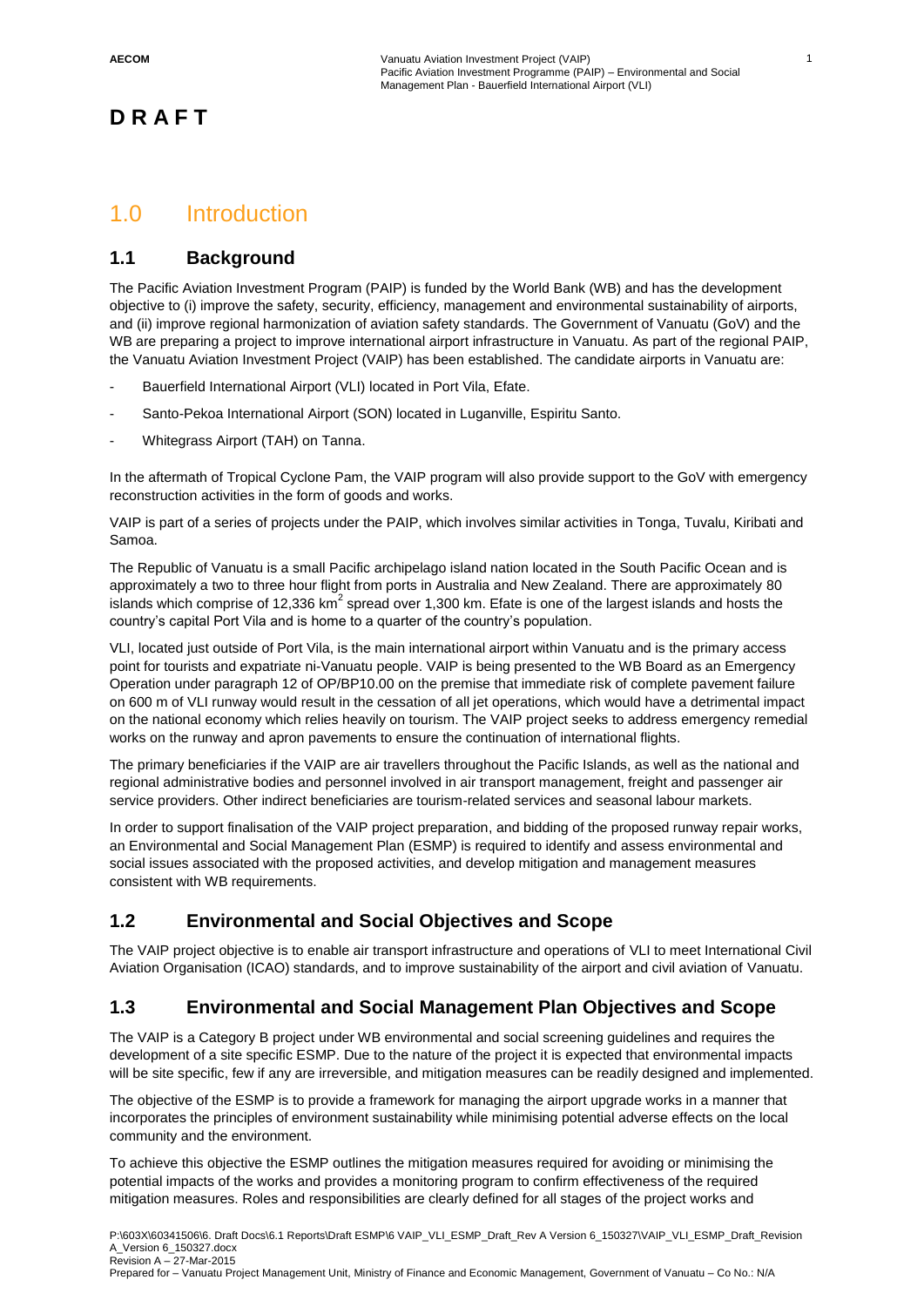**D R A F T**

# 1.0 Introduction

## 1.1 Background

The Pacific Aviation Investment Program (PAIP) is funded by the World Bank (WB) and has the development objective to (i) improve the safety, security, efficiency, management and environmental sustainability of airports, and (ii) improve regional harmonization of aviation safety standards. The Government of Vanuatu (GoV) and the WB are preparing a project to improve international airport infrastructure in Vanuatu. As part of the regional PAIP, the Vanuatu Aviation Investment Project (VAIP) has been established. The candidate airports in Vanuatu are:

- Bauerfield International Airport (VLI) located in Port Vila, Efate.
- Santo-Pekoa International Airport (SON) located in Luganville, Espiritu Santo.
- Whitegrass Airport (TAH) on Tanna.

In the aftermath of Tropical Cyclone Pam, the VAIP program will also provide support to the GoV with emergency reconstruction activities in the form of goods and works.

VAIP is part of a series of projects under the PAIP, which involves similar activities in Tonga, Tuvalu, Kiribati and Samoa.

The Republic of Vanuatu is a small Pacific archipelago island nation located in the South Pacific Ocean and is approximately a two to three hour flight from ports in Australia and New Zealand. There are approximately 80 islands which comprise of 12,336 km$^2$ spread over 1,300 km. Efate is one of the largest islands and hosts the country's capital Port Vila and is home to a quarter of the country's population.

VLI, located just outside of Port Vila, is the main international airport within Vanuatu and is the primary access point for tourists and expatriate ni-Vanuatu people. VAIP is being presented to the WB Board as an Emergency Operation under paragraph 12 of OP/BP10.00 on the premise that immediate risk of complete pavement failure on 600 m of VLI runway would result in the cessation of all jet operations, which would have a detrimental impact on the national economy which relies heavily on tourism. The VAIP project seeks to address emergency remedial works on the runway and apron pavements to ensure the continuation of international flights.

The primary beneficiaries if the VAIP are air travellers throughout the Pacific Islands, as well as the national and regional administrative bodies and personnel involved in air transport management, freight and passenger air service providers. Other indirect beneficiaries are tourism-related services and seasonal labour markets.

In order to support finalisation of the VAIP project preparation, and bidding of the proposed runway repair works, an Environmental and Social Management Plan (ESMP) is required to identify and assess environmental and social issues associated with the proposed activities, and develop mitigation and management measures consistent with WB requirements.

## 1.2 Environmental and Social Objectives and Scope

The VAIP project objective is to enable air transport infrastructure and operations of VLI to meet International Civil Aviation Organisation (ICAO) standards, and to improve sustainability of the airport and civil aviation of Vanuatu.

## 1.3 Environmental and Social Management Plan Objectives and Scope

The VAIP is a Category B project under WB environmental and social screening guidelines and requires the development of a site specific ESMP. Due to the nature of the project it is expected that environmental impacts will be site specific, few if any are irreversible, and mitigation measures can be readily designed and implemented.

The objective of the ESMP is to provide a framework for managing the airport upgrade works in a manner that incorporates the principles of environment sustainability while minimising potential adverse effects on the local community and the environment.

To achieve this objective the ESMP outlines the mitigation measures required for avoiding or minimising the potential impacts of the works and provides a monitoring program to confirm effectiveness of the required mitigation measures. Roles and responsibilities are clearly defined for all stages of the project works and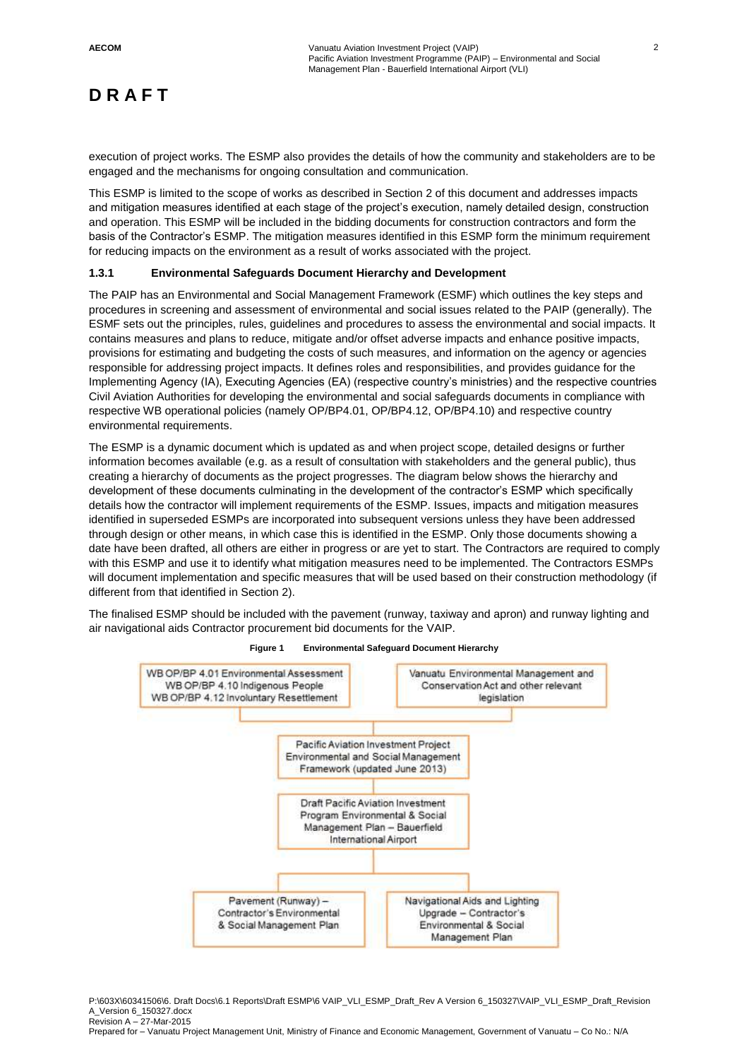execution of project works. The ESMP also provides the details of how the community and stakeholders are to be engaged and the mechanisms for ongoing consultation and communication.

This ESMP is limited to the scope of works as described in Section 2 of this document and addresses impacts and mitigation measures identified at each stage of the project's execution, namely detailed design, construction and operation. This ESMP will be included in the bidding documents for construction contractors and form the basis of the Contractor's ESMP. The mitigation measures identified in this ESMP form the minimum requirement for reducing impacts on the environment as a result of works associated with the project.

### 1.3.1 Environmental Safeguards Document Hierarchy and Development

The PAIP has an Environmental and Social Management Framework (ESMF) which outlines the key steps and procedures in screening and assessment of environmental and social issues related to the PAIP (generally). The ESMF sets out the principles, rules, guidelines and procedures to assess the environmental and social impacts. It contains measures and plans to reduce, mitigate and/or offset adverse impacts and enhance positive impacts, provisions for estimating and budgeting the costs of such measures, and information on the agency or agencies responsible for addressing project impacts. It defines roles and responsibilities, and provides guidance for the Implementing Agency (IA), Executing Agencies (EA) (respective country's ministries) and the respective countries Civil Aviation Authorities for developing the environmental and social safeguards documents in compliance with respective WB operational policies (namely OP/BP4.01, OP/BP4.12, OP/BP4.10) and respective country environmental requirements.

The ESMP is a dynamic document which is updated as and when project scope, detailed designs or further information becomes available (e.g. as a result of consultation with stakeholders and the general public), thus creating a hierarchy of documents as the project progresses. The diagram below shows the hierarchy and development of these documents culminating in the development of the contractor's ESMP which specifically details how the contractor will implement requirements of the ESMP. Issues, impacts and mitigation measures identified in superseded ESMPs are incorporated into subsequent versions unless they have been addressed through design or other means, in which case this is identified in the ESMP. Only those documents showing a date have been drafted, all others are either in progress or are yet to start. The Contractors are required to comply with this ESMP and use it to identify what mitigation measures need to be implemented. The Contractors ESMPs will document implementation and specific measures that will be used based on their construction methodology (if different from that identified in Section 2).

The finalised ESMP should be included with the pavement (runway, taxiway and apron) and runway lighting and air navigational aids Contractor procurement bid documents for the VAIP.

**Figure 1 Environmental Safeguard Document Hierarchy**

WB OP/BP 4.01 Environmental Assessment
WB OP/BP 4.10 Indigenous People
WB OP/BP 4.12 Involuntary Resettlement

Vanuatu Environmental Management and Conservation Act and other relevant legislation

Pacific Aviation Investment Project Environmental and Social Management Framework (updated June 2013)

Draft Pacific Aviation Investment Program Environmental & Social Management Plan – Bauerfield International Airport

Pavement (Runway) – Contractor's Environmental & Social Management Plan

Navigational Aids and Lighting Upgrade – Contractor's Environmental & Social Management Plan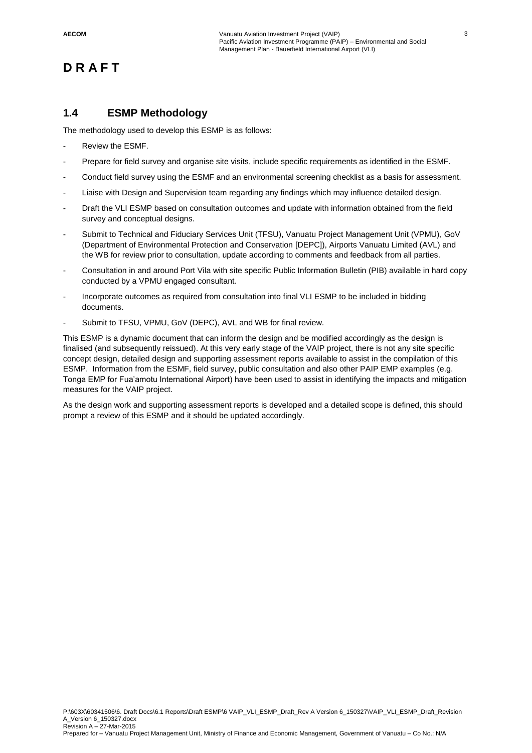# D R A F T

## 1.4 ESMP Methodology

The methodology used to develop this ESMP is as follows:

- Review the ESMF.
- Prepare for field survey and organise site visits, include specific requirements as identified in the ESMF.
- Conduct field survey using the ESMF and an environmental screening checklist as a basis for assessment.
- Liaise with Design and Supervision team regarding any findings which may influence detailed design.
- Draft the VLI ESMP based on consultation outcomes and update with information obtained from the field survey and conceptual designs.
- Submit to Technical and Fiduciary Services Unit (TFSU), Vanuatu Project Management Unit (VPMU), GoV (Department of Environmental Protection and Conservation [DEPC]), Airports Vanuatu Limited (AVL) and the WB for review prior to consultation, update according to comments and feedback from all parties.
- Consultation in and around Port Vila with site specific Public Information Bulletin (PIB) available in hard copy conducted by a VPMU engaged consultant.
- Incorporate outcomes as required from consultation into final VLI ESMP to be included in bidding documents.
- Submit to TFSU, VPMU, GoV (DEPC), AVL and WB for final review.

This ESMP is a dynamic document that can inform the design and be modified accordingly as the design is finalised (and subsequently reissued). At this very early stage of the VAIP project, there is not any site specific concept design, detailed design and supporting assessment reports available to assist in the compilation of this ESMP. Information from the ESMF, field survey, public consultation and also other PAIP EMP examples (e.g. Tonga EMP for Fua'amotu International Airport) have been used to assist in identifying the impacts and mitigation measures for the VAIP project.

As the design work and supporting assessment reports is developed and a detailed scope is defined, this should prompt a review of this ESMP and it should be updated accordingly.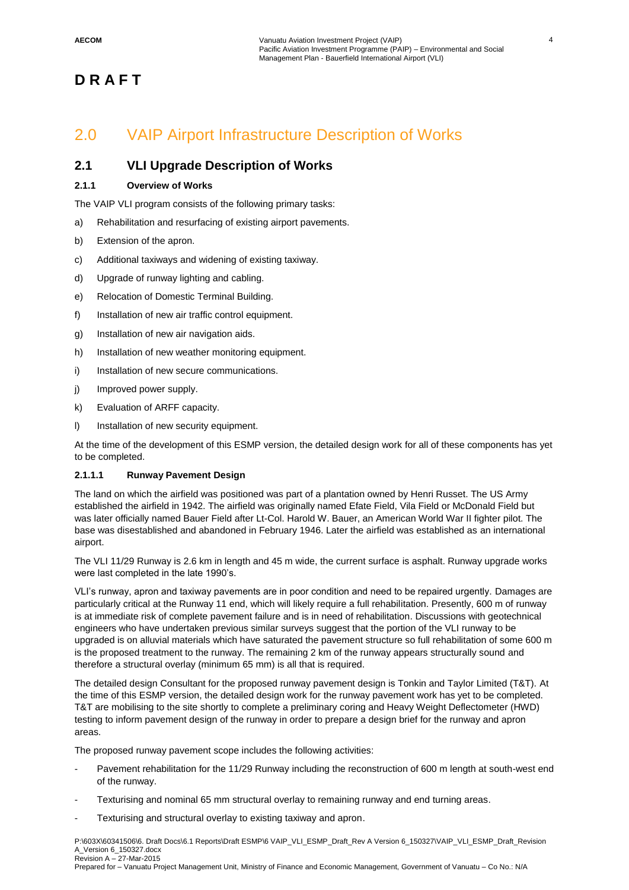# D R A F T

# 2.0 VAIP Airport Infrastructure Description of Works

## 2.1 VLI Upgrade Description of Works

### 2.1.1 Overview of Works

The VAIP VLI program consists of the following primary tasks:

a) Rehabilitation and resurfacing of existing airport pavements.

b) Extension of the apron.

c) Additional taxiways and widening of existing taxiway.

d) Upgrade of runway lighting and cabling.

e) Relocation of Domestic Terminal Building.

f) Installation of new air traffic control equipment.

g) Installation of new air navigation aids.

h) Installation of new weather monitoring equipment.

i) Installation of new secure communications.

j) Improved power supply.

k) Evaluation of ARFF capacity.

l) Installation of new security equipment.

At the time of the development of this ESMP version, the detailed design work for all of these components has yet to be completed.

#### 2.1.1.1 Runway Pavement Design

The land on which the airfield was positioned was part of a plantation owned by Henri Russet. The US Army established the airfield in 1942. The airfield was originally named Efate Field, Vila Field or McDonald Field but was later officially named Bauer Field after Lt-Col. Harold W. Bauer, an American World War II fighter pilot. The base was disestablished and abandoned in February 1946. Later the airfield was established as an international airport.

The VLI 11/29 Runway is 2.6 km in length and 45 m wide, the current surface is asphalt. Runway upgrade works were last completed in the late 1990's.

VLI's runway, apron and taxiway pavements are in poor condition and need to be repaired urgently. Damages are particularly critical at the Runway 11 end, which will likely require a full rehabilitation. Presently, 600 m of runway is at immediate risk of complete pavement failure and is in need of rehabilitation. Discussions with geotechnical engineers who have undertaken previous similar surveys suggest that the portion of the VLI runway to be upgraded is on alluvial materials which have saturated the pavement structure so full rehabilitation of some 600 m is the proposed treatment to the runway. The remaining 2 km of the runway appears structurally sound and therefore a structural overlay (minimum 65 mm) is all that is required.

The detailed design Consultant for the proposed runway pavement design is Tonkin and Taylor Limited (T&T). At the time of this ESMP version, the detailed design work for the runway pavement work has yet to be completed. T&T are mobilising to the site shortly to complete a preliminary coring and Heavy Weight Deflectometer (HWD) testing to inform pavement design of the runway in order to prepare a design brief for the runway and apron areas.

The proposed runway pavement scope includes the following activities:

- Pavement rehabilitation for the 11/29 Runway including the reconstruction of 600 m length at south-west end of the runway.
- Texturising and nominal 65 mm structural overlay to remaining runway and end turning areas.
- Texturising and structural overlay to existing taxiway and apron.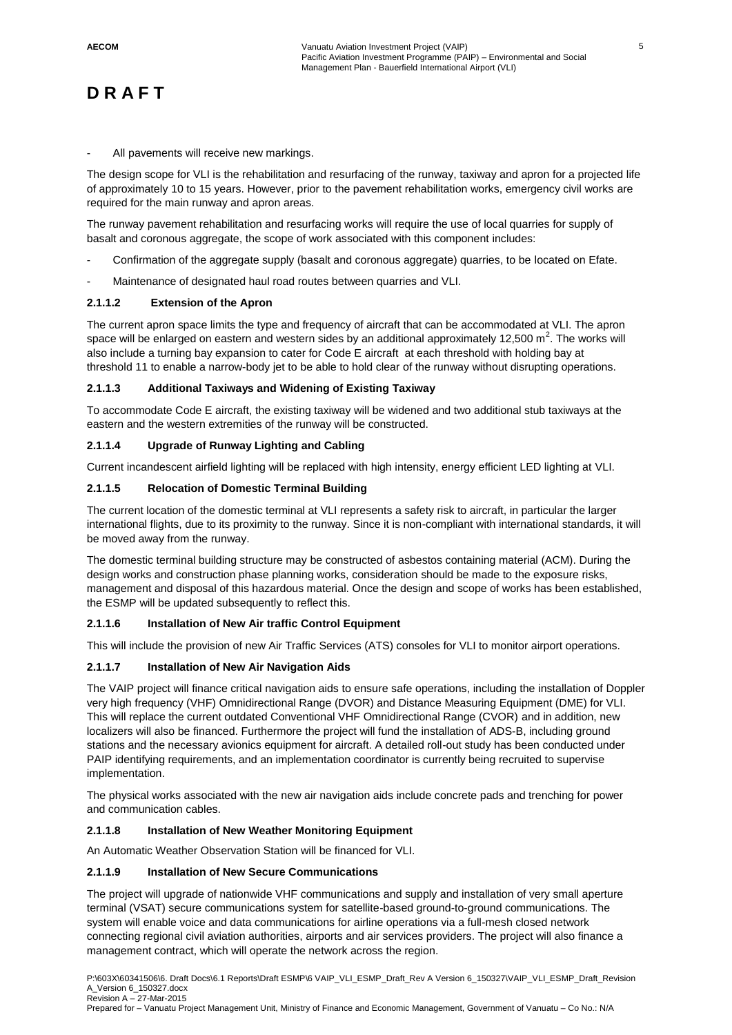# D R A F T

- All pavements will receive new markings.

The design scope for VLI is the rehabilitation and resurfacing of the runway, taxiway and apron for a projected life of approximately 10 to 15 years. However, prior to the pavement rehabilitation works, emergency civil works are required for the main runway and apron areas.

The runway pavement rehabilitation and resurfacing works will require the use of local quarries for supply of basalt and coronous aggregate, the scope of work associated with this component includes:

- Confirmation of the aggregate supply (basalt and coronous aggregate) quarries, to be located on Efate.
- Maintenance of designated haul road routes between quarries and VLI.

#### 2.1.1.2 Extension of the Apron

The current apron space limits the type and frequency of aircraft that can be accommodated at VLI. The apron space will be enlarged on eastern and western sides by an additional approximately 12,500 m$^2$. The works will also include a turning bay expansion to cater for Code E aircraft at each threshold with holding bay at threshold 11 to enable a narrow-body jet to be able to hold clear of the runway without disrupting operations.

#### 2.1.1.3 Additional Taxiways and Widening of Existing Taxiway

To accommodate Code E aircraft, the existing taxiway will be widened and two additional stub taxiways at the eastern and the western extremities of the runway will be constructed.

#### 2.1.1.4 Upgrade of Runway Lighting and Cabling

Current incandescent airfield lighting will be replaced with high intensity, energy efficient LED lighting at VLI.

#### 2.1.1.5 Relocation of Domestic Terminal Building

The current location of the domestic terminal at VLI represents a safety risk to aircraft, in particular the larger international flights, due to its proximity to the runway. Since it is non-compliant with international standards, it will be moved away from the runway.

The domestic terminal building structure may be constructed of asbestos containing material (ACM). During the design works and construction phase planning works, consideration should be made to the exposure risks, management and disposal of this hazardous material. Once the design and scope of works has been established, the ESMP will be updated subsequently to reflect this.

#### 2.1.1.6 Installation of New Air traffic Control Equipment

This will include the provision of new Air Traffic Services (ATS) consoles for VLI to monitor airport operations.

#### 2.1.1.7 Installation of New Air Navigation Aids

The VAIP project will finance critical navigation aids to ensure safe operations, including the installation of Doppler very high frequency (VHF) Omnidirectional Range (DVOR) and Distance Measuring Equipment (DME) for VLI. This will replace the current outdated Conventional VHF Omnidirectional Range (CVOR) and in addition, new localizers will also be financed. Furthermore the project will fund the installation of ADS-B, including ground stations and the necessary avionics equipment for aircraft. A detailed roll-out study has been conducted under PAIP identifying requirements, and an implementation coordinator is currently being recruited to supervise implementation.

The physical works associated with the new air navigation aids include concrete pads and trenching for power and communication cables.

#### 2.1.1.8 Installation of New Weather Monitoring Equipment

An Automatic Weather Observation Station will be financed for VLI.

#### 2.1.1.9 Installation of New Secure Communications

The project will upgrade of nationwide VHF communications and supply and installation of very small aperture terminal (VSAT) secure communications system for satellite-based ground-to-ground communications. The system will enable voice and data communications for airline operations via a full-mesh closed network connecting regional civil aviation authorities, airports and air services providers. The project will also finance a management contract, which will operate the network across the region.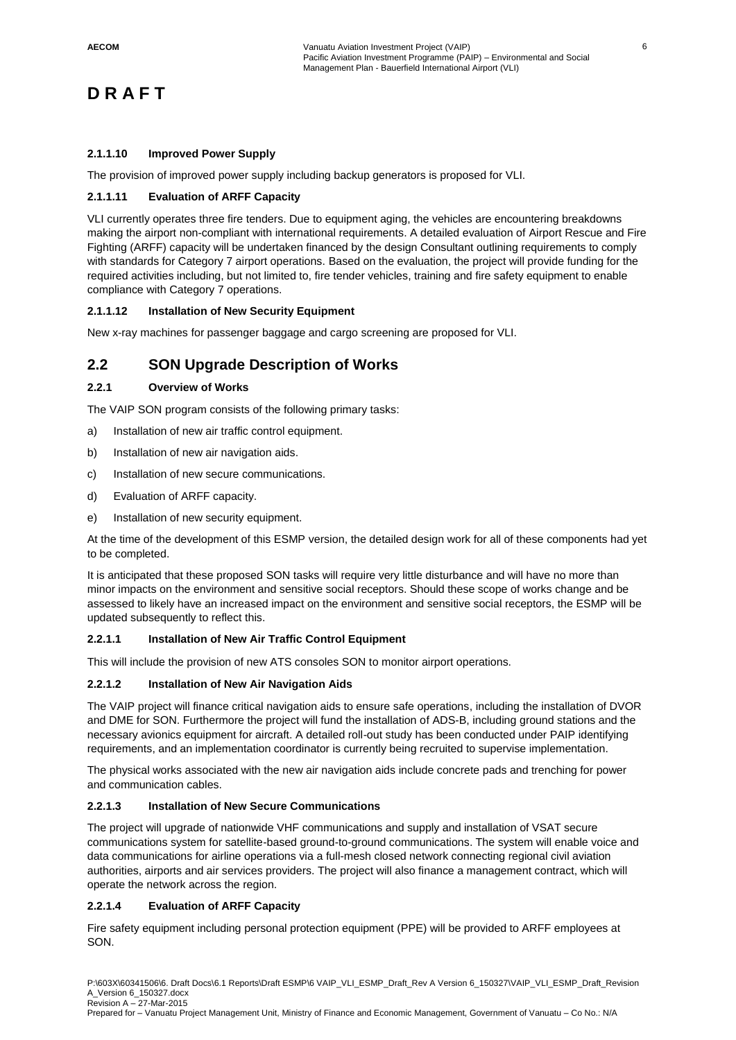# D R A F T

#### 2.1.1.10 Improved Power Supply

The provision of improved power supply including backup generators is proposed for VLI.

#### 2.1.1.11 Evaluation of ARFF Capacity

VLI currently operates three fire tenders. Due to equipment aging, the vehicles are encountering breakdowns making the airport non-compliant with international requirements. A detailed evaluation of Airport Rescue and Fire Fighting (ARFF) capacity will be undertaken financed by the design Consultant outlining requirements to comply with standards for Category 7 airport operations. Based on the evaluation, the project will provide funding for the required activities including, but not limited to, fire tender vehicles, training and fire safety equipment to enable compliance with Category 7 operations.

#### 2.1.1.12 Installation of New Security Equipment

New x-ray machines for passenger baggage and cargo screening are proposed for VLI.

## 2.2 SON Upgrade Description of Works

### 2.2.1 Overview of Works

The VAIP SON program consists of the following primary tasks:

a) Installation of new air traffic control equipment.

b) Installation of new air navigation aids.

c) Installation of new secure communications.

d) Evaluation of ARFF capacity.

e) Installation of new security equipment.

At the time of the development of this ESMP version, the detailed design work for all of these components had yet to be completed.

It is anticipated that these proposed SON tasks will require very little disturbance and will have no more than minor impacts on the environment and sensitive social receptors. Should these scope of works change and be assessed to likely have an increased impact on the environment and sensitive social receptors, the ESMP will be updated subsequently to reflect this.

#### 2.2.1.1 Installation of New Air Traffic Control Equipment

This will include the provision of new ATS consoles SON to monitor airport operations.

#### 2.2.1.2 Installation of New Air Navigation Aids

The VAIP project will finance critical navigation aids to ensure safe operations, including the installation of DVOR and DME for SON. Furthermore the project will fund the installation of ADS-B, including ground stations and the necessary avionics equipment for aircraft. A detailed roll-out study has been conducted under PAIP identifying requirements, and an implementation coordinator is currently being recruited to supervise implementation.

The physical works associated with the new air navigation aids include concrete pads and trenching for power and communication cables.

#### 2.2.1.3 Installation of New Secure Communications

The project will upgrade of nationwide VHF communications and supply and installation of VSAT secure communications system for satellite-based ground-to-ground communications. The system will enable voice and data communications for airline operations via a full-mesh closed network connecting regional civil aviation authorities, airports and air services providers. The project will also finance a management contract, which will operate the network across the region.

#### 2.2.1.4 Evaluation of ARFF Capacity

Fire safety equipment including personal protection equipment (PPE) will be provided to ARFF employees at SON.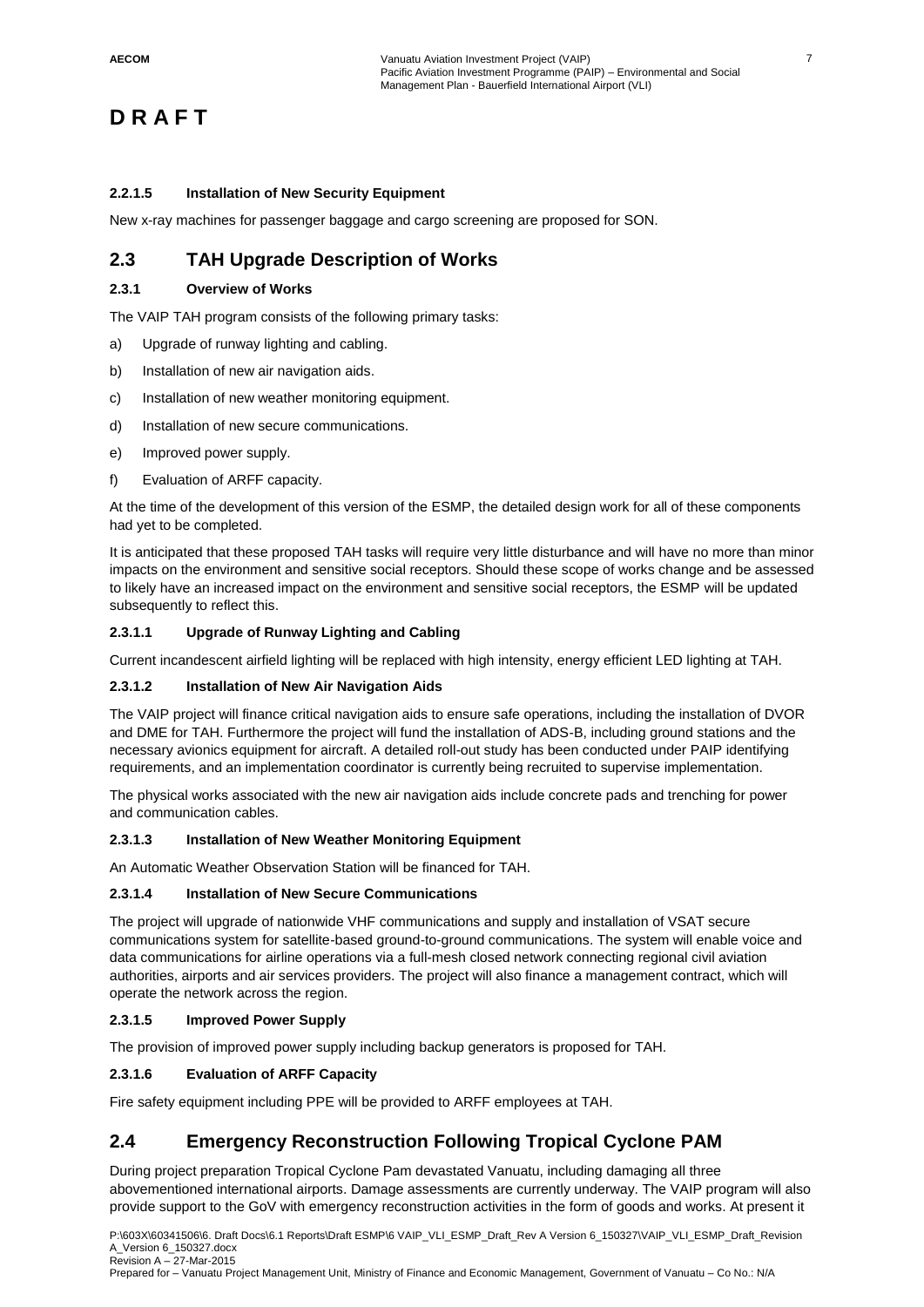**D R A F T**

#### 2.2.1.5 Installation of New Security Equipment

New x-ray machines for passenger baggage and cargo screening are proposed for SON.

## 2.3 TAH Upgrade Description of Works

### 2.3.1 Overview of Works

The VAIP TAH program consists of the following primary tasks:

a) Upgrade of runway lighting and cabling.

b) Installation of new air navigation aids.

c) Installation of new weather monitoring equipment.

d) Installation of new secure communications.

e) Improved power supply.

f) Evaluation of ARFF capacity.

At the time of the development of this version of the ESMP, the detailed design work for all of these components had yet to be completed.

It is anticipated that these proposed TAH tasks will require very little disturbance and will have no more than minor impacts on the environment and sensitive social receptors. Should these scope of works change and be assessed to likely have an increased impact on the environment and sensitive social receptors, the ESMP will be updated subsequently to reflect this.

#### 2.3.1.1 Upgrade of Runway Lighting and Cabling

Current incandescent airfield lighting will be replaced with high intensity, energy efficient LED lighting at TAH.

#### 2.3.1.2 Installation of New Air Navigation Aids

The VAIP project will finance critical navigation aids to ensure safe operations, including the installation of DVOR and DME for TAH. Furthermore the project will fund the installation of ADS-B, including ground stations and the necessary avionics equipment for aircraft. A detailed roll-out study has been conducted under PAIP identifying requirements, and an implementation coordinator is currently being recruited to supervise implementation.

The physical works associated with the new air navigation aids include concrete pads and trenching for power and communication cables.

#### 2.3.1.3 Installation of New Weather Monitoring Equipment

An Automatic Weather Observation Station will be financed for TAH.

#### 2.3.1.4 Installation of New Secure Communications

The project will upgrade of nationwide VHF communications and supply and installation of VSAT secure communications system for satellite-based ground-to-ground communications. The system will enable voice and data communications for airline operations via a full-mesh closed network connecting regional civil aviation authorities, airports and air services providers. The project will also finance a management contract, which will operate the network across the region.

#### 2.3.1.5 Improved Power Supply

The provision of improved power supply including backup generators is proposed for TAH.

#### 2.3.1.6 Evaluation of ARFF Capacity

Fire safety equipment including PPE will be provided to ARFF employees at TAH.

## 2.4 Emergency Reconstruction Following Tropical Cyclone PAM

During project preparation Tropical Cyclone Pam devastated Vanuatu, including damaging all three abovementioned international airports. Damage assessments are currently underway. The VAIP program will also provide support to the GoV with emergency reconstruction activities in the form of goods and works. At present it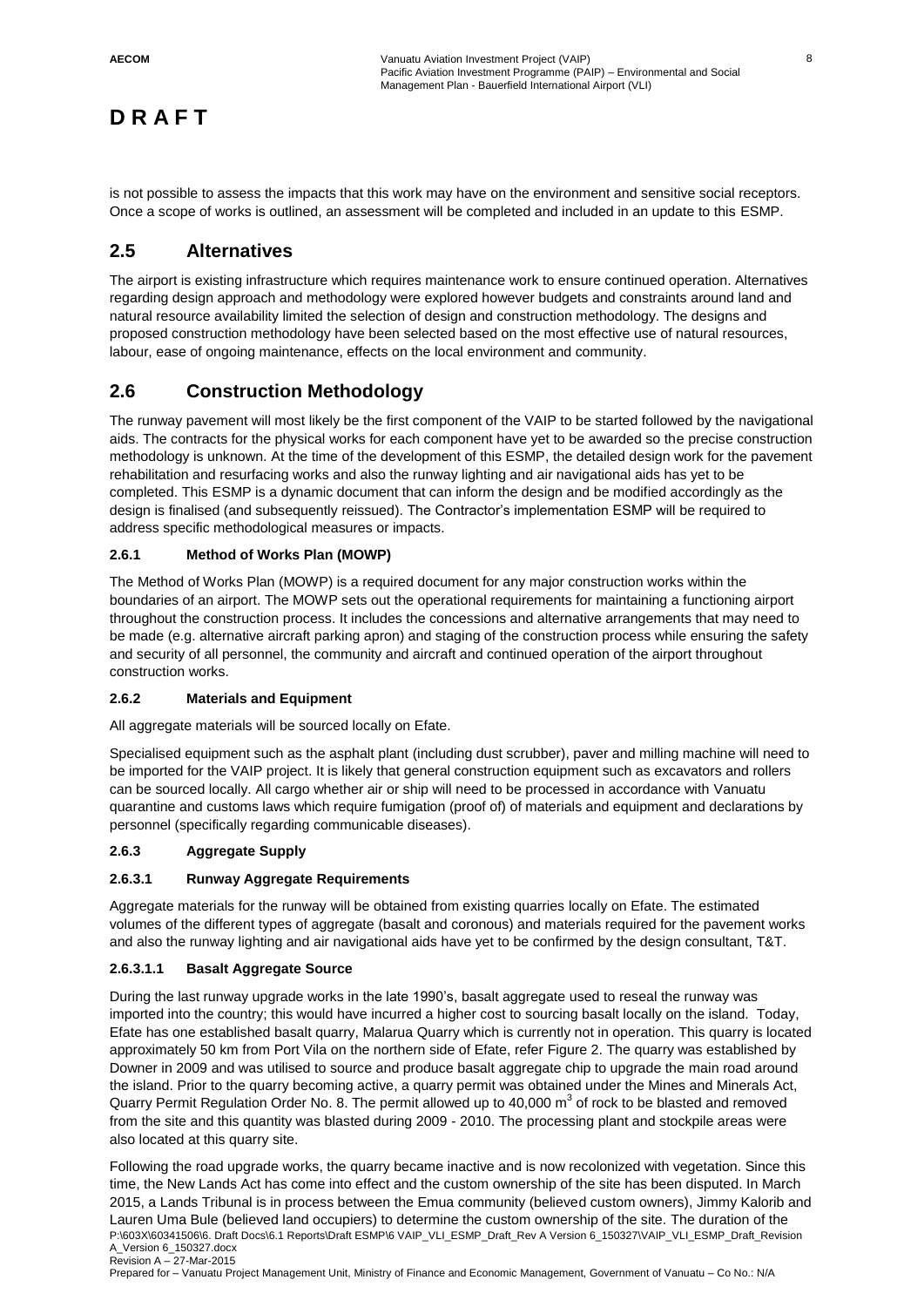is not possible to assess the impacts that this work may have on the environment and sensitive social receptors. Once a scope of works is outlined, an assessment will be completed and included in an update to this ESMP.

## 2.5 Alternatives

The airport is existing infrastructure which requires maintenance work to ensure continued operation. Alternatives regarding design approach and methodology were explored however budgets and constraints around land and natural resource availability limited the selection of design and construction methodology. The designs and proposed construction methodology have been selected based on the most effective use of natural resources, labour, ease of ongoing maintenance, effects on the local environment and community.

## 2.6 Construction Methodology

The runway pavement will most likely be the first component of the VAIP to be started followed by the navigational aids. The contracts for the physical works for each component have yet to be awarded so the precise construction methodology is unknown. At the time of the development of this ESMP, the detailed design work for the pavement rehabilitation and resurfacing works and also the runway lighting and air navigational aids has yet to be completed. This ESMP is a dynamic document that can inform the design and be modified accordingly as the design is finalised (and subsequently reissued). The Contractor's implementation ESMP will be required to address specific methodological measures or impacts.

### 2.6.1 Method of Works Plan (MOWP)

The Method of Works Plan (MOWP) is a required document for any major construction works within the boundaries of an airport. The MOWP sets out the operational requirements for maintaining a functioning airport throughout the construction process. It includes the concessions and alternative arrangements that may need to be made (e.g. alternative aircraft parking apron) and staging of the construction process while ensuring the safety and security of all personnel, the community and aircraft and continued operation of the airport throughout construction works.

### 2.6.2 Materials and Equipment

All aggregate materials will be sourced locally on Efate.

Specialised equipment such as the asphalt plant (including dust scrubber), paver and milling machine will need to be imported for the VAIP project. It is likely that general construction equipment such as excavators and rollers can be sourced locally. All cargo whether air or ship will need to be processed in accordance with Vanuatu quarantine and customs laws which require fumigation (proof of) of materials and equipment and declarations by personnel (specifically regarding communicable diseases).

### 2.6.3 Aggregate Supply

#### 2.6.3.1 Runway Aggregate Requirements

Aggregate materials for the runway will be obtained from existing quarries locally on Efate. The estimated volumes of the different types of aggregate (basalt and coronous) and materials required for the pavement works and also the runway lighting and air navigational aids have yet to be confirmed by the design consultant, T&T.

##### 2.6.3.1.1 Basalt Aggregate Source

During the last runway upgrade works in the late 1990's, basalt aggregate used to reseal the runway was imported into the country; this would have incurred a higher cost to sourcing basalt locally on the island. Today, Efate has one established basalt quarry, Malarua Quarry which is currently not in operation. This quarry is located approximately 50 km from Port Vila on the northern side of Efate, refer Figure 2. The quarry was established by Downer in 2009 and was utilised to source and produce basalt aggregate chip to upgrade the main road around the island. Prior to the quarry becoming active, a quarry permit was obtained under the Mines and Minerals Act, Quarry Permit Regulation Order No. 8. The permit allowed up to 40,000 $m^3$ of rock to be blasted and removed from the site and this quantity was blasted during 2009 - 2010. The processing plant and stockpile areas were also located at this quarry site.

Following the road upgrade works, the quarry became inactive and is now recolonized with vegetation. Since this time, the New Lands Act has come into effect and the custom ownership of the site has been disputed. In March 2015, a Lands Tribunal is in process between the Emua community (believed custom owners), Jimmy Kalorib and Lauren Uma Bule (believed land occupiers) to determine the custom ownership of the site. The duration of the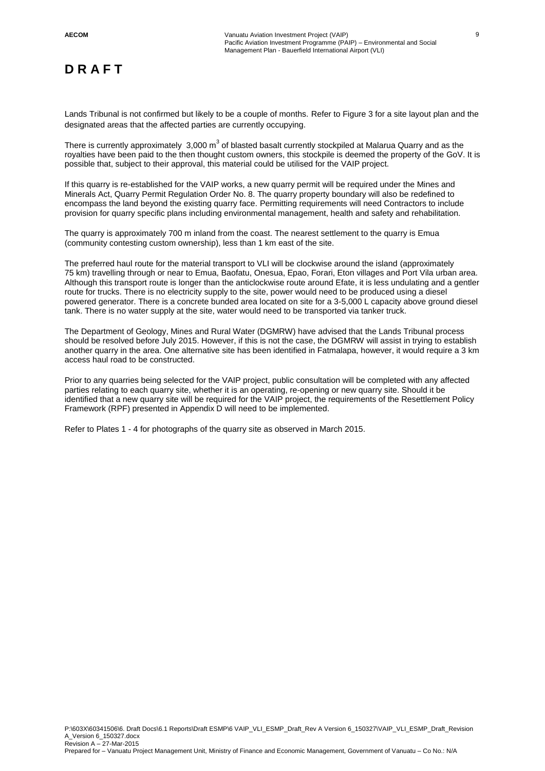# D R A F T

Lands Tribunal is not confirmed but likely to be a couple of months. Refer to Figure 3 for a site layout plan and the designated areas that the affected parties are currently occupying.

There is currently approximately 3,000 $m^3$ of blasted basalt currently stockpiled at Malarua Quarry and as the royalties have been paid to the then thought custom owners, this stockpile is deemed the property of the GoV. It is possible that, subject to their approval, this material could be utilised for the VAIP project.

If this quarry is re-established for the VAIP works, a new quarry permit will be required under the Mines and Minerals Act, Quarry Permit Regulation Order No. 8. The quarry property boundary will also be redefined to encompass the land beyond the existing quarry face. Permitting requirements will need Contractors to include provision for quarry specific plans including environmental management, health and safety and rehabilitation.

The quarry is approximately 700 m inland from the coast. The nearest settlement to the quarry is Emua (community contesting custom ownership), less than 1 km east of the site.

The preferred haul route for the material transport to VLI will be clockwise around the island (approximately 75 km) travelling through or near to Emua, Baofatu, Onesua, Epao, Forari, Eton villages and Port Vila urban area. Although this transport route is longer than the anticlockwise route around Efate, it is less undulating and a gentler route for trucks. There is no electricity supply to the site, power would need to be produced using a diesel powered generator. There is a concrete bunded area located on site for a 3-5,000 L capacity above ground diesel tank. There is no water supply at the site, water would need to be transported via tanker truck.

The Department of Geology, Mines and Rural Water (DGMRW) have advised that the Lands Tribunal process should be resolved before July 2015. However, if this is not the case, the DGMRW will assist in trying to establish another quarry in the area. One alternative site has been identified in Fatmalapa, however, it would require a 3 km access haul road to be constructed.

Prior to any quarries being selected for the VAIP project, public consultation will be completed with any affected parties relating to each quarry site, whether it is an operating, re-opening or new quarry site. Should it be identified that a new quarry site will be required for the VAIP project, the requirements of the Resettlement Policy Framework (RPF) presented in Appendix D will need to be implemented.

Refer to Plates 1 - 4 for photographs of the quarry site as observed in March 2015.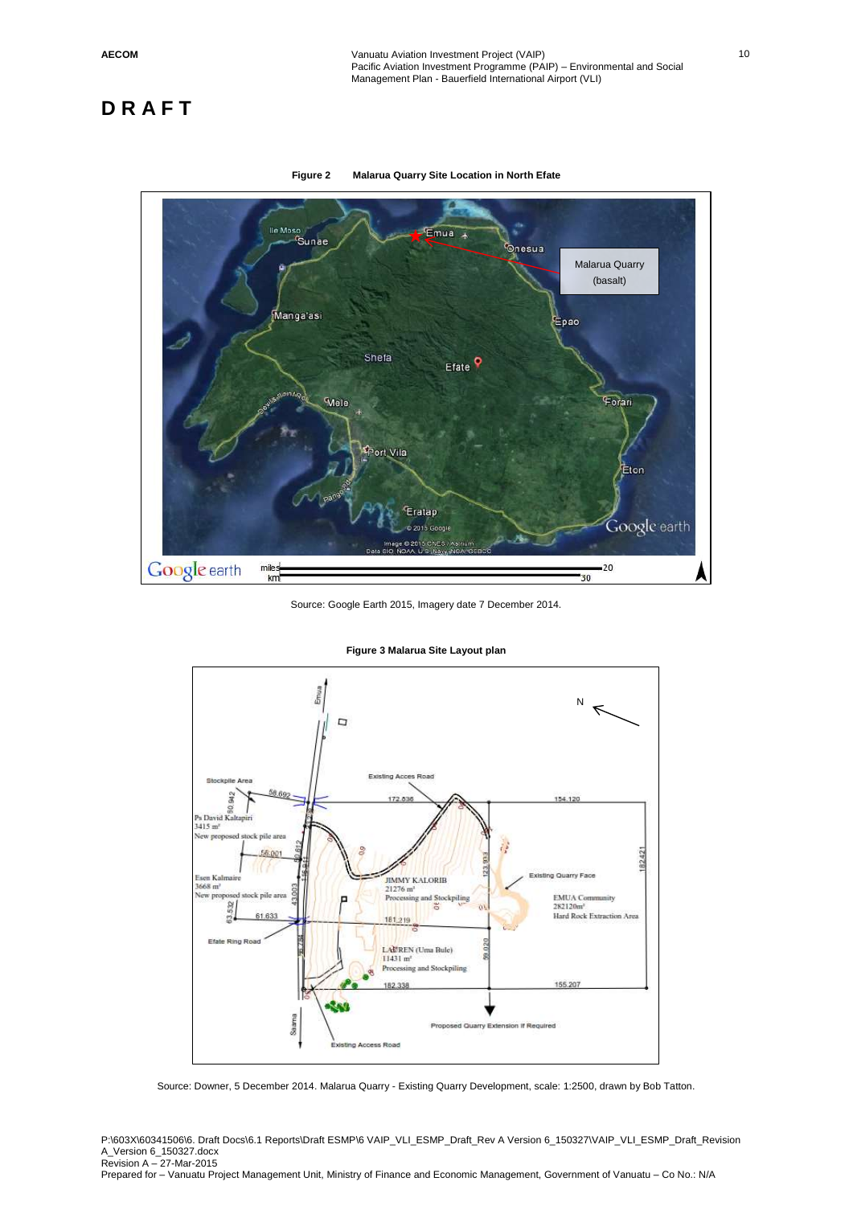**DRAFT**

**Figure 2 Malarua Quarry Site Location in North Efate**

Source: Google Earth 2015, Imagery date 7 December 2014.

**Figure 3 Malarua Site Layout plan**

Source: Downer, 5 December 2014. Malarua Quarry - Existing Quarry Development, scale: 1:2500, drawn by Bob Tatton.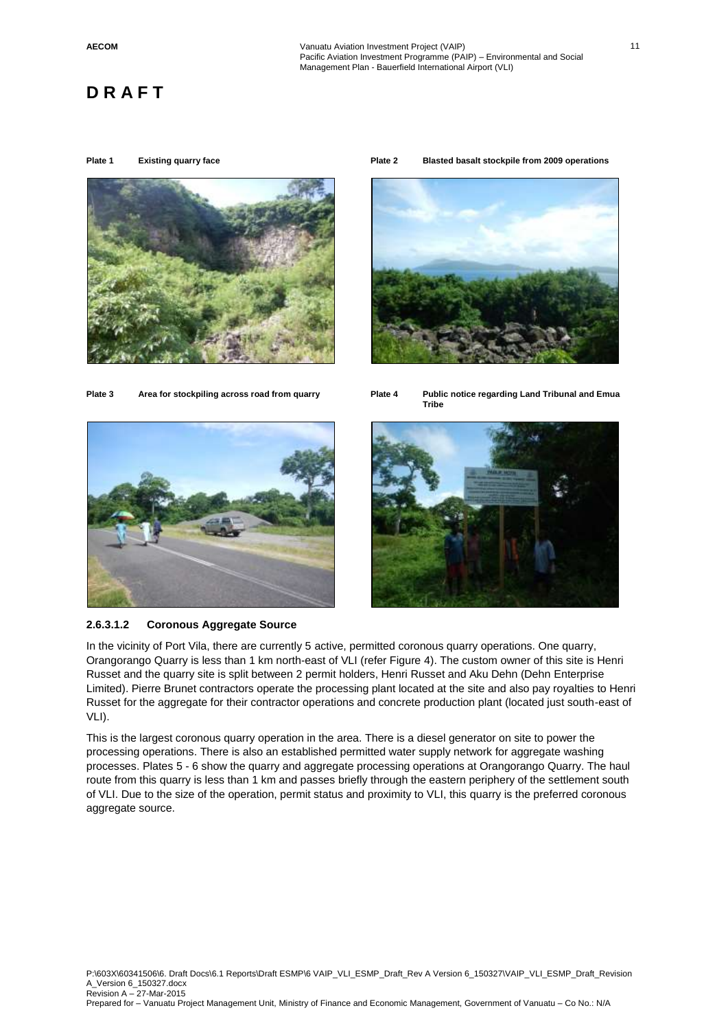**D R A F T**

**Plate 1 Existing quarry face**

**Plate 2 Blasted basalt stockpile from 2009 operations**

**Plate 3 Area for stockpiling across road from quarry**

**Plate 4 Public notice regarding Land Tribunal and Emua Tribe**

#### 2.6.3.1.2 Coronous Aggregate Source

In the vicinity of Port Vila, there are currently 5 active, permitted coronous quarry operations. One quarry, Orangorango Quarry is less than 1 km north-east of VLI (refer Figure 4). The custom owner of this site is Henri Russet and the quarry site is split between 2 permit holders, Henri Russet and Aku Dehn (Dehn Enterprise Limited). Pierre Brunet contractors operate the processing plant located at the site and also pay royalties to Henri Russet for the aggregate for their contractor operations and concrete production plant (located just south-east of VLI).

This is the largest coronous quarry operation in the area. There is a diesel generator on site to power the processing operations. There is also an established permitted water supply network for aggregate washing processes. Plates 5 - 6 show the quarry and aggregate processing operations at Orangorango Quarry. The haul route from this quarry is less than 1 km and passes briefly through the eastern periphery of the settlement south of VLI. Due to the size of the operation, permit status and proximity to VLI, this quarry is the preferred coronous aggregate source.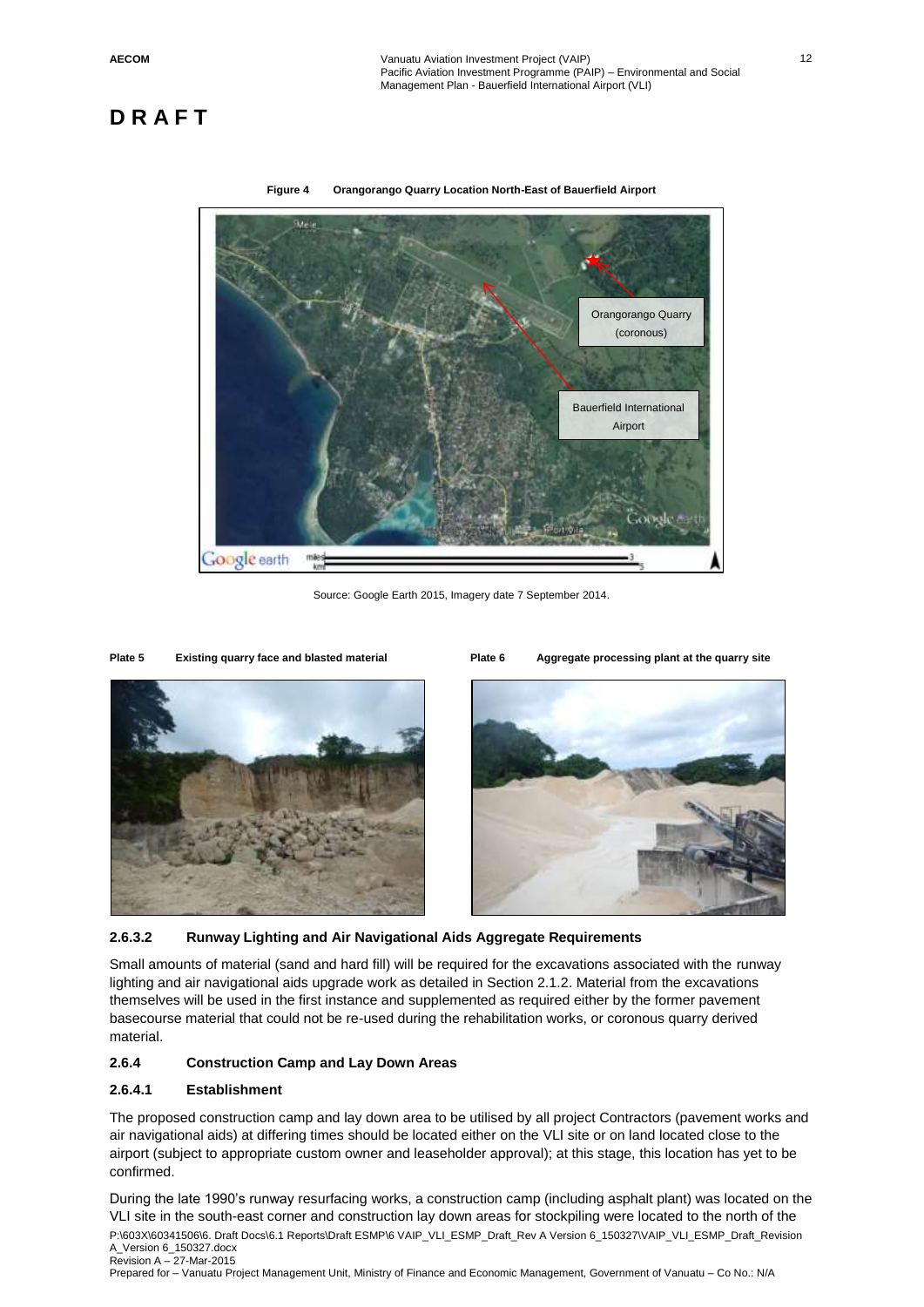# DRAFT

**Figure 4 Orangorango Quarry Location North-East of Bauerfield Airport**

Source: Google Earth 2015, Imagery date 7 September 2014.

**Plate 5 Existing quarry face and blasted material**

**Plate 6 Aggregate processing plant at the quarry site**

### 2.6.3.2 Runway Lighting and Air Navigational Aids Aggregate Requirements

Small amounts of material (sand and hard fill) will be required for the excavations associated with the runway lighting and air navigational aids upgrade work as detailed in Section 2.1.2. Material from the excavations themselves will be used in the first instance and supplemented as required either by the former pavement basecourse material that could not be re-used during the rehabilitation works, or coronous quarry derived material.

### 2.6.4 Construction Camp and Lay Down Areas

### 2.6.4.1 Establishment

The proposed construction camp and lay down area to be utilised by all project Contractors (pavement works and air navigational aids) at differing times should be located either on the VLI site or on land located close to the airport (subject to appropriate custom owner and leaseholder approval); at this stage, this location has yet to be confirmed.

During the late 1990's runway resurfacing works, a construction camp (including asphalt plant) was located on the VLI site in the south-east corner and construction lay down areas for stockpiling were located to the north of the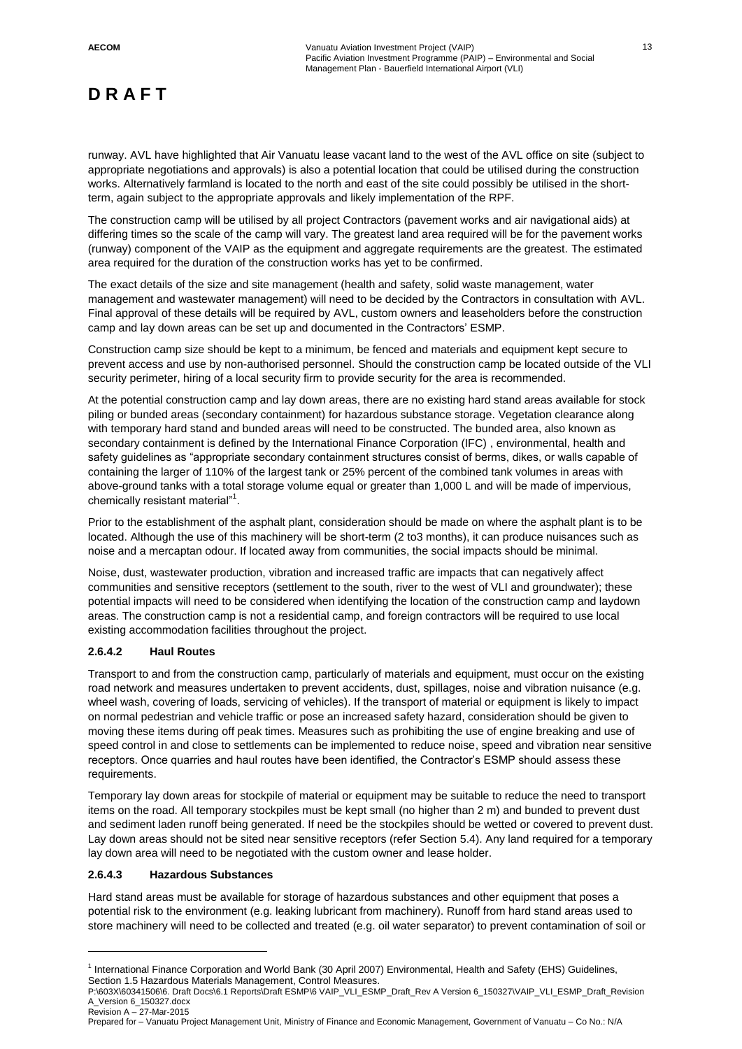runway. AVL have highlighted that Air Vanuatu lease vacant land to the west of the AVL office on site (subject to appropriate negotiations and approvals) is also a potential location that could be utilised during the construction works. Alternatively farmland is located to the north and east of the site could possibly be utilised in the short-term, again subject to the appropriate approvals and likely implementation of the RPF.

The construction camp will be utilised by all project Contractors (pavement works and air navigational aids) at differing times so the scale of the camp will vary. The greatest land area required will be for the pavement works (runway) component of the VAIP as the equipment and aggregate requirements are the greatest. The estimated area required for the duration of the construction works has yet to be confirmed.

The exact details of the size and site management (health and safety, solid waste management, water management and wastewater management) will need to be decided by the Contractors in consultation with AVL. Final approval of these details will be required by AVL, custom owners and leaseholders before the construction camp and lay down areas can be set up and documented in the Contractors' ESMP.

Construction camp size should be kept to a minimum, be fenced and materials and equipment kept secure to prevent access and use by non-authorised personnel. Should the construction camp be located outside of the VLI security perimeter, hiring of a local security firm to provide security for the area is recommended.

At the potential construction camp and lay down areas, there are no existing hard stand areas available for stock piling or bunded areas (secondary containment) for hazardous substance storage. Vegetation clearance along with temporary hard stand and bunded areas will need to be constructed. The bunded area, also known as secondary containment is defined by the International Finance Corporation (IFC) , environmental, health and safety guidelines as "appropriate secondary containment structures consist of berms, dikes, or walls capable of containing the larger of 110% of the largest tank or 25% percent of the combined tank volumes in areas with above-ground tanks with a total storage volume equal or greater than 1,000 L and will be made of impervious, chemically resistant material"[1].

Prior to the establishment of the asphalt plant, consideration should be made on where the asphalt plant is to be located. Although the use of this machinery will be short-term (2 to3 months), it can produce nuisances such as noise and a mercaptan odour. If located away from communities, the social impacts should be minimal.

Noise, dust, wastewater production, vibration and increased traffic are impacts that can negatively affect communities and sensitive receptors (settlement to the south, river to the west of VLI and groundwater); these potential impacts will need to be considered when identifying the location of the construction camp and laydown areas. The construction camp is not a residential camp, and foreign contractors will be required to use local existing accommodation facilities throughout the project.

#### 2.6.4.2 Haul Routes

Transport to and from the construction camp, particularly of materials and equipment, must occur on the existing road network and measures undertaken to prevent accidents, dust, spillages, noise and vibration nuisance (e.g. wheel wash, covering of loads, servicing of vehicles). If the transport of material or equipment is likely to impact on normal pedestrian and vehicle traffic or pose an increased safety hazard, consideration should be given to moving these items during off peak times. Measures such as prohibiting the use of engine breaking and use of speed control in and close to settlements can be implemented to reduce noise, speed and vibration near sensitive receptors. Once quarries and haul routes have been identified, the Contractor's ESMP should assess these requirements.

Temporary lay down areas for stockpile of material or equipment may be suitable to reduce the need to transport items on the road. All temporary stockpiles must be kept small (no higher than 2 m) and bunded to prevent dust and sediment laden runoff being generated. If need be the stockpiles should be wetted or covered to prevent dust. Lay down areas should not be sited near sensitive receptors (refer Section 5.4). Any land required for a temporary lay down area will need to be negotiated with the custom owner and lease holder.

#### 2.6.4.3 Hazardous Substances

Hard stand areas must be available for storage of hazardous substances and other equipment that poses a potential risk to the environment (e.g. leaking lubricant from machinery). Runoff from hard stand areas used to store machinery will need to be collected and treated (e.g. oil water separator) to prevent contamination of soil or

---

[1] International Finance Corporation and World Bank (30 April 2007) Environmental, Health and Safety (EHS) Guidelines, Section 1.5 Hazardous Materials Management, Control Measures.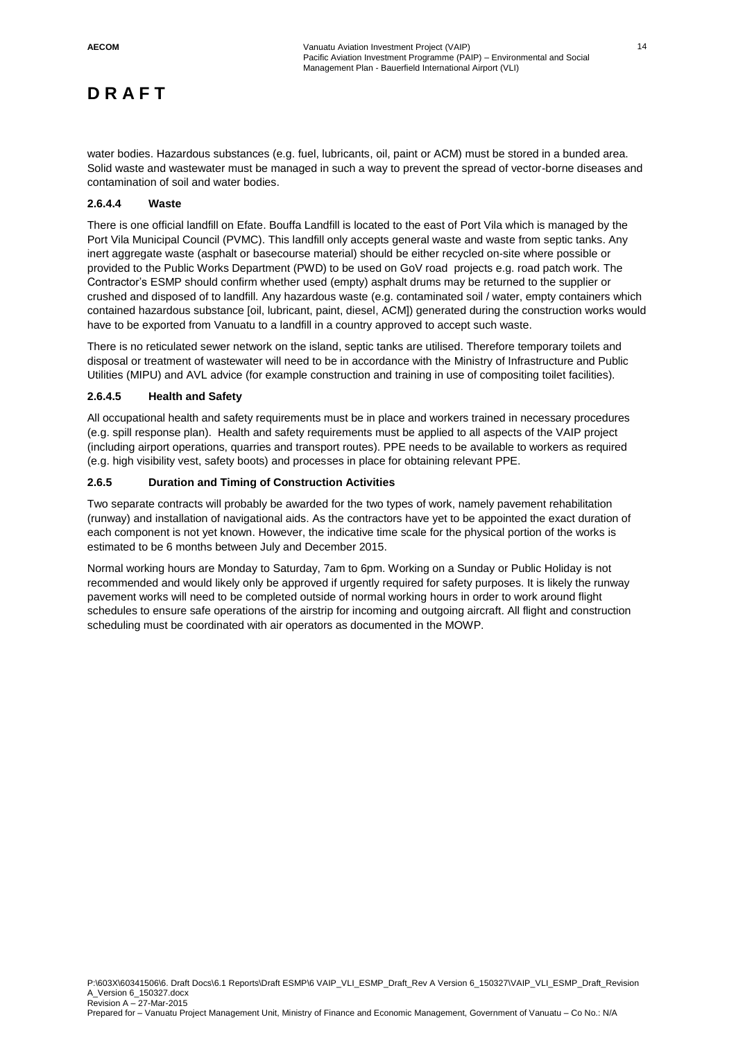water bodies. Hazardous substances (e.g. fuel, lubricants, oil, paint or ACM) must be stored in a bunded area. Solid waste and wastewater must be managed in such a way to prevent the spread of vector-borne diseases and contamination of soil and water bodies.

#### 2.6.4.4 Waste

There is one official landfill on Efate. Bouffa Landfill is located to the east of Port Vila which is managed by the Port Vila Municipal Council (PVMC). This landfill only accepts general waste and waste from septic tanks. Any inert aggregate waste (asphalt or basecourse material) should be either recycled on-site where possible or provided to the Public Works Department (PWD) to be used on GoV road projects e.g. road patch work. The Contractor's ESMP should confirm whether used (empty) asphalt drums may be returned to the supplier or crushed and disposed of to landfill. Any hazardous waste (e.g. contaminated soil / water, empty containers which contained hazardous substance [oil, lubricant, paint, diesel, ACM]) generated during the construction works would have to be exported from Vanuatu to a landfill in a country approved to accept such waste.

There is no reticulated sewer network on the island, septic tanks are utilised. Therefore temporary toilets and disposal or treatment of wastewater will need to be in accordance with the Ministry of Infrastructure and Public Utilities (MIPU) and AVL advice (for example construction and training in use of compositing toilet facilities).

#### 2.6.4.5 Health and Safety

All occupational health and safety requirements must be in place and workers trained in necessary procedures (e.g. spill response plan). Health and safety requirements must be applied to all aspects of the VAIP project (including airport operations, quarries and transport routes). PPE needs to be available to workers as required (e.g. high visibility vest, safety boots) and processes in place for obtaining relevant PPE.

### 2.6.5 Duration and Timing of Construction Activities

Two separate contracts will probably be awarded for the two types of work, namely pavement rehabilitation (runway) and installation of navigational aids. As the contractors have yet to be appointed the exact duration of each component is not yet known. However, the indicative time scale for the physical portion of the works is estimated to be 6 months between July and December 2015.

Normal working hours are Monday to Saturday, 7am to 6pm. Working on a Sunday or Public Holiday is not recommended and would likely only be approved if urgently required for safety purposes. It is likely the runway pavement works will need to be completed outside of normal working hours in order to work around flight schedules to ensure safe operations of the airstrip for incoming and outgoing aircraft. All flight and construction scheduling must be coordinated with air operators as documented in the MOWP.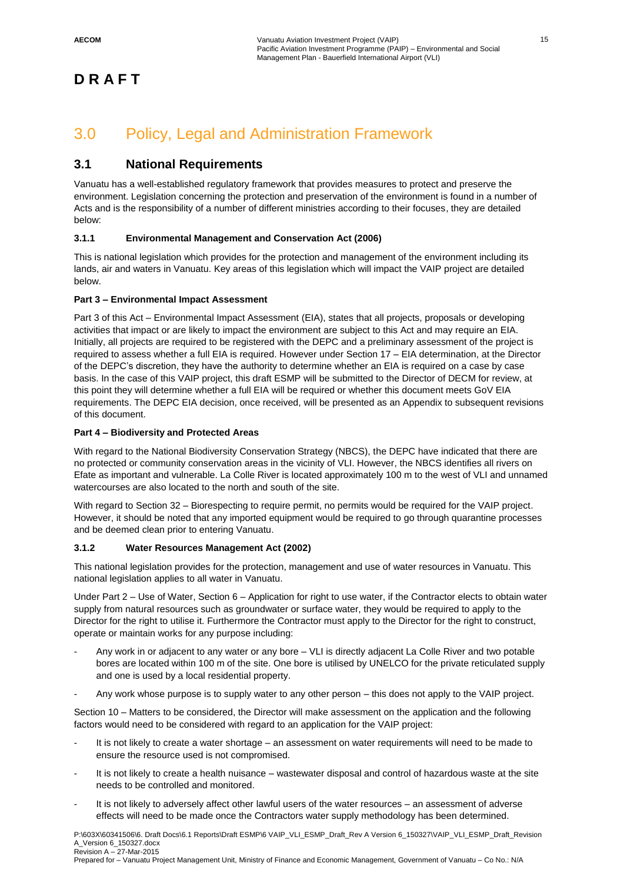**D R A F T**

# 3.0 Policy, Legal and Administration Framework

## 3.1 National Requirements

Vanuatu has a well-established regulatory framework that provides measures to protect and preserve the environment. Legislation concerning the protection and preservation of the environment is found in a number of Acts and is the responsibility of a number of different ministries according to their focuses, they are detailed below:

### 3.1.1 Environmental Management and Conservation Act (2006)

This is national legislation which provides for the protection and management of the environment including its lands, air and waters in Vanuatu. Key areas of this legislation which will impact the VAIP project are detailed below.

**Part 3 – Environmental Impact Assessment**

Part 3 of this Act – Environmental Impact Assessment (EIA), states that all projects, proposals or developing activities that impact or are likely to impact the environment are subject to this Act and may require an EIA. Initially, all projects are required to be registered with the DEPC and a preliminary assessment of the project is required to assess whether a full EIA is required. However under Section 17 – EIA determination, at the Director of the DEPC's discretion, they have the authority to determine whether an EIA is required on a case by case basis. In the case of this VAIP project, this draft ESMP will be submitted to the Director of DECM for review, at this point they will determine whether a full EIA will be required or whether this document meets GoV EIA requirements. The DEPC EIA decision, once received, will be presented as an Appendix to subsequent revisions of this document.

**Part 4 – Biodiversity and Protected Areas**

With regard to the National Biodiversity Conservation Strategy (NBCS), the DEPC have indicated that there are no protected or community conservation areas in the vicinity of VLI. However, the NBCS identifies all rivers on Efate as important and vulnerable. La Colle River is located approximately 100 m to the west of VLI and unnamed watercourses are also located to the north and south of the site.

With regard to Section 32 – Biorespecting to require permit, no permits would be required for the VAIP project. However, it should be noted that any imported equipment would be required to go through quarantine processes and be deemed clean prior to entering Vanuatu.

### 3.1.2 Water Resources Management Act (2002)

This national legislation provides for the protection, management and use of water resources in Vanuatu. This national legislation applies to all water in Vanuatu.

Under Part 2 – Use of Water, Section 6 – Application for right to use water, if the Contractor elects to obtain water supply from natural resources such as groundwater or surface water, they would be required to apply to the Director for the right to utilise it. Furthermore the Contractor must apply to the Director for the right to construct, operate or maintain works for any purpose including:

- Any work in or adjacent to any water or any bore – VLI is directly adjacent La Colle River and two potable bores are located within 100 m of the site. One bore is utilised by UNELCO for the private reticulated supply and one is used by a local residential property.
- Any work whose purpose is to supply water to any other person – this does not apply to the VAIP project.

Section 10 – Matters to be considered, the Director will make assessment on the application and the following factors would need to be considered with regard to an application for the VAIP project:

- It is not likely to create a water shortage – an assessment on water requirements will need to be made to ensure the resource used is not compromised.
- It is not likely to create a health nuisance – wastewater disposal and control of hazardous waste at the site needs to be controlled and monitored.
- It is not likely to adversely affect other lawful users of the water resources – an assessment of adverse effects will need to be made once the Contractors water supply methodology has been determined.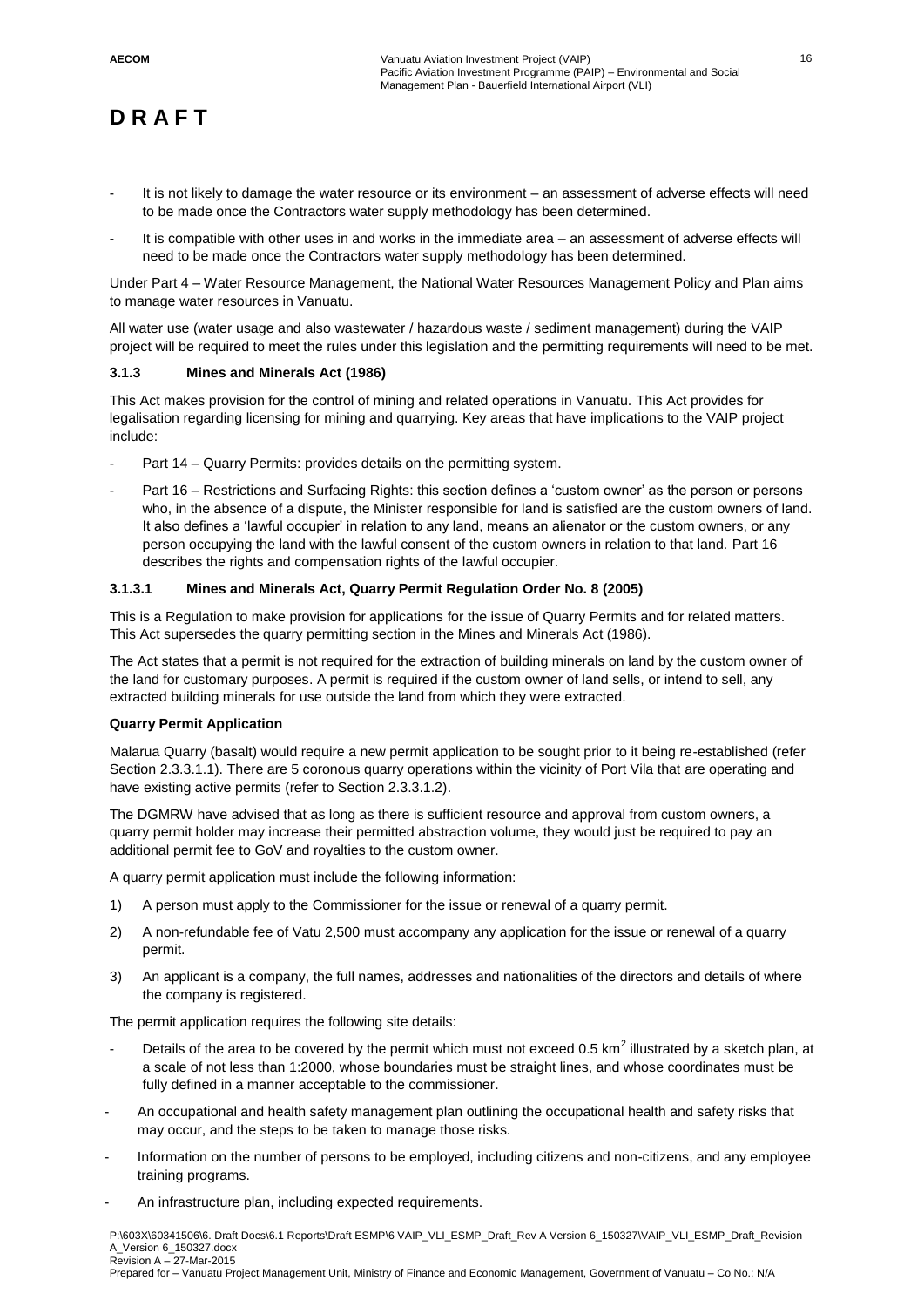# DRAFT

- It is not likely to damage the water resource or its environment – an assessment of adverse effects will need to be made once the Contractors water supply methodology has been determined.
- It is compatible with other uses in and works in the immediate area – an assessment of adverse effects will need to be made once the Contractors water supply methodology has been determined.

Under Part 4 – Water Resource Management, the National Water Resources Management Policy and Plan aims to manage water resources in Vanuatu.

All water use (water usage and also wastewater / hazardous waste / sediment management) during the VAIP project will be required to meet the rules under this legislation and the permitting requirements will need to be met.

### 3.1.3 Mines and Minerals Act (1986)

This Act makes provision for the control of mining and related operations in Vanuatu. This Act provides for legalisation regarding licensing for mining and quarrying. Key areas that have implications to the VAIP project include:

- Part 14 – Quarry Permits: provides details on the permitting system.
- Part 16 – Restrictions and Surfacing Rights: this section defines a 'custom owner' as the person or persons who, in the absence of a dispute, the Minister responsible for land is satisfied are the custom owners of land. It also defines a 'lawful occupier' in relation to any land, means an alienator or the custom owners, or any person occupying the land with the lawful consent of the custom owners in relation to that land. Part 16 describes the rights and compensation rights of the lawful occupier.

#### 3.1.3.1 Mines and Minerals Act, Quarry Permit Regulation Order No. 8 (2005)

This is a Regulation to make provision for applications for the issue of Quarry Permits and for related matters. This Act supersedes the quarry permitting section in the Mines and Minerals Act (1986).

The Act states that a permit is not required for the extraction of building minerals on land by the custom owner of the land for customary purposes. A permit is required if the custom owner of land sells, or intend to sell, any extracted building minerals for use outside the land from which they were extracted.

**Quarry Permit Application**

Malarua Quarry (basalt) would require a new permit application to be sought prior to it being re-established (refer Section 2.3.3.1.1). There are 5 coronous quarry operations within the vicinity of Port Vila that are operating and have existing active permits (refer to Section 2.3.3.1.2).

The DGMRW have advised that as long as there is sufficient resource and approval from custom owners, a quarry permit holder may increase their permitted abstraction volume, they would just be required to pay an additional permit fee to GoV and royalties to the custom owner.

A quarry permit application must include the following information:

1) A person must apply to the Commissioner for the issue or renewal of a quarry permit.
2) A non-refundable fee of Vatu 2,500 must accompany any application for the issue or renewal of a quarry permit.
3) An applicant is a company, the full names, addresses and nationalities of the directors and details of where the company is registered.

The permit application requires the following site details:

- Details of the area to be covered by the permit which must not exceed 0.5 km$^2$ illustrated by a sketch plan, at a scale of not less than 1:2000, whose boundaries must be straight lines, and whose coordinates must be fully defined in a manner acceptable to the commissioner.
- An occupational and health safety management plan outlining the occupational health and safety risks that may occur, and the steps to be taken to manage those risks.
- Information on the number of persons to be employed, including citizens and non-citizens, and any employee training programs.
- An infrastructure plan, including expected requirements.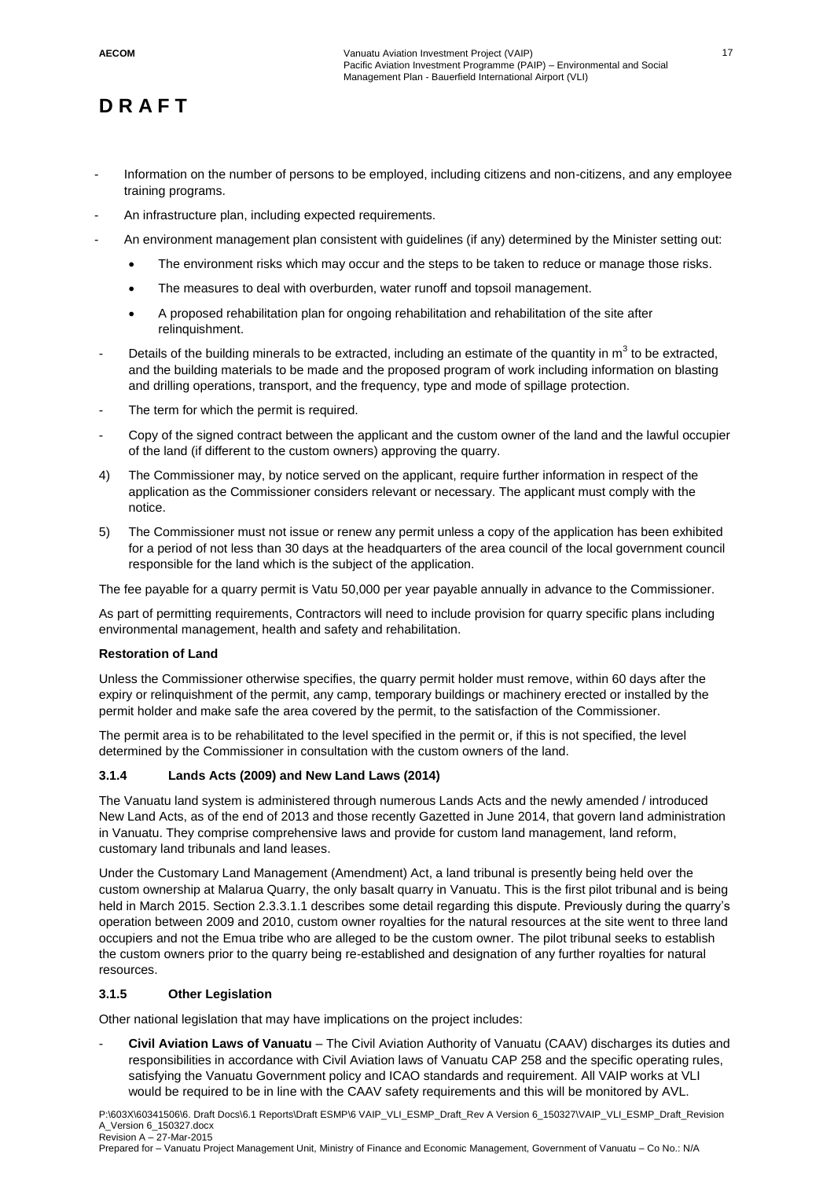**DRAFT**

- Information on the number of persons to be employed, including citizens and non-citizens, and any employee training programs.
- An infrastructure plan, including expected requirements.
- An environment management plan consistent with guidelines (if any) determined by the Minister setting out:
  - The environment risks which may occur and the steps to be taken to reduce or manage those risks.
  - The measures to deal with overburden, water runoff and topsoil management.
  - A proposed rehabilitation plan for ongoing rehabilitation and rehabilitation of the site after relinquishment.
- Details of the building minerals to be extracted, including an estimate of the quantity in $m^3$ to be extracted, and the building materials to be made and the proposed program of work including information on blasting and drilling operations, transport, and the frequency, type and mode of spillage protection.
- The term for which the permit is required.
- Copy of the signed contract between the applicant and the custom owner of the land and the lawful occupier of the land (if different to the custom owners) approving the quarry.

4) The Commissioner may, by notice served on the applicant, require further information in respect of the application as the Commissioner considers relevant or necessary. The applicant must comply with the notice.

5) The Commissioner must not issue or renew any permit unless a copy of the application has been exhibited for a period of not less than 30 days at the headquarters of the area council of the local government council responsible for the land which is the subject of the application.

The fee payable for a quarry permit is Vatu 50,000 per year payable annually in advance to the Commissioner.

As part of permitting requirements, Contractors will need to include provision for quarry specific plans including environmental management, health and safety and rehabilitation.

**Restoration of Land**

Unless the Commissioner otherwise specifies, the quarry permit holder must remove, within 60 days after the expiry or relinquishment of the permit, any camp, temporary buildings or machinery erected or installed by the permit holder and make safe the area covered by the permit, to the satisfaction of the Commissioner.

The permit area is to be rehabilitated to the level specified in the permit or, if this is not specified, the level determined by the Commissioner in consultation with the custom owners of the land.

### 3.1.4 Lands Acts (2009) and New Land Laws (2014)

The Vanuatu land system is administered through numerous Lands Acts and the newly amended / introduced New Land Acts, as of the end of 2013 and those recently Gazetted in June 2014, that govern land administration in Vanuatu. They comprise comprehensive laws and provide for custom land management, land reform, customary land tribunals and land leases.

Under the Customary Land Management (Amendment) Act, a land tribunal is presently being held over the custom ownership at Malarua Quarry, the only basalt quarry in Vanuatu. This is the first pilot tribunal and is being held in March 2015. Section 2.3.3.1.1 describes some detail regarding this dispute. Previously during the quarry's operation between 2009 and 2010, custom owner royalties for the natural resources at the site went to three land occupiers and not the Emua tribe who are alleged to be the custom owner. The pilot tribunal seeks to establish the custom owners prior to the quarry being re-established and designation of any further royalties for natural resources.

### 3.1.5 Other Legislation

Other national legislation that may have implications on the project includes:

- **Civil Aviation Laws of Vanuatu** – The Civil Aviation Authority of Vanuatu (CAAV) discharges its duties and responsibilities in accordance with Civil Aviation laws of Vanuatu CAP 258 and the specific operating rules, satisfying the Vanuatu Government policy and ICAO standards and requirement. All VAIP works at VLI would be required to be in line with the CAAV safety requirements and this will be monitored by AVL.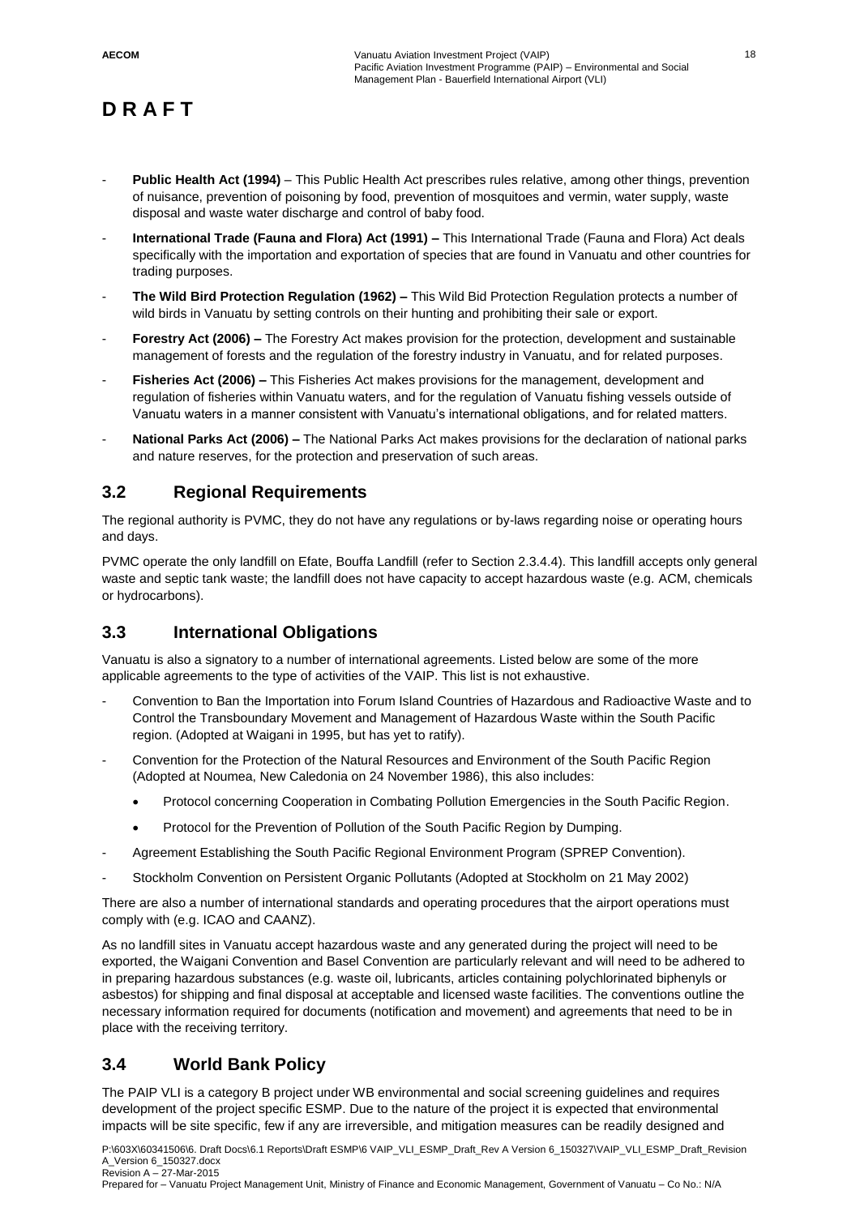**D R A F T**

- **Public Health Act (1994)** – This Public Health Act prescribes rules relative, among other things, prevention of nuisance, prevention of poisoning by food, prevention of mosquitoes and vermin, water supply, waste disposal and waste water discharge and control of baby food.
- **International Trade (Fauna and Flora) Act (1991) –** This International Trade (Fauna and Flora) Act deals specifically with the importation and exportation of species that are found in Vanuatu and other countries for trading purposes.
- **The Wild Bird Protection Regulation (1962) –** This Wild Bid Protection Regulation protects a number of wild birds in Vanuatu by setting controls on their hunting and prohibiting their sale or export.
- **Forestry Act (2006) –** The Forestry Act makes provision for the protection, development and sustainable management of forests and the regulation of the forestry industry in Vanuatu, and for related purposes.
- **Fisheries Act (2006) –** This Fisheries Act makes provisions for the management, development and regulation of fisheries within Vanuatu waters, and for the regulation of Vanuatu fishing vessels outside of Vanuatu waters in a manner consistent with Vanuatu's international obligations, and for related matters.
- **National Parks Act (2006) –** The National Parks Act makes provisions for the declaration of national parks and nature reserves, for the protection and preservation of such areas.

## 3.2 Regional Requirements

The regional authority is PVMC, they do not have any regulations or by-laws regarding noise or operating hours and days.

PVMC operate the only landfill on Efate, Bouffa Landfill (refer to Section 2.3.4.4). This landfill accepts only general waste and septic tank waste; the landfill does not have capacity to accept hazardous waste (e.g. ACM, chemicals or hydrocarbons).

## 3.3 International Obligations

Vanuatu is also a signatory to a number of international agreements. Listed below are some of the more applicable agreements to the type of activities of the VAIP. This list is not exhaustive.

- Convention to Ban the Importation into Forum Island Countries of Hazardous and Radioactive Waste and to Control the Transboundary Movement and Management of Hazardous Waste within the South Pacific region. (Adopted at Waigani in 1995, but has yet to ratify).
- Convention for the Protection of the Natural Resources and Environment of the South Pacific Region (Adopted at Noumea, New Caledonia on 24 November 1986), this also includes:
  - Protocol concerning Cooperation in Combating Pollution Emergencies in the South Pacific Region.
  - Protocol for the Prevention of Pollution of the South Pacific Region by Dumping.
- Agreement Establishing the South Pacific Regional Environment Program (SPREP Convention).
- Stockholm Convention on Persistent Organic Pollutants (Adopted at Stockholm on 21 May 2002)

There are also a number of international standards and operating procedures that the airport operations must comply with (e.g. ICAO and CAANZ).

As no landfill sites in Vanuatu accept hazardous waste and any generated during the project will need to be exported, the Waigani Convention and Basel Convention are particularly relevant and will need to be adhered to in preparing hazardous substances (e.g. waste oil, lubricants, articles containing polychlorinated biphenyls or asbestos) for shipping and final disposal at acceptable and licensed waste facilities. The conventions outline the necessary information required for documents (notification and movement) and agreements that need to be in place with the receiving territory.

## 3.4 World Bank Policy

The PAIP VLI is a category B project under WB environmental and social screening guidelines and requires development of the project specific ESMP. Due to the nature of the project it is expected that environmental impacts will be site specific, few if any are irreversible, and mitigation measures can be readily designed and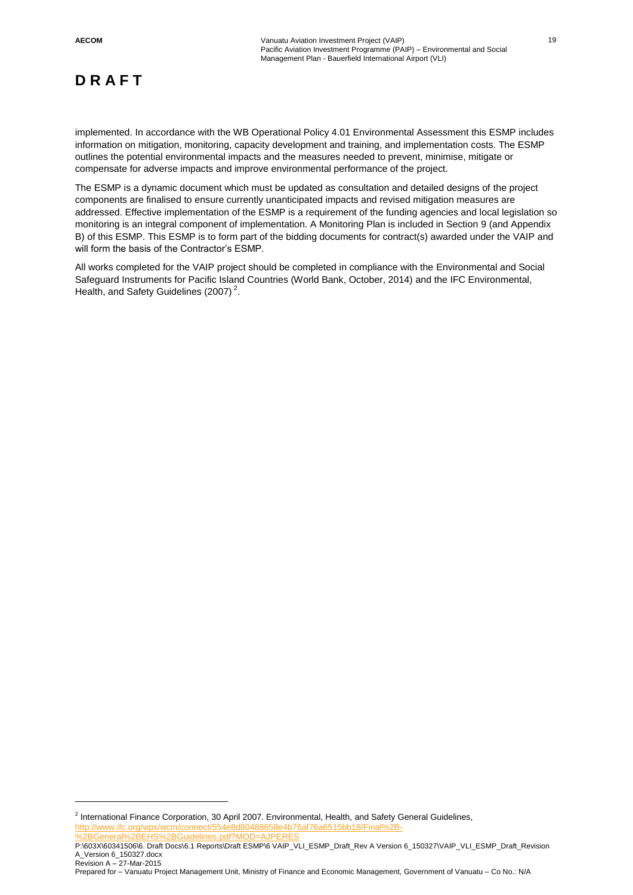implemented. In accordance with the WB Operational Policy 4.01 Environmental Assessment this ESMP includes information on mitigation, monitoring, capacity development and training, and implementation costs. The ESMP outlines the potential environmental impacts and the measures needed to prevent, minimise, mitigate or compensate for adverse impacts and improve environmental performance of the project.

The ESMP is a dynamic document which must be updated as consultation and detailed designs of the project components are finalised to ensure currently unanticipated impacts and revised mitigation measures are addressed. Effective implementation of the ESMP is a requirement of the funding agencies and local legislation so monitoring is an integral component of implementation. A Monitoring Plan is included in Section 9 (and Appendix B) of this ESMP. This ESMP is to form part of the bidding documents for contract(s) awarded under the VAIP and will form the basis of the Contractor's ESMP.

All works completed for the VAIP project should be completed in compliance with the Environmental and Social Safeguard Instruments for Pacific Island Countries (World Bank, October, 2014) and the IFC Environmental, Health, and Safety Guidelines (2007) [2].

[2] International Finance Corporation, 30 April 2007. Environmental, Health, and Safety General Guidelines, http://www.ifc.org/wps/wcm/connect/554e8d80488658e4b76af76a6515bb18/Final%2B-%2BGeneral%2BEHS%2BGuidelines.pdf?MOD=AJPERES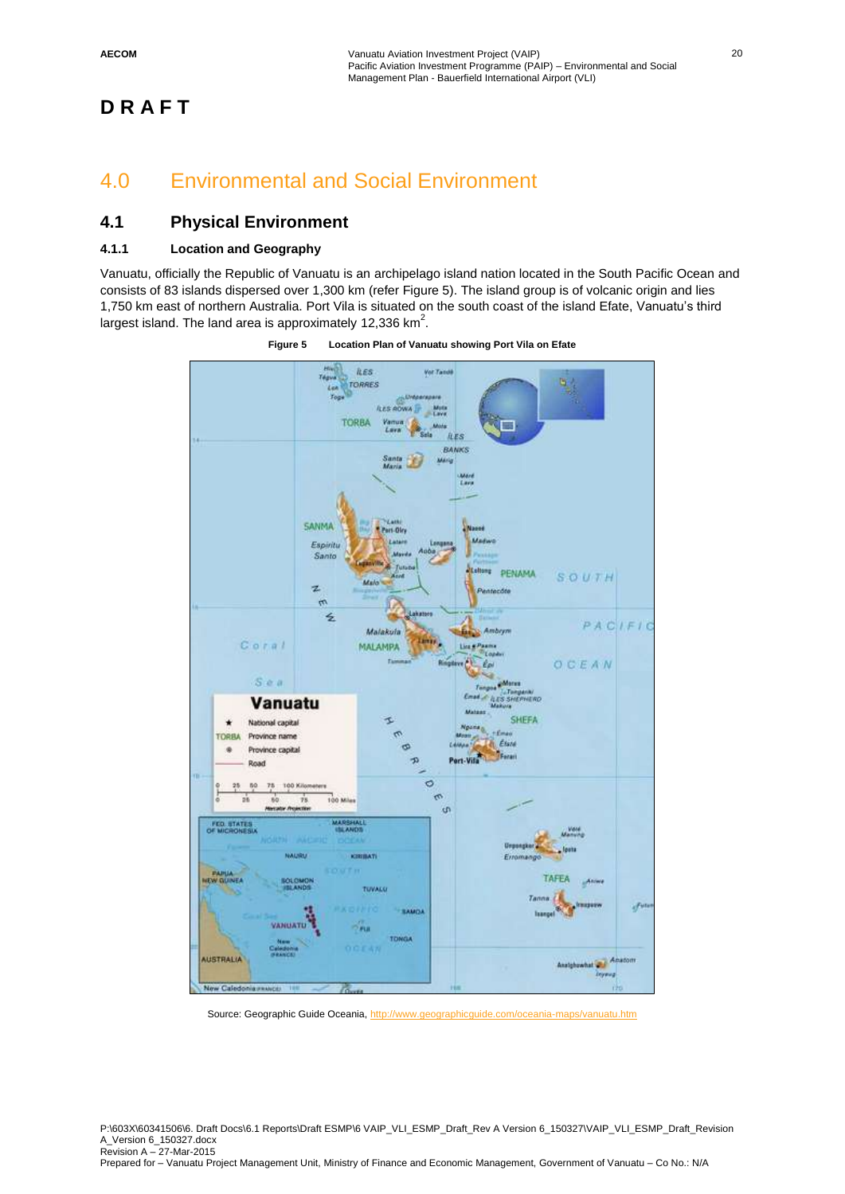**DRAFT**

# 4.0 Environmental and Social Environment

## 4.1 Physical Environment

### 4.1.1 Location and Geography

Vanuatu, officially the Republic of Vanuatu is an archipelago island nation located in the South Pacific Ocean and consists of 83 islands dispersed over 1,300 km (refer Figure 5). The island group is of volcanic origin and lies 1,750 km east of northern Australia. Port Vila is situated on the south coast of the island Efate, Vanuatu's third largest island. The land area is approximately 12,336 km$^2$.

**Figure 5 Location Plan of Vanuatu showing Port Vila on Efate**

Source: Geographic Guide Oceania, http://www.geographicguide.com/oceania-maps/vanuatu.htm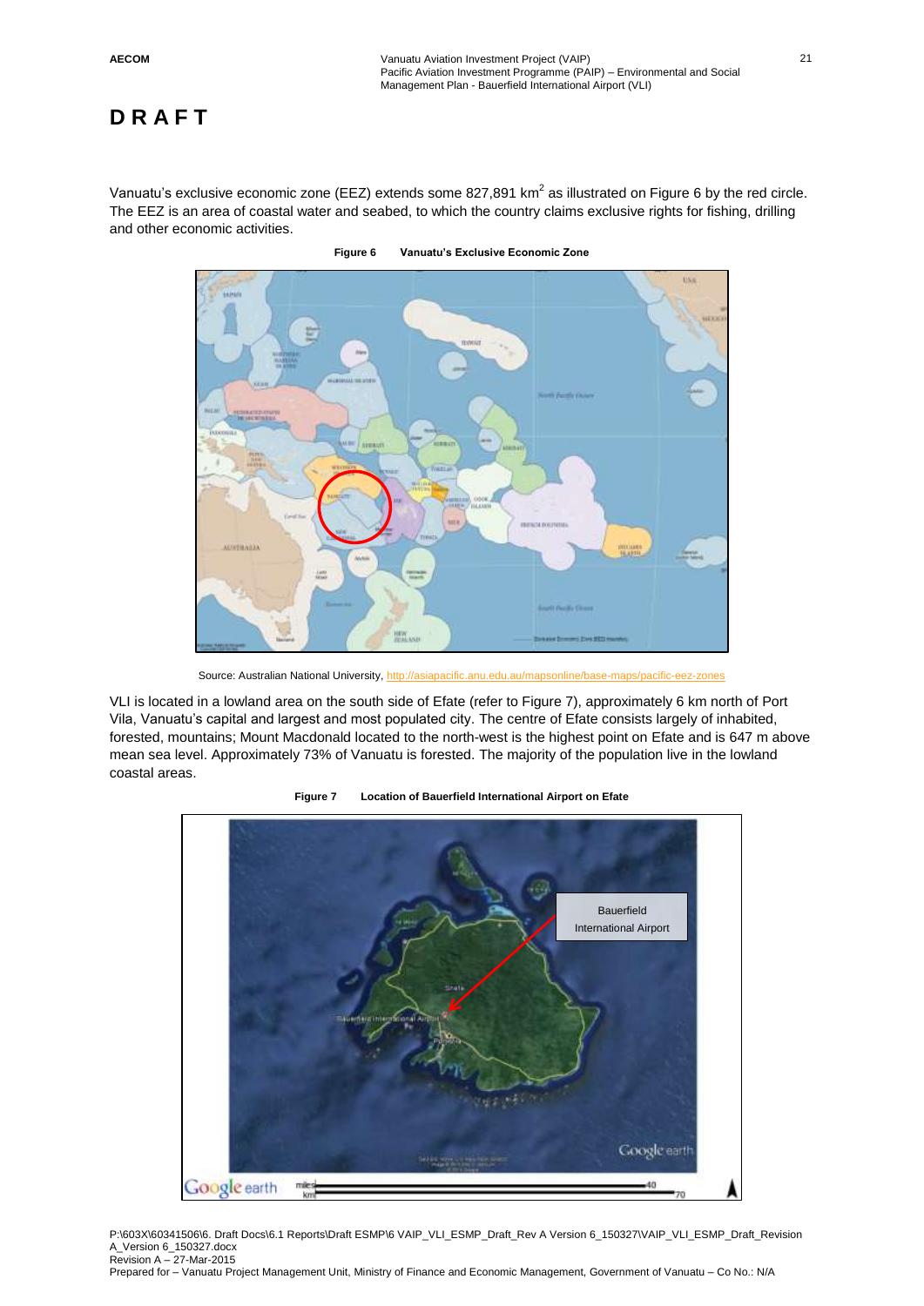# D R A F T

Vanuatu's exclusive economic zone (EEZ) extends some 827,891 km$^2$ as illustrated on Figure 6 by the red circle. The EEZ is an area of coastal water and seabed, to which the country claims exclusive rights for fishing, drilling and other economic activities.

**Figure 6 Vanuatu's Exclusive Economic Zone**

Source: Australian National University, http://asiapacific.anu.edu.au/mapsonline/base-maps/pacific-eez-zones

VLI is located in a lowland area on the south side of Efate (refer to Figure 7), approximately 6 km north of Port Vila, Vanuatu's capital and largest and most populated city. The centre of Efate consists largely of inhabited, forested, mountains; Mount Macdonald located to the north-west is the highest point on Efate and is 647 m above mean sea level. Approximately 73% of Vanuatu is forested. The majority of the population live in the lowland coastal areas.

**Figure 7 Location of Bauerfield International Airport on Efate**

P:\603X\60341506\6. Draft Docs\6.1 Reports\Draft ESMP\6 VAIP_VLI_ESMP_Draft_Rev A Version 6_150327\VAIP_VLI_ESMP_Draft_Revision A_Version 6_150327.docx
Revision A – 27-Mar-2015
Prepared for – Vanuatu Project Management Unit, Ministry of Finance and Economic Management, Government of Vanuatu – Co No.: N/A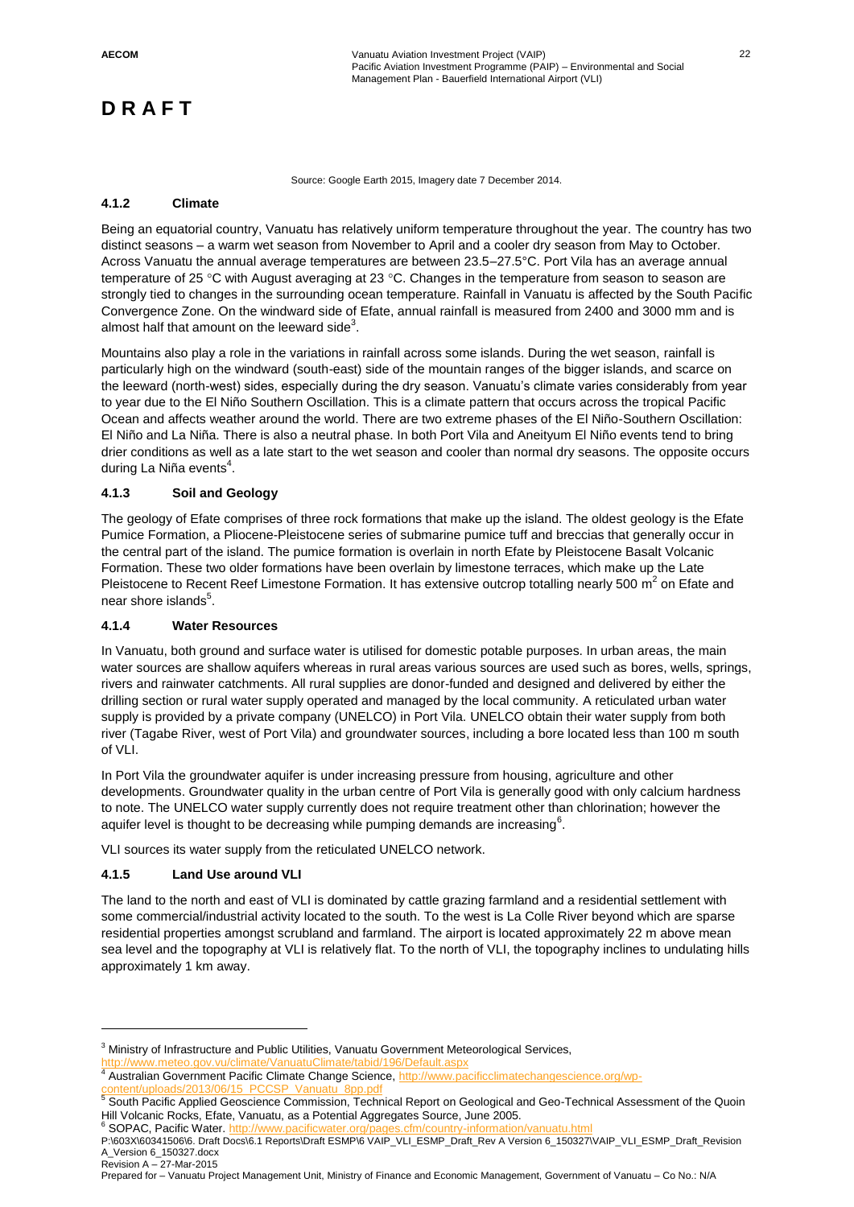# DRAFT

Source: Google Earth 2015, Imagery date 7 December 2014.

### 4.1.2 Climate

Being an equatorial country, Vanuatu has relatively uniform temperature throughout the year. The country has two distinct seasons – a warm wet season from November to April and a cooler dry season from May to October. Across Vanuatu the annual average temperatures are between 23.5–27.5°C. Port Vila has an average annual temperature of 25 °C with August averaging at 23 °C. Changes in the temperature from season to season are strongly tied to changes in the surrounding ocean temperature. Rainfall in Vanuatu is affected by the South Pacific Convergence Zone. On the windward side of Efate, annual rainfall is measured from 2400 and 3000 mm and is almost half that amount on the leeward side[3].

Mountains also play a role in the variations in rainfall across some islands. During the wet season, rainfall is particularly high on the windward (south-east) side of the mountain ranges of the bigger islands, and scarce on the leeward (north-west) sides, especially during the dry season. Vanuatu's climate varies considerably from year to year due to the El Niño Southern Oscillation. This is a climate pattern that occurs across the tropical Pacific Ocean and affects weather around the world. There are two extreme phases of the El Niño-Southern Oscillation: El Niño and La Niña. There is also a neutral phase. In both Port Vila and Aneityum El Niño events tend to bring drier conditions as well as a late start to the wet season and cooler than normal dry seasons. The opposite occurs during La Niña events[4].

### 4.1.3 Soil and Geology

The geology of Efate comprises of three rock formations that make up the island. The oldest geology is the Efate Pumice Formation, a Pliocene-Pleistocene series of submarine pumice tuff and breccias that generally occur in the central part of the island. The pumice formation is overlain in north Efate by Pleistocene Basalt Volcanic Formation. These two older formations have been overlain by limestone terraces, which make up the Late Pleistocene to Recent Reef Limestone Formation. It has extensive outcrop totalling nearly 500 $m^2$ on Efate and near shore islands[5].

### 4.1.4 Water Resources

In Vanuatu, both ground and surface water is utilised for domestic potable purposes. In urban areas, the main water sources are shallow aquifers whereas in rural areas various sources are used such as bores, wells, springs, rivers and rainwater catchments. All rural supplies are donor-funded and designed and delivered by either the drilling section or rural water supply operated and managed by the local community. A reticulated urban water supply is provided by a private company (UNELCO) in Port Vila. UNELCO obtain their water supply from both river (Tagabe River, west of Port Vila) and groundwater sources, including a bore located less than 100 m south of VLI.

In Port Vila the groundwater aquifer is under increasing pressure from housing, agriculture and other developments. Groundwater quality in the urban centre of Port Vila is generally good with only calcium hardness to note. The UNELCO water supply currently does not require treatment other than chlorination; however the aquifer level is thought to be decreasing while pumping demands are increasing[6].

VLI sources its water supply from the reticulated UNELCO network.

### 4.1.5 Land Use around VLI

The land to the north and east of VLI is dominated by cattle grazing farmland and a residential settlement with some commercial/industrial activity located to the south. To the west is La Colle River beyond which are sparse residential properties amongst scrubland and farmland. The airport is located approximately 22 m above mean sea level and the topography at VLI is relatively flat. To the north of VLI, the topography inclines to undulating hills approximately 1 km away.

---

[3] Ministry of Infrastructure and Public Utilities, Vanuatu Government Meteorological Services, http://www.meteo.gov.vu/climate/VanuatuClimate/tabid/196/Default.aspx

[4] Australian Government Pacific Climate Change Science, http://www.pacificclimatechangescience.org/wp-content/uploads/2013/06/15_PCCSP_Vanuatu_8pp.pdf

[5] South Pacific Applied Geoscience Commission, Technical Report on Geological and Geo-Technical Assessment of the Quoin Hill Volcanic Rocks, Efate, Vanuatu, as a Potential Aggregates Source, June 2005.

[6] SOPAC, Pacific Water. http://www.pacificwater.org/pages.cfm/country-information/vanuatu.html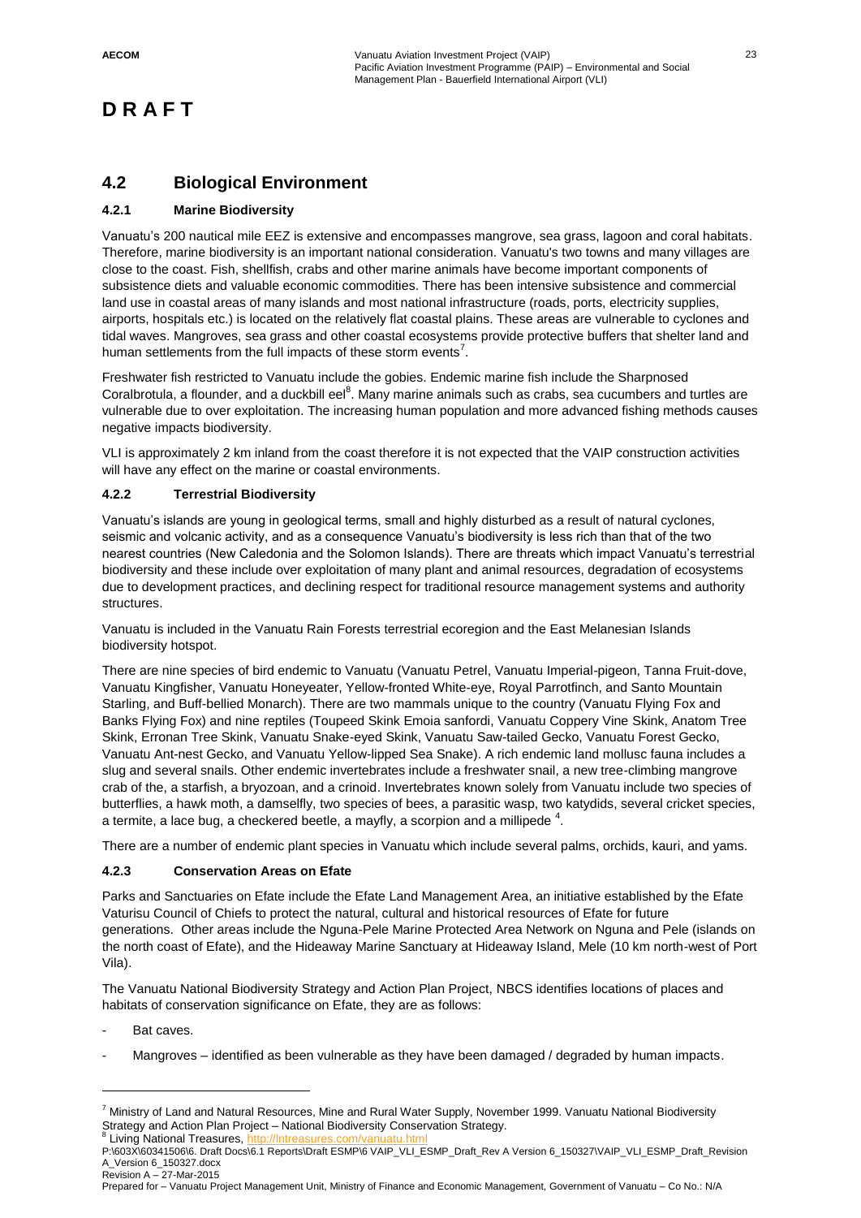# D R A F T

## 4.2 Biological Environment

### 4.2.1 Marine Biodiversity

Vanuatu's 200 nautical mile EEZ is extensive and encompasses mangrove, sea grass, lagoon and coral habitats. Therefore, marine biodiversity is an important national consideration. Vanuatu's two towns and many villages are close to the coast. Fish, shellfish, crabs and other marine animals have become important components of subsistence diets and valuable economic commodities. There has been intensive subsistence and commercial land use in coastal areas of many islands and most national infrastructure (roads, ports, electricity supplies, airports, hospitals etc.) is located on the relatively flat coastal plains. These areas are vulnerable to cyclones and tidal waves. Mangroves, sea grass and other coastal ecosystems provide protective buffers that shelter land and human settlements from the full impacts of these storm events[7].

Freshwater fish restricted to Vanuatu include the gobies. Endemic marine fish include the Sharpnosed Coralbrotula, a flounder, and a duckbill eel[8]. Many marine animals such as crabs, sea cucumbers and turtles are vulnerable due to over exploitation. The increasing human population and more advanced fishing methods causes negative impacts biodiversity.

VLI is approximately 2 km inland from the coast therefore it is not expected that the VAIP construction activities will have any effect on the marine or coastal environments.

### 4.2.2 Terrestrial Biodiversity

Vanuatu's islands are young in geological terms, small and highly disturbed as a result of natural cyclones, seismic and volcanic activity, and as a consequence Vanuatu's biodiversity is less rich than that of the two nearest countries (New Caledonia and the Solomon Islands). There are threats which impact Vanuatu's terrestrial biodiversity and these include over exploitation of many plant and animal resources, degradation of ecosystems due to development practices, and declining respect for traditional resource management systems and authority structures.

Vanuatu is included in the Vanuatu Rain Forests terrestrial ecoregion and the East Melanesian Islands biodiversity hotspot.

There are nine species of bird endemic to Vanuatu (Vanuatu Petrel, Vanuatu Imperial-pigeon, Tanna Fruit-dove, Vanuatu Kingfisher, Vanuatu Honeyeater, Yellow-fronted White-eye, Royal Parrotfinch, and Santo Mountain Starling, and Buff-bellied Monarch). There are two mammals unique to the country (Vanuatu Flying Fox and Banks Flying Fox) and nine reptiles (Toupeed Skink Emoia sanfordi, Vanuatu Coppery Vine Skink, Anatom Tree Skink, Erronan Tree Skink, Vanuatu Snake-eyed Skink, Vanuatu Saw-tailed Gecko, Vanuatu Forest Gecko, Vanuatu Ant-nest Gecko, and Vanuatu Yellow-lipped Sea Snake). A rich endemic land mollusc fauna includes a slug and several snails. Other endemic invertebrates include a freshwater snail, a new tree-climbing mangrove crab of the, a starfish, a bryozoan, and a crinoid. Invertebrates known solely from Vanuatu include two species of butterflies, a hawk moth, a damselfly, two species of bees, a parasitic wasp, two katydids, several cricket species, a termite, a lace bug, a checkered beetle, a mayfly, a scorpion and a millipede [4].

There are a number of endemic plant species in Vanuatu which include several palms, orchids, kauri, and yams.

### 4.2.3 Conservation Areas on Efate

Parks and Sanctuaries on Efate include the Efate Land Management Area, an initiative established by the Efate Vaturisu Council of Chiefs to protect the natural, cultural and historical resources of Efate for future generations. Other areas include the Nguna-Pele Marine Protected Area Network on Nguna and Pele (islands on the north coast of Efate), and the Hideaway Marine Sanctuary at Hideaway Island, Mele (10 km north-west of Port Vila).

The Vanuatu National Biodiversity Strategy and Action Plan Project, NBCS identifies locations of places and habitats of conservation significance on Efate, they are as follows:

- Bat caves.
- Mangroves – identified as been vulnerable as they have been damaged / degraded by human impacts.

---

[7] Ministry of Land and Natural Resources, Mine and Rural Water Supply, November 1999. Vanuatu National Biodiversity Strategy and Action Plan Project – National Biodiversity Conservation Strategy.

[8] Living National Treasures, http://lntreasures.com/vanuatu.html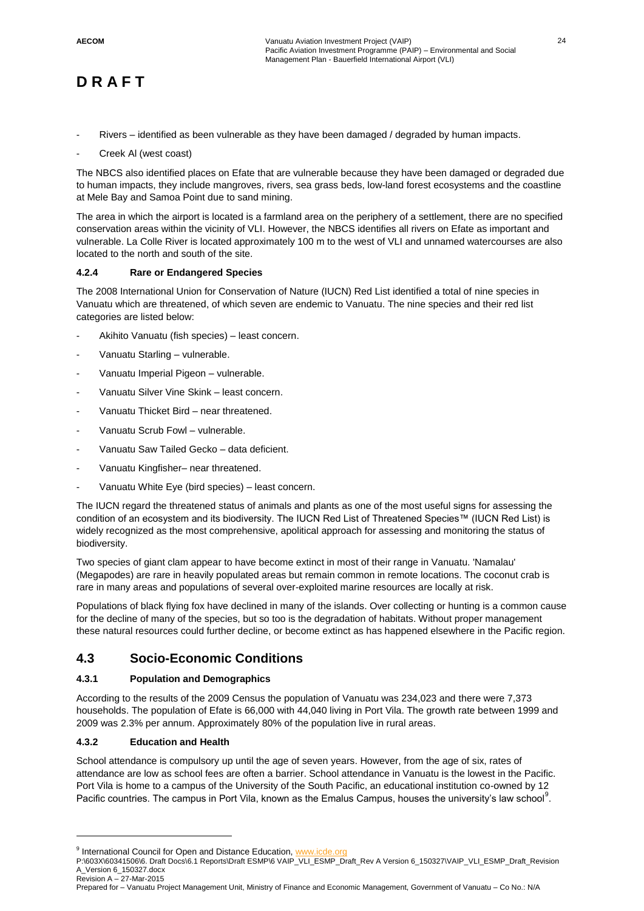- Rivers – identified as been vulnerable as they have been damaged / degraded by human impacts.
- Creek Al (west coast)

The NBCS also identified places on Efate that are vulnerable because they have been damaged or degraded due to human impacts, they include mangroves, rivers, sea grass beds, low-land forest ecosystems and the coastline at Mele Bay and Samoa Point due to sand mining.

The area in which the airport is located is a farmland area on the periphery of a settlement, there are no specified conservation areas within the vicinity of VLI. However, the NBCS identifies all rivers on Efate as important and vulnerable. La Colle River is located approximately 100 m to the west of VLI and unnamed watercourses are also located to the north and south of the site.

#### 4.2.4 Rare or Endangered Species

The 2008 International Union for Conservation of Nature (IUCN) Red List identified a total of nine species in Vanuatu which are threatened, of which seven are endemic to Vanuatu. The nine species and their red list categories are listed below:

- Akihito Vanuatu (fish species) – least concern.
- Vanuatu Starling – vulnerable.
- Vanuatu Imperial Pigeon – vulnerable.
- Vanuatu Silver Vine Skink – least concern.
- Vanuatu Thicket Bird – near threatened.
- Vanuatu Scrub Fowl – vulnerable.
- Vanuatu Saw Tailed Gecko – data deficient.
- Vanuatu Kingfisher– near threatened.
- Vanuatu White Eye (bird species) – least concern.

The IUCN regard the threatened status of animals and plants as one of the most useful signs for assessing the condition of an ecosystem and its biodiversity. The IUCN Red List of Threatened Species™ (IUCN Red List) is widely recognized as the most comprehensive, apolitical approach for assessing and monitoring the status of biodiversity.

Two species of giant clam appear to have become extinct in most of their range in Vanuatu. 'Namalau' (Megapodes) are rare in heavily populated areas but remain common in remote locations. The coconut crab is rare in many areas and populations of several over-exploited marine resources are locally at risk.

Populations of black flying fox have declined in many of the islands. Over collecting or hunting is a common cause for the decline of many of the species, but so too is the degradation of habitats. Without proper management these natural resources could further decline, or become extinct as has happened elsewhere in the Pacific region.

## 4.3 Socio-Economic Conditions

#### 4.3.1 Population and Demographics

According to the results of the 2009 Census the population of Vanuatu was 234,023 and there were 7,373 households. The population of Efate is 66,000 with 44,040 living in Port Vila. The growth rate between 1999 and 2009 was 2.3% per annum. Approximately 80% of the population live in rural areas.

#### 4.3.2 Education and Health

School attendance is compulsory up until the age of seven years. However, from the age of six, rates of attendance are low as school fees are often a barrier. School attendance in Vanuatu is the lowest in the Pacific. Port Vila is home to a campus of the University of the South Pacific, an educational institution co-owned by 12 Pacific countries. The campus in Port Vila, known as the Emalus Campus, houses the university's law school[9].

[9] International Council for Open and Distance Education, www.icde.org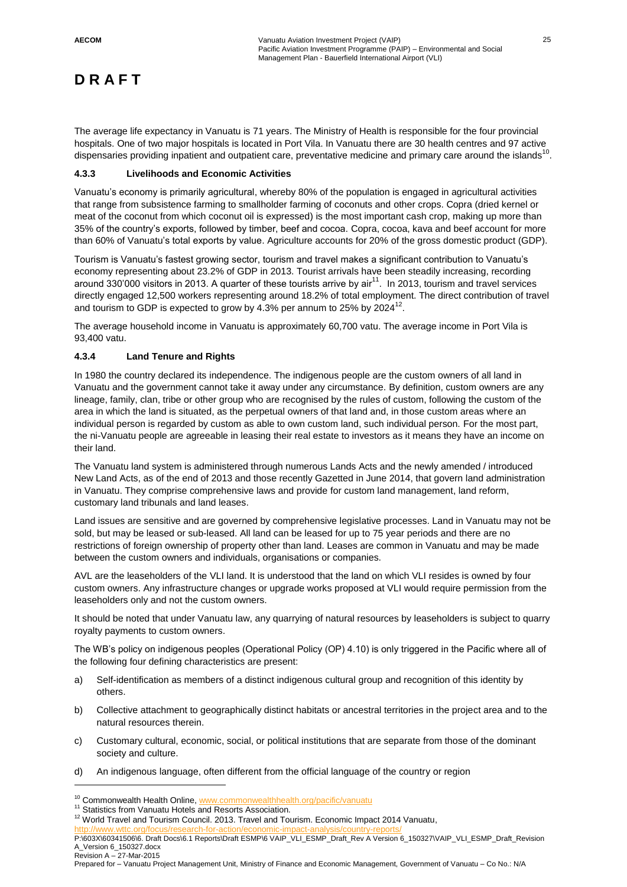The average life expectancy in Vanuatu is 71 years. The Ministry of Health is responsible for the four provincial hospitals. One of two major hospitals is located in Port Vila. In Vanuatu there are 30 health centres and 97 active dispensaries providing inpatient and outpatient care, preventative medicine and primary care around the islands[10].

### 4.3.3 Livelihoods and Economic Activities

Vanuatu's economy is primarily agricultural, whereby 80% of the population is engaged in agricultural activities that range from subsistence farming to smallholder farming of coconuts and other crops. Copra (dried kernel or meat of the coconut from which coconut oil is expressed) is the most important cash crop, making up more than 35% of the country's exports, followed by timber, beef and cocoa. Copra, cocoa, kava and beef account for more than 60% of Vanuatu's total exports by value. Agriculture accounts for 20% of the gross domestic product (GDP).

Tourism is Vanuatu's fastest growing sector, tourism and travel makes a significant contribution to Vanuatu's economy representing about 23.2% of GDP in 2013. Tourist arrivals have been steadily increasing, recording around 330'000 visitors in 2013. A quarter of these tourists arrive by air[11]. In 2013, tourism and travel services directly engaged 12,500 workers representing around 18.2% of total employment. The direct contribution of travel and tourism to GDP is expected to grow by 4.3% per annum to 25% by 2024[12].

The average household income in Vanuatu is approximately 60,700 vatu. The average income in Port Vila is 93,400 vatu.

### 4.3.4 Land Tenure and Rights

In 1980 the country declared its independence. The indigenous people are the custom owners of all land in Vanuatu and the government cannot take it away under any circumstance. By definition, custom owners are any lineage, family, clan, tribe or other group who are recognised by the rules of custom, following the custom of the area in which the land is situated, as the perpetual owners of that land and, in those custom areas where an individual person is regarded by custom as able to own custom land, such individual person. For the most part, the ni-Vanuatu people are agreeable in leasing their real estate to investors as it means they have an income on their land.

The Vanuatu land system is administered through numerous Lands Acts and the newly amended / introduced New Land Acts, as of the end of 2013 and those recently Gazetted in June 2014, that govern land administration in Vanuatu. They comprise comprehensive laws and provide for custom land management, land reform, customary land tribunals and land leases.

Land issues are sensitive and are governed by comprehensive legislative processes. Land in Vanuatu may not be sold, but may be leased or sub-leased. All land can be leased for up to 75 year periods and there are no restrictions of foreign ownership of property other than land. Leases are common in Vanuatu and may be made between the custom owners and individuals, organisations or companies.

AVL are the leaseholders of the VLI land. It is understood that the land on which VLI resides is owned by four custom owners. Any infrastructure changes or upgrade works proposed at VLI would require permission from the leaseholders only and not the custom owners.

It should be noted that under Vanuatu law, any quarrying of natural resources by leaseholders is subject to quarry royalty payments to custom owners.

The WB's policy on indigenous peoples (Operational Policy (OP) 4.10) is only triggered in the Pacific where all of the following four defining characteristics are present:

a) Self-identification as members of a distinct indigenous cultural group and recognition of this identity by others.

b) Collective attachment to geographically distinct habitats or ancestral territories in the project area and to the natural resources therein.

c) Customary cultural, economic, social, or political institutions that are separate from those of the dominant society and culture.

d) An indigenous language, often different from the official language of the country or region

---

[10] Commonwealth Health Online, www.commonwealthhealth.org/pacific/vanuatu

[11] Statistics from Vanuatu Hotels and Resorts Association.

[12] World Travel and Tourism Council. 2013. Travel and Tourism. Economic Impact 2014 Vanuatu, http://www.wttc.org/focus/research-for-action/economic-impact-analysis/country-reports/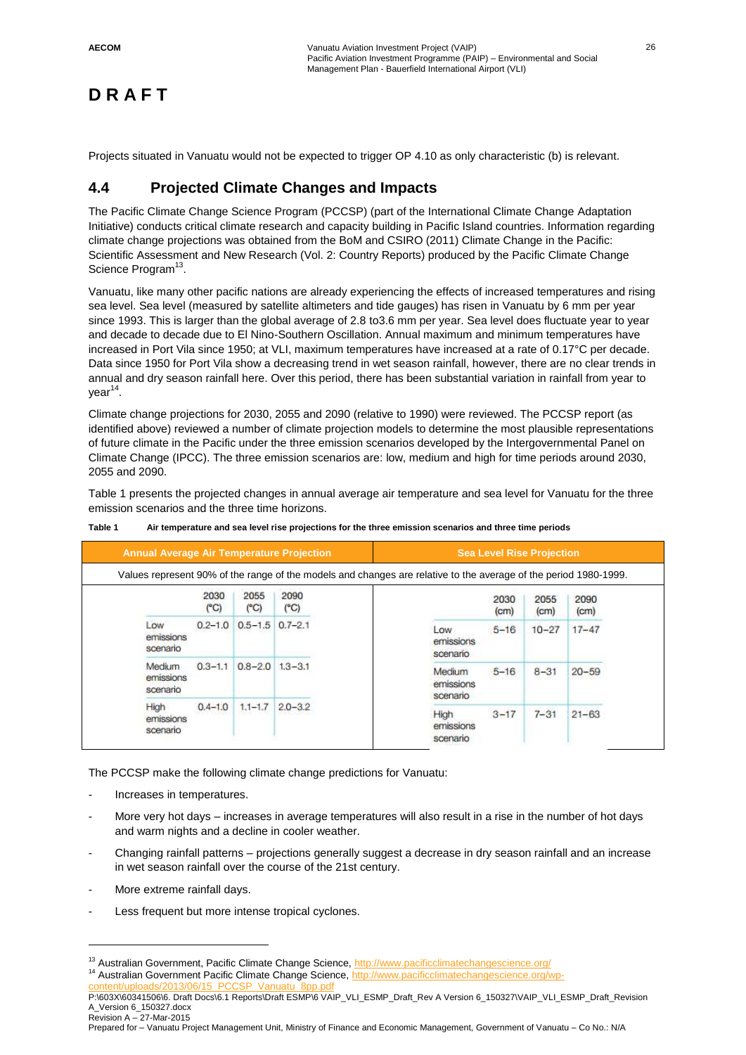**D R A F T**

Projects situated in Vanuatu would not be expected to trigger OP 4.10 as only characteristic (b) is relevant.

## 4.4 Projected Climate Changes and Impacts

The Pacific Climate Change Science Program (PCCSP) (part of the International Climate Change Adaptation Initiative) conducts critical climate research and capacity building in Pacific Island countries. Information regarding climate change projections was obtained from the BoM and CSIRO (2011) Climate Change in the Pacific: Scientific Assessment and New Research (Vol. 2: Country Reports) produced by the Pacific Climate Change Science Program[13].

Vanuatu, like many other pacific nations are already experiencing the effects of increased temperatures and rising sea level. Sea level (measured by satellite altimeters and tide gauges) has risen in Vanuatu by 6 mm per year since 1993. This is larger than the global average of 2.8 to3.6 mm per year. Sea level does fluctuate year to year and decade to decade due to El Nino-Southern Oscillation. Annual maximum and minimum temperatures have increased in Port Vila since 1950; at VLI, maximum temperatures have increased at a rate of 0.17°C per decade. Data since 1950 for Port Vila show a decreasing trend in wet season rainfall, however, there are no clear trends in annual and dry season rainfall here. Over this period, there has been substantial variation in rainfall from year to year[14].

Climate change projections for 2030, 2055 and 2090 (relative to 1990) were reviewed. The PCCSP report (as identified above) reviewed a number of climate projection models to determine the most plausible representations of future climate in the Pacific under the three emission scenarios developed by the Intergovernmental Panel on Climate Change (IPCC). The three emission scenarios are: low, medium and high for time periods around 2030, 2055 and 2090.

Table 1 presents the projected changes in annual average air temperature and sea level for Vanuatu for the three emission scenarios and the three time horizons.

**Table 1 Air temperature and sea level rise projections for the three emission scenarios and three time periods**

Values represent 90% of the range of the models and changes are relative to the average of the period 1980-1999.

| | Annual Average Air Temperature Projection | | | Sea Level Rise Projection | | |
|---|---|---|---|---|---|---|
| | 2030 (°C) | 2055 (°C) | 2090 (°C) | 2030 (cm) | 2055 (cm) | 2090 (cm) |
| Low emissions scenario | 0.2–1.0 | 0.5–1.5 | 0.7–2.1 | 5–16 | 10–27 | 17–47 |
| Medium emissions scenario | 0.3–1.1 | 0.8–2.0 | 1.3–3.1 | 5–16 | 8–31 | 20–59 |
| High emissions scenario | 0.4–1.0 | 1.1–1.7 | 2.0–3.2 | 3–17 | 7–31 | 21–63 |

The PCCSP make the following climate change predictions for Vanuatu:

- Increases in temperatures.
- More very hot days – increases in average temperatures will also result in a rise in the number of hot days and warm nights and a decline in cooler weather.
- Changing rainfall patterns – projections generally suggest a decrease in dry season rainfall and an increase in wet season rainfall over the course of the 21st century.
- More extreme rainfall days.
- Less frequent but more intense tropical cyclones.

---

[13] Australian Government, Pacific Climate Change Science, http://www.pacificclimatechangescience.org/

[14] Australian Government Pacific Climate Change Science, http://www.pacificclimatechangescience.org/wp-content/uploads/2013/06/15_PCCSP_Vanuatu_8pp.pdf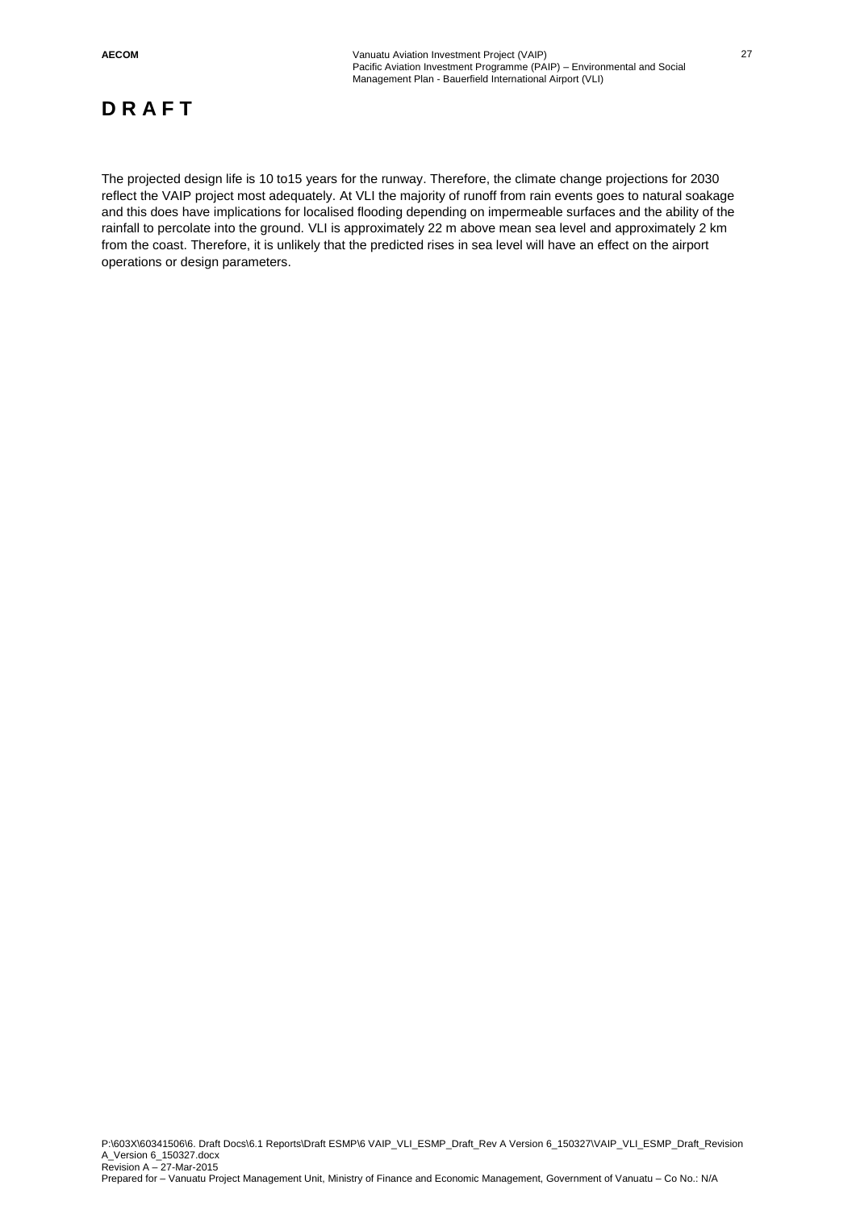**D R A F T**

The projected design life is 10 to15 years for the runway. Therefore, the climate change projections for 2030 reflect the VAIP project most adequately. At VLI the majority of runoff from rain events goes to natural soakage and this does have implications for localised flooding depending on impermeable surfaces and the ability of the rainfall to percolate into the ground. VLI is approximately 22 m above mean sea level and approximately 2 km from the coast. Therefore, it is unlikely that the predicted rises in sea level will have an effect on the airport operations or design parameters.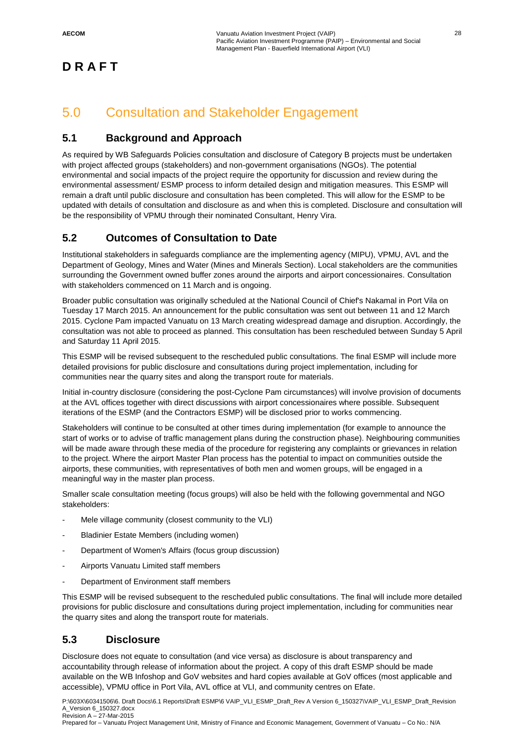**D R A F T**

# 5.0 Consultation and Stakeholder Engagement

## 5.1 Background and Approach

As required by WB Safeguards Policies consultation and disclosure of Category B projects must be undertaken with project affected groups (stakeholders) and non-government organisations (NGOs). The potential environmental and social impacts of the project require the opportunity for discussion and review during the environmental assessment/ ESMP process to inform detailed design and mitigation measures. This ESMP will remain a draft until public disclosure and consultation has been completed. This will allow for the ESMP to be updated with details of consultation and disclosure as and when this is completed. Disclosure and consultation will be the responsibility of VPMU through their nominated Consultant, Henry Vira.

## 5.2 Outcomes of Consultation to Date

Institutional stakeholders in safeguards compliance are the implementing agency (MIPU), VPMU, AVL and the Department of Geology, Mines and Water (Mines and Minerals Section). Local stakeholders are the communities surrounding the Government owned buffer zones around the airports and airport concessionaires. Consultation with stakeholders commenced on 11 March and is ongoing.

Broader public consultation was originally scheduled at the National Council of Chief's Nakamal in Port Vila on Tuesday 17 March 2015. An announcement for the public consultation was sent out between 11 and 12 March 2015. Cyclone Pam impacted Vanuatu on 13 March creating widespread damage and disruption. Accordingly, the consultation was not able to proceed as planned. This consultation has been rescheduled between Sunday 5 April and Saturday 11 April 2015.

This ESMP will be revised subsequent to the rescheduled public consultations. The final ESMP will include more detailed provisions for public disclosure and consultations during project implementation, including for communities near the quarry sites and along the transport route for materials.

Initial in-country disclosure (considering the post-Cyclone Pam circumstances) will involve provision of documents at the AVL offices together with direct discussions with airport concessionaires where possible. Subsequent iterations of the ESMP (and the Contractors ESMP) will be disclosed prior to works commencing.

Stakeholders will continue to be consulted at other times during implementation (for example to announce the start of works or to advise of traffic management plans during the construction phase). Neighbouring communities will be made aware through these media of the procedure for registering any complaints or grievances in relation to the project. Where the airport Master Plan process has the potential to impact on communities outside the airports, these communities, with representatives of both men and women groups, will be engaged in a meaningful way in the master plan process.

Smaller scale consultation meeting (focus groups) will also be held with the following governmental and NGO stakeholders:

- Mele village community (closest community to the VLI)
- Bladinier Estate Members (including women)
- Department of Women's Affairs (focus group discussion)
- Airports Vanuatu Limited staff members
- Department of Environment staff members

This ESMP will be revised subsequent to the rescheduled public consultations. The final will include more detailed provisions for public disclosure and consultations during project implementation, including for communities near the quarry sites and along the transport route for materials.

## 5.3 Disclosure

Disclosure does not equate to consultation (and vice versa) as disclosure is about transparency and accountability through release of information about the project. A copy of this draft ESMP should be made available on the WB Infoshop and GoV websites and hard copies available at GoV offices (most applicable and accessible), VPMU office in Port Vila, AVL office at VLI, and community centres on Efate.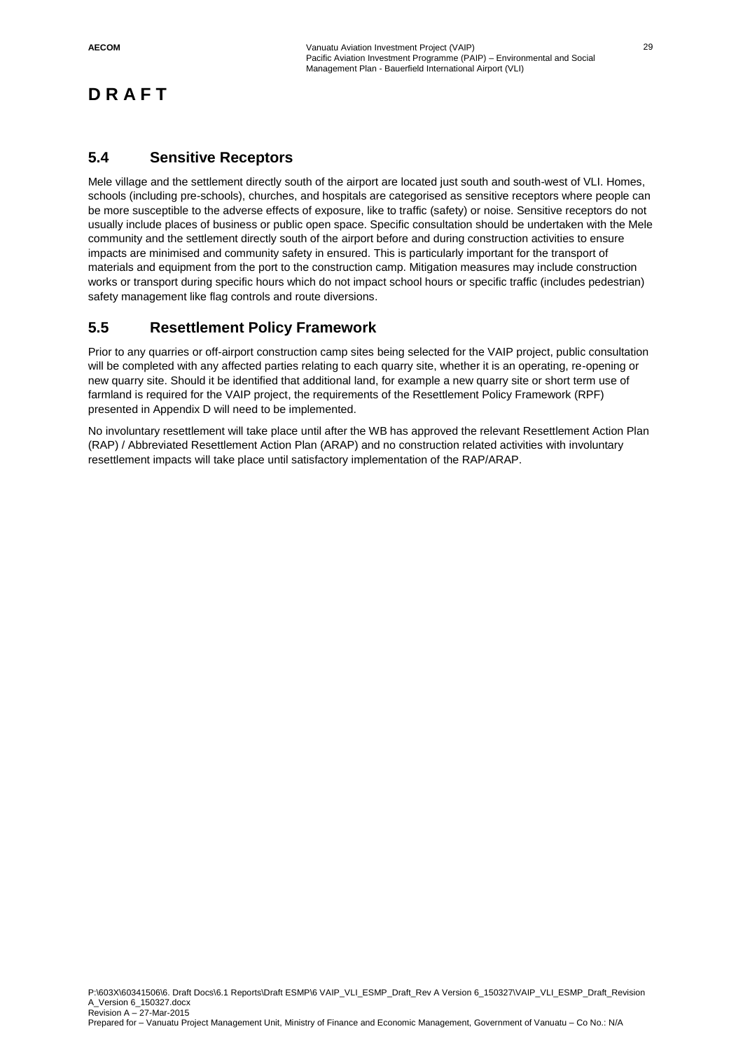**D R A F T**

## 5.4 Sensitive Receptors

Mele village and the settlement directly south of the airport are located just south and south-west of VLI. Homes, schools (including pre-schools), churches, and hospitals are categorised as sensitive receptors where people can be more susceptible to the adverse effects of exposure, like to traffic (safety) or noise. Sensitive receptors do not usually include places of business or public open space. Specific consultation should be undertaken with the Mele community and the settlement directly south of the airport before and during construction activities to ensure impacts are minimised and community safety in ensured. This is particularly important for the transport of materials and equipment from the port to the construction camp. Mitigation measures may include construction works or transport during specific hours which do not impact school hours or specific traffic (includes pedestrian) safety management like flag controls and route diversions.

## 5.5 Resettlement Policy Framework

Prior to any quarries or off-airport construction camp sites being selected for the VAIP project, public consultation will be completed with any affected parties relating to each quarry site, whether it is an operating, re-opening or new quarry site. Should it be identified that additional land, for example a new quarry site or short term use of farmland is required for the VAIP project, the requirements of the Resettlement Policy Framework (RPF) presented in Appendix D will need to be implemented.

No involuntary resettlement will take place until after the WB has approved the relevant Resettlement Action Plan (RAP) / Abbreviated Resettlement Action Plan (ARAP) and no construction related activities with involuntary resettlement impacts will take place until satisfactory implementation of the RAP/ARAP.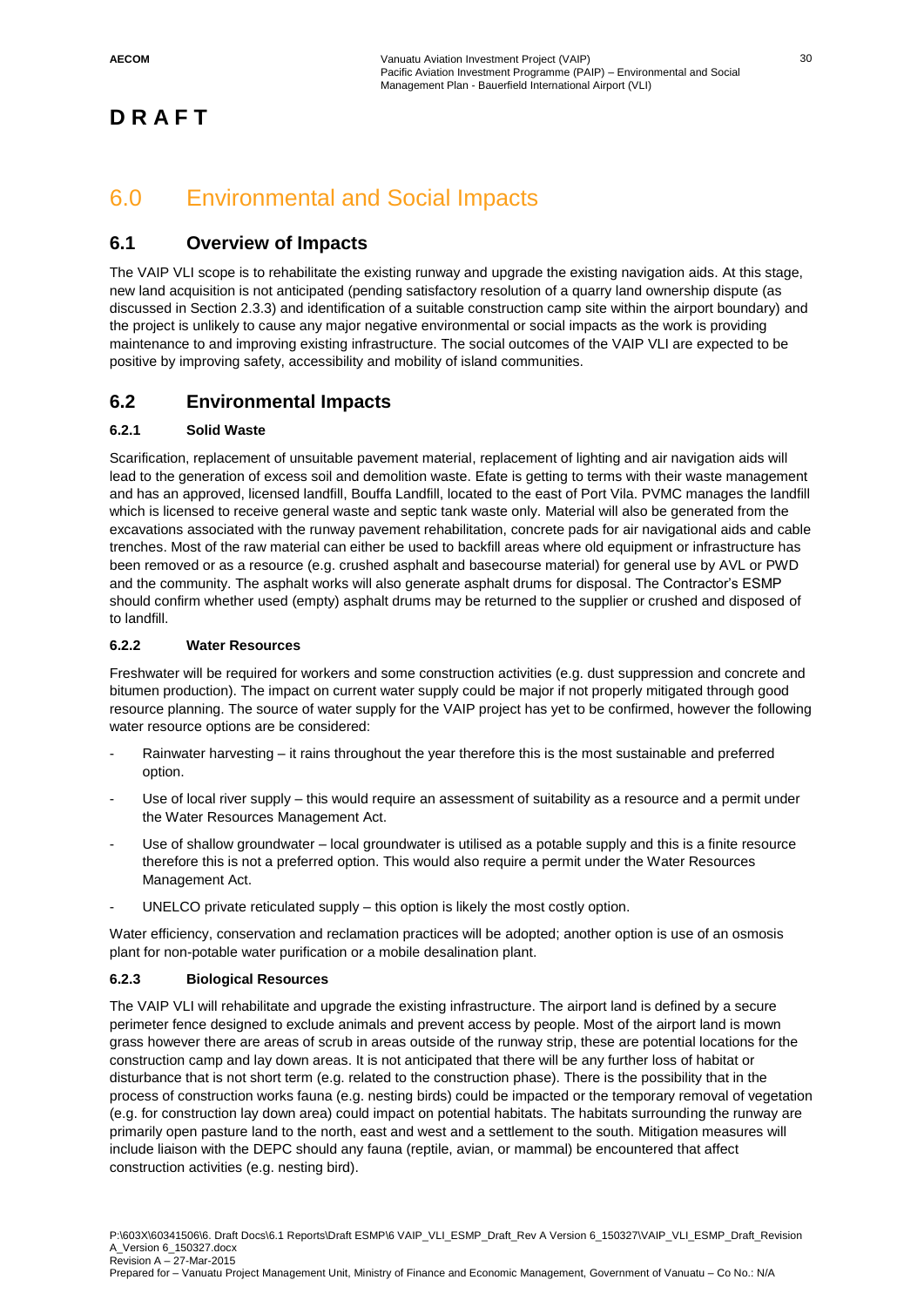**D R A F T**

# 6.0 Environmental and Social Impacts

## 6.1 Overview of Impacts

The VAIP VLI scope is to rehabilitate the existing runway and upgrade the existing navigation aids. At this stage, new land acquisition is not anticipated (pending satisfactory resolution of a quarry land ownership dispute (as discussed in Section 2.3.3) and identification of a suitable construction camp site within the airport boundary) and the project is unlikely to cause any major negative environmental or social impacts as the work is providing maintenance to and improving existing infrastructure. The social outcomes of the VAIP VLI are expected to be positive by improving safety, accessibility and mobility of island communities.

## 6.2 Environmental Impacts

### 6.2.1 Solid Waste

Scarification, replacement of unsuitable pavement material, replacement of lighting and air navigation aids will lead to the generation of excess soil and demolition waste. Efate is getting to terms with their waste management and has an approved, licensed landfill, Bouffa Landfill, located to the east of Port Vila. PVMC manages the landfill which is licensed to receive general waste and septic tank waste only. Material will also be generated from the excavations associated with the runway pavement rehabilitation, concrete pads for air navigational aids and cable trenches. Most of the raw material can either be used to backfill areas where old equipment or infrastructure has been removed or as a resource (e.g. crushed asphalt and basecourse material) for general use by AVL or PWD and the community. The asphalt works will also generate asphalt drums for disposal. The Contractor's ESMP should confirm whether used (empty) asphalt drums may be returned to the supplier or crushed and disposed of to landfill.

### 6.2.2 Water Resources

Freshwater will be required for workers and some construction activities (e.g. dust suppression and concrete and bitumen production). The impact on current water supply could be major if not properly mitigated through good resource planning. The source of water supply for the VAIP project has yet to be confirmed, however the following water resource options are be considered:

- Rainwater harvesting – it rains throughout the year therefore this is the most sustainable and preferred option.
- Use of local river supply – this would require an assessment of suitability as a resource and a permit under the Water Resources Management Act.
- Use of shallow groundwater – local groundwater is utilised as a potable supply and this is a finite resource therefore this is not a preferred option. This would also require a permit under the Water Resources Management Act.
- UNELCO private reticulated supply – this option is likely the most costly option.

Water efficiency, conservation and reclamation practices will be adopted; another option is use of an osmosis plant for non-potable water purification or a mobile desalination plant.

### 6.2.3 Biological Resources

The VAIP VLI will rehabilitate and upgrade the existing infrastructure. The airport land is defined by a secure perimeter fence designed to exclude animals and prevent access by people. Most of the airport land is mown grass however there are areas of scrub in areas outside of the runway strip, these are potential locations for the construction camp and lay down areas. It is not anticipated that there will be any further loss of habitat or disturbance that is not short term (e.g. related to the construction phase). There is the possibility that in the process of construction works fauna (e.g. nesting birds) could be impacted or the temporary removal of vegetation (e.g. for construction lay down area) could impact on potential habitats. The habitats surrounding the runway are primarily open pasture land to the north, east and west and a settlement to the south. Mitigation measures will include liaison with the DEPC should any fauna (reptile, avian, or mammal) be encountered that affect construction activities (e.g. nesting bird).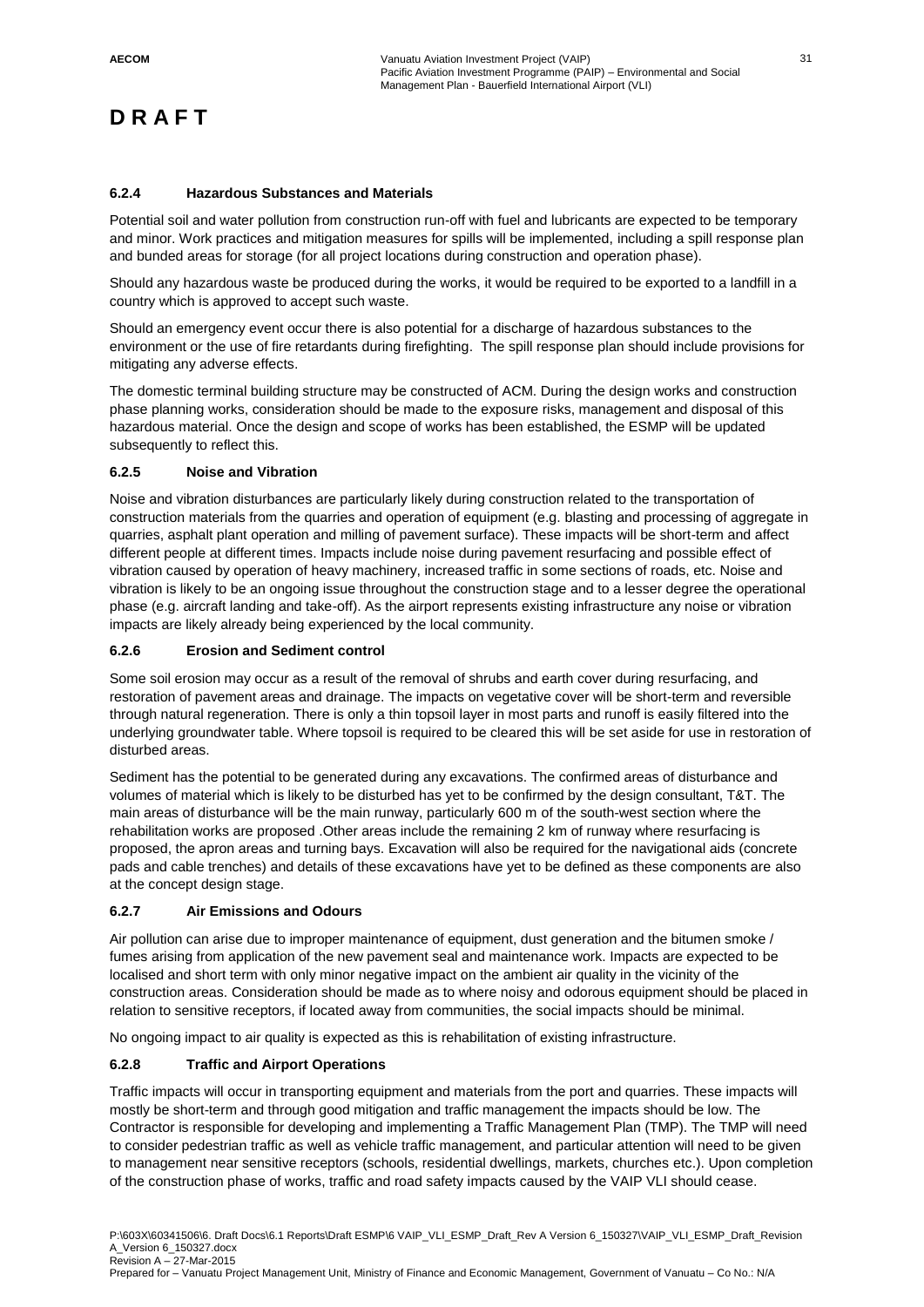**D R A F T**

### 6.2.4 Hazardous Substances and Materials

Potential soil and water pollution from construction run-off with fuel and lubricants are expected to be temporary and minor. Work practices and mitigation measures for spills will be implemented, including a spill response plan and bunded areas for storage (for all project locations during construction and operation phase).

Should any hazardous waste be produced during the works, it would be required to be exported to a landfill in a country which is approved to accept such waste.

Should an emergency event occur there is also potential for a discharge of hazardous substances to the environment or the use of fire retardants during firefighting. The spill response plan should include provisions for mitigating any adverse effects.

The domestic terminal building structure may be constructed of ACM. During the design works and construction phase planning works, consideration should be made to the exposure risks, management and disposal of this hazardous material. Once the design and scope of works has been established, the ESMP will be updated subsequently to reflect this.

### 6.2.5 Noise and Vibration

Noise and vibration disturbances are particularly likely during construction related to the transportation of construction materials from the quarries and operation of equipment (e.g. blasting and processing of aggregate in quarries, asphalt plant operation and milling of pavement surface). These impacts will be short-term and affect different people at different times. Impacts include noise during pavement resurfacing and possible effect of vibration caused by operation of heavy machinery, increased traffic in some sections of roads, etc. Noise and vibration is likely to be an ongoing issue throughout the construction stage and to a lesser degree the operational phase (e.g. aircraft landing and take-off). As the airport represents existing infrastructure any noise or vibration impacts are likely already being experienced by the local community.

### 6.2.6 Erosion and Sediment control

Some soil erosion may occur as a result of the removal of shrubs and earth cover during resurfacing, and restoration of pavement areas and drainage. The impacts on vegetative cover will be short-term and reversible through natural regeneration. There is only a thin topsoil layer in most parts and runoff is easily filtered into the underlying groundwater table. Where topsoil is required to be cleared this will be set aside for use in restoration of disturbed areas.

Sediment has the potential to be generated during any excavations. The confirmed areas of disturbance and volumes of material which is likely to be disturbed has yet to be confirmed by the design consultant, T&T. The main areas of disturbance will be the main runway, particularly 600 m of the south-west section where the rehabilitation works are proposed .Other areas include the remaining 2 km of runway where resurfacing is proposed, the apron areas and turning bays. Excavation will also be required for the navigational aids (concrete pads and cable trenches) and details of these excavations have yet to be defined as these components are also at the concept design stage.

### 6.2.7 Air Emissions and Odours

Air pollution can arise due to improper maintenance of equipment, dust generation and the bitumen smoke / fumes arising from application of the new pavement seal and maintenance work. Impacts are expected to be localised and short term with only minor negative impact on the ambient air quality in the vicinity of the construction areas. Consideration should be made as to where noisy and odorous equipment should be placed in relation to sensitive receptors, if located away from communities, the social impacts should be minimal.

No ongoing impact to air quality is expected as this is rehabilitation of existing infrastructure.

### 6.2.8 Traffic and Airport Operations

Traffic impacts will occur in transporting equipment and materials from the port and quarries. These impacts will mostly be short-term and through good mitigation and traffic management the impacts should be low. The Contractor is responsible for developing and implementing a Traffic Management Plan (TMP). The TMP will need to consider pedestrian traffic as well as vehicle traffic management, and particular attention will need to be given to management near sensitive receptors (schools, residential dwellings, markets, churches etc.). Upon completion of the construction phase of works, traffic and road safety impacts caused by the VAIP VLI should cease.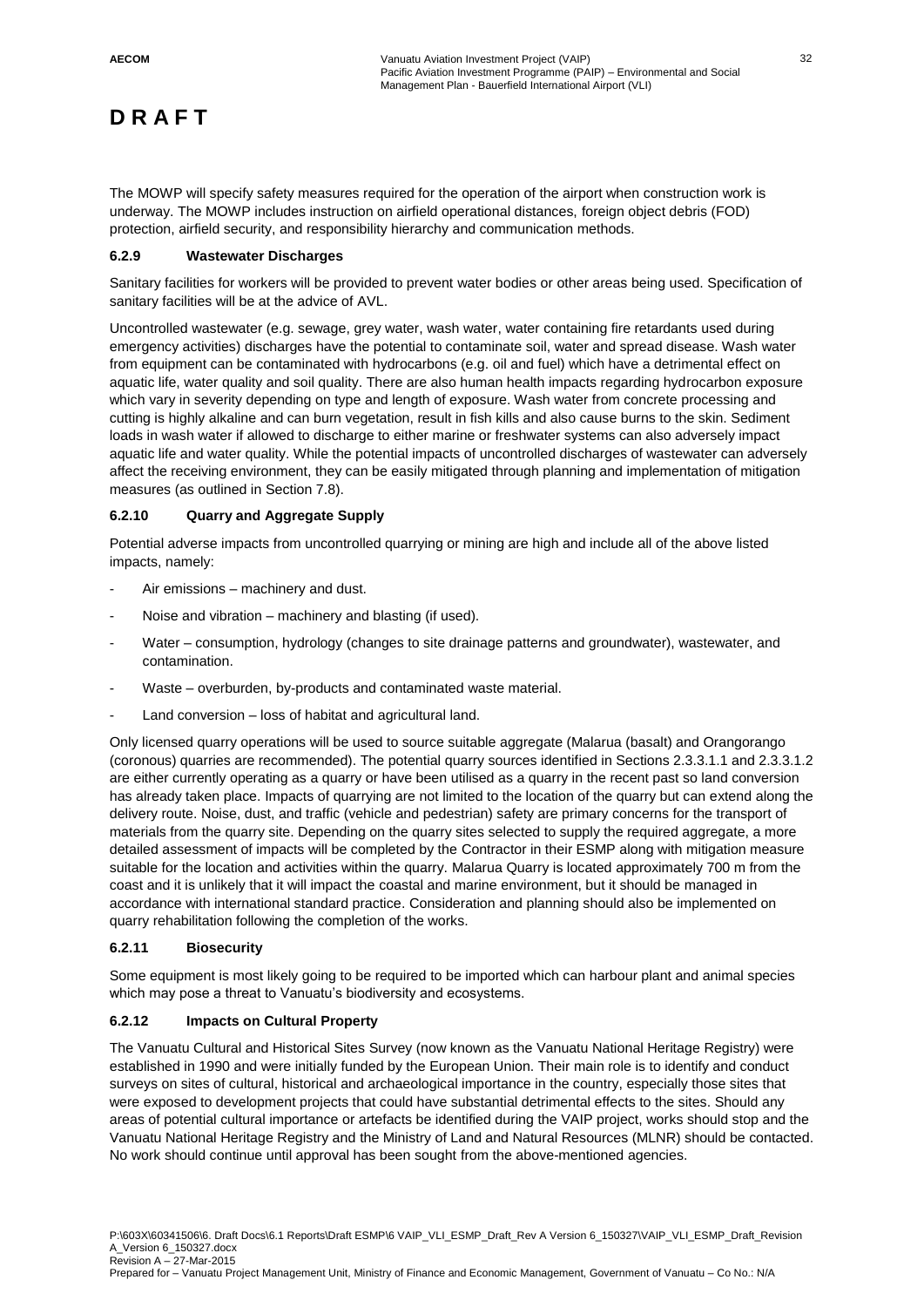**D R A F T**

The MOWP will specify safety measures required for the operation of the airport when construction work is underway. The MOWP includes instruction on airfield operational distances, foreign object debris (FOD) protection, airfield security, and responsibility hierarchy and communication methods.

### 6.2.9 Wastewater Discharges

Sanitary facilities for workers will be provided to prevent water bodies or other areas being used. Specification of sanitary facilities will be at the advice of AVL.

Uncontrolled wastewater (e.g. sewage, grey water, wash water, water containing fire retardants used during emergency activities) discharges have the potential to contaminate soil, water and spread disease. Wash water from equipment can be contaminated with hydrocarbons (e.g. oil and fuel) which have a detrimental effect on aquatic life, water quality and soil quality. There are also human health impacts regarding hydrocarbon exposure which vary in severity depending on type and length of exposure. Wash water from concrete processing and cutting is highly alkaline and can burn vegetation, result in fish kills and also cause burns to the skin. Sediment loads in wash water if allowed to discharge to either marine or freshwater systems can also adversely impact aquatic life and water quality. While the potential impacts of uncontrolled discharges of wastewater can adversely affect the receiving environment, they can be easily mitigated through planning and implementation of mitigation measures (as outlined in Section 7.8).

### 6.2.10 Quarry and Aggregate Supply

Potential adverse impacts from uncontrolled quarrying or mining are high and include all of the above listed impacts, namely:

- Air emissions – machinery and dust.
- Noise and vibration – machinery and blasting (if used).
- Water – consumption, hydrology (changes to site drainage patterns and groundwater), wastewater, and contamination.
- Waste – overburden, by-products and contaminated waste material.
- Land conversion – loss of habitat and agricultural land.

Only licensed quarry operations will be used to source suitable aggregate (Malarua (basalt) and Orangorango (coronous) quarries are recommended). The potential quarry sources identified in Sections 2.3.3.1.1 and 2.3.3.1.2 are either currently operating as a quarry or have been utilised as a quarry in the recent past so land conversion has already taken place. Impacts of quarrying are not limited to the location of the quarry but can extend along the delivery route. Noise, dust, and traffic (vehicle and pedestrian) safety are primary concerns for the transport of materials from the quarry site. Depending on the quarry sites selected to supply the required aggregate, a more detailed assessment of impacts will be completed by the Contractor in their ESMP along with mitigation measure suitable for the location and activities within the quarry. Malarua Quarry is located approximately 700 m from the coast and it is unlikely that it will impact the coastal and marine environment, but it should be managed in accordance with international standard practice. Consideration and planning should also be implemented on quarry rehabilitation following the completion of the works.

### 6.2.11 Biosecurity

Some equipment is most likely going to be required to be imported which can harbour plant and animal species which may pose a threat to Vanuatu's biodiversity and ecosystems.

### 6.2.12 Impacts on Cultural Property

The Vanuatu Cultural and Historical Sites Survey (now known as the Vanuatu National Heritage Registry) were established in 1990 and were initially funded by the European Union. Their main role is to identify and conduct surveys on sites of cultural, historical and archaeological importance in the country, especially those sites that were exposed to development projects that could have substantial detrimental effects to the sites. Should any areas of potential cultural importance or artefacts be identified during the VAIP project, works should stop and the Vanuatu National Heritage Registry and the Ministry of Land and Natural Resources (MLNR) should be contacted. No work should continue until approval has been sought from the above-mentioned agencies.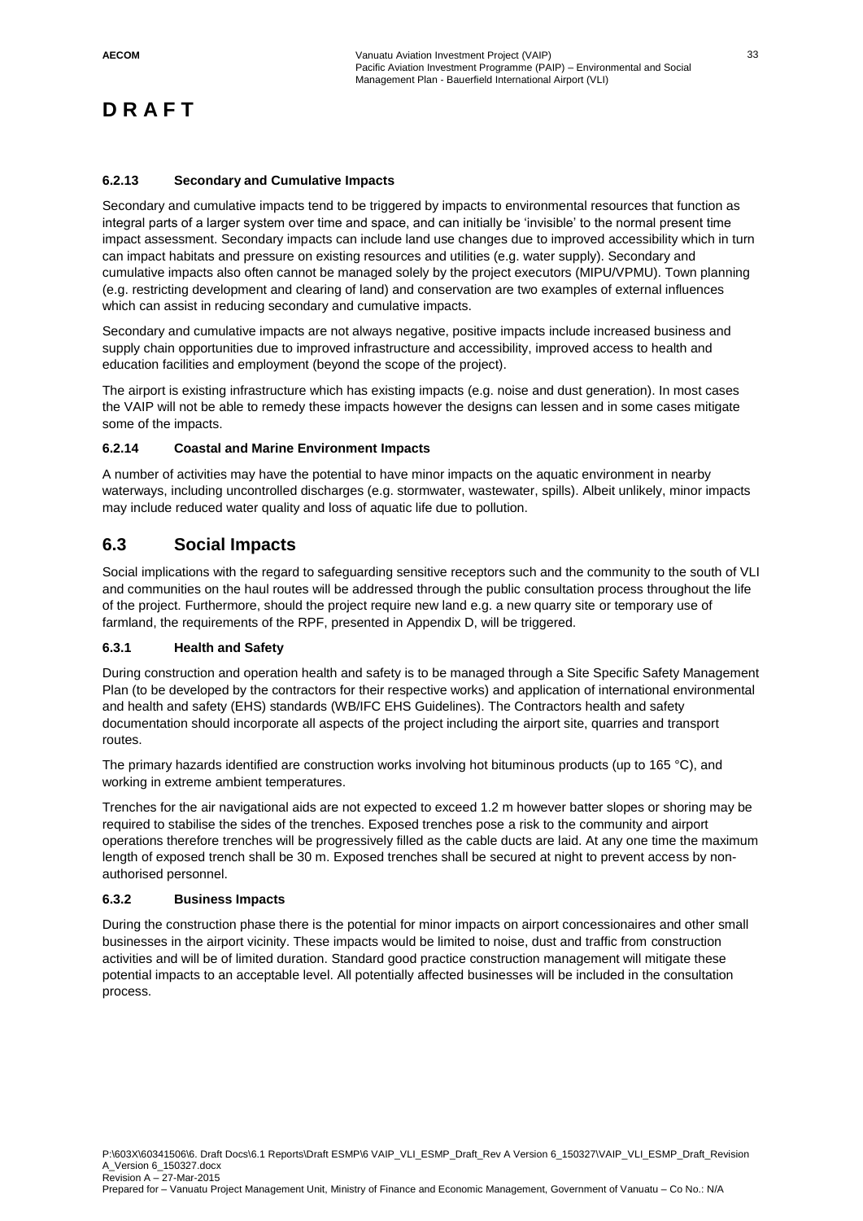**D R A F T**

#### 6.2.13 Secondary and Cumulative Impacts

Secondary and cumulative impacts tend to be triggered by impacts to environmental resources that function as integral parts of a larger system over time and space, and can initially be 'invisible' to the normal present time impact assessment. Secondary impacts can include land use changes due to improved accessibility which in turn can impact habitats and pressure on existing resources and utilities (e.g. water supply). Secondary and cumulative impacts also often cannot be managed solely by the project executors (MIPU/VPMU). Town planning (e.g. restricting development and clearing of land) and conservation are two examples of external influences which can assist in reducing secondary and cumulative impacts.

Secondary and cumulative impacts are not always negative, positive impacts include increased business and supply chain opportunities due to improved infrastructure and accessibility, improved access to health and education facilities and employment (beyond the scope of the project).

The airport is existing infrastructure which has existing impacts (e.g. noise and dust generation). In most cases the VAIP will not be able to remedy these impacts however the designs can lessen and in some cases mitigate some of the impacts.

#### 6.2.14 Coastal and Marine Environment Impacts

A number of activities may have the potential to have minor impacts on the aquatic environment in nearby waterways, including uncontrolled discharges (e.g. stormwater, wastewater, spills). Albeit unlikely, minor impacts may include reduced water quality and loss of aquatic life due to pollution.

## 6.3 Social Impacts

Social implications with the regard to safeguarding sensitive receptors such and the community to the south of VLI and communities on the haul routes will be addressed through the public consultation process throughout the life of the project. Furthermore, should the project require new land e.g. a new quarry site or temporary use of farmland, the requirements of the RPF, presented in Appendix D, will be triggered.

#### 6.3.1 Health and Safety

During construction and operation health and safety is to be managed through a Site Specific Safety Management Plan (to be developed by the contractors for their respective works) and application of international environmental and health and safety (EHS) standards (WB/IFC EHS Guidelines). The Contractors health and safety documentation should incorporate all aspects of the project including the airport site, quarries and transport routes.

The primary hazards identified are construction works involving hot bituminous products (up to 165 °C), and working in extreme ambient temperatures.

Trenches for the air navigational aids are not expected to exceed 1.2 m however batter slopes or shoring may be required to stabilise the sides of the trenches. Exposed trenches pose a risk to the community and airport operations therefore trenches will be progressively filled as the cable ducts are laid. At any one time the maximum length of exposed trench shall be 30 m. Exposed trenches shall be secured at night to prevent access by non-authorised personnel.

#### 6.3.2 Business Impacts

During the construction phase there is the potential for minor impacts on airport concessionaires and other small businesses in the airport vicinity. These impacts would be limited to noise, dust and traffic from construction activities and will be of limited duration. Standard good practice construction management will mitigate these potential impacts to an acceptable level. All potentially affected businesses will be included in the consultation process.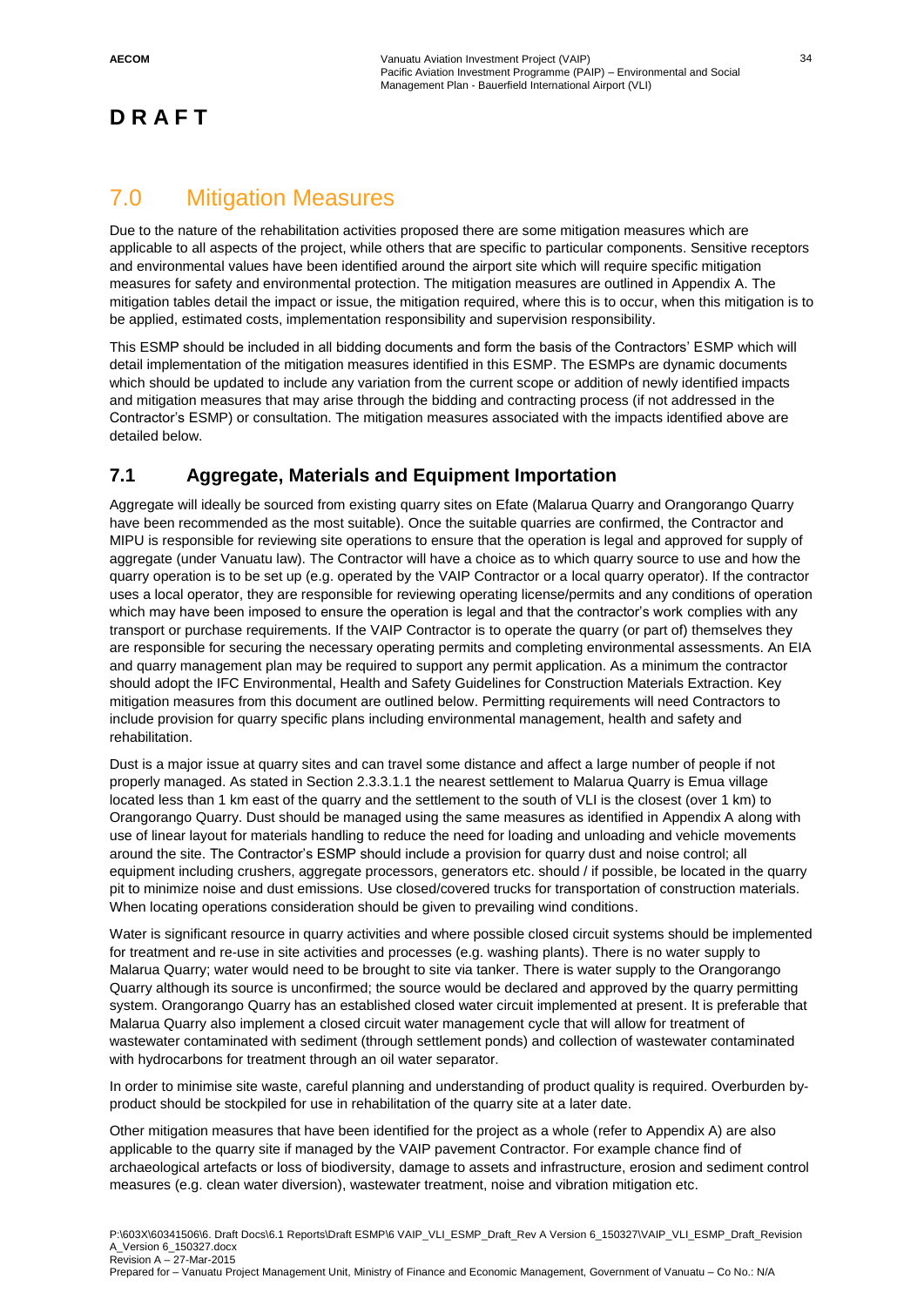**D R A F T**

# 7.0 Mitigation Measures

Due to the nature of the rehabilitation activities proposed there are some mitigation measures which are applicable to all aspects of the project, while others that are specific to particular components. Sensitive receptors and environmental values have been identified around the airport site which will require specific mitigation measures for safety and environmental protection. The mitigation measures are outlined in Appendix A. The mitigation tables detail the impact or issue, the mitigation required, where this is to occur, when this mitigation is to be applied, estimated costs, implementation responsibility and supervision responsibility.

This ESMP should be included in all bidding documents and form the basis of the Contractors' ESMP which will detail implementation of the mitigation measures identified in this ESMP. The ESMPs are dynamic documents which should be updated to include any variation from the current scope or addition of newly identified impacts and mitigation measures that may arise through the bidding and contracting process (if not addressed in the Contractor's ESMP) or consultation. The mitigation measures associated with the impacts identified above are detailed below.

## 7.1 Aggregate, Materials and Equipment Importation

Aggregate will ideally be sourced from existing quarry sites on Efate (Malarua Quarry and Orangorango Quarry have been recommended as the most suitable). Once the suitable quarries are confirmed, the Contractor and MIPU is responsible for reviewing site operations to ensure that the operation is legal and approved for supply of aggregate (under Vanuatu law). The Contractor will have a choice as to which quarry source to use and how the quarry operation is to be set up (e.g. operated by the VAIP Contractor or a local quarry operator). If the contractor uses a local operator, they are responsible for reviewing operating license/permits and any conditions of operation which may have been imposed to ensure the operation is legal and that the contractor's work complies with any transport or purchase requirements. If the VAIP Contractor is to operate the quarry (or part of) themselves they are responsible for securing the necessary operating permits and completing environmental assessments. An EIA and quarry management plan may be required to support any permit application. As a minimum the contractor should adopt the IFC Environmental, Health and Safety Guidelines for Construction Materials Extraction. Key mitigation measures from this document are outlined below. Permitting requirements will need Contractors to include provision for quarry specific plans including environmental management, health and safety and rehabilitation.

Dust is a major issue at quarry sites and can travel some distance and affect a large number of people if not properly managed. As stated in Section 2.3.3.1.1 the nearest settlement to Malarua Quarry is Emua village located less than 1 km east of the quarry and the settlement to the south of VLI is the closest (over 1 km) to Orangorango Quarry. Dust should be managed using the same measures as identified in Appendix A along with use of linear layout for materials handling to reduce the need for loading and unloading and vehicle movements around the site. The Contractor's ESMP should include a provision for quarry dust and noise control; all equipment including crushers, aggregate processors, generators etc. should / if possible, be located in the quarry pit to minimize noise and dust emissions. Use closed/covered trucks for transportation of construction materials. When locating operations consideration should be given to prevailing wind conditions.

Water is significant resource in quarry activities and where possible closed circuit systems should be implemented for treatment and re-use in site activities and processes (e.g. washing plants). There is no water supply to Malarua Quarry; water would need to be brought to site via tanker. There is water supply to the Orangorango Quarry although its source is unconfirmed; the source would be declared and approved by the quarry permitting system. Orangorango Quarry has an established closed water circuit implemented at present. It is preferable that Malarua Quarry also implement a closed circuit water management cycle that will allow for treatment of wastewater contaminated with sediment (through settlement ponds) and collection of wastewater contaminated with hydrocarbons for treatment through an oil water separator.

In order to minimise site waste, careful planning and understanding of product quality is required. Overburden by-product should be stockpiled for use in rehabilitation of the quarry site at a later date.

Other mitigation measures that have been identified for the project as a whole (refer to Appendix A) are also applicable to the quarry site if managed by the VAIP pavement Contractor. For example chance find of archaeological artefacts or loss of biodiversity, damage to assets and infrastructure, erosion and sediment control measures (e.g. clean water diversion), wastewater treatment, noise and vibration mitigation etc.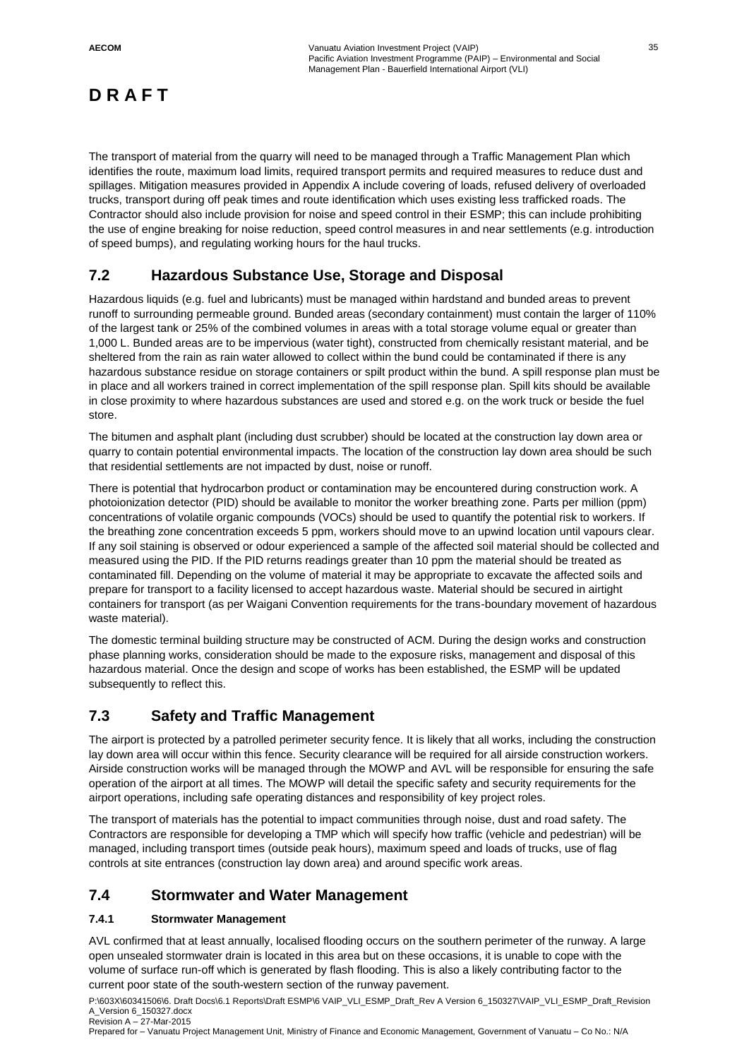**D R A F T**

The transport of material from the quarry will need to be managed through a Traffic Management Plan which identifies the route, maximum load limits, required transport permits and required measures to reduce dust and spillages. Mitigation measures provided in Appendix A include covering of loads, refused delivery of overloaded trucks, transport during off peak times and route identification which uses existing less trafficked roads. The Contractor should also include provision for noise and speed control in their ESMP; this can include prohibiting the use of engine breaking for noise reduction, speed control measures in and near settlements (e.g. introduction of speed bumps), and regulating working hours for the haul trucks.

## 7.2 Hazardous Substance Use, Storage and Disposal

Hazardous liquids (e.g. fuel and lubricants) must be managed within hardstand and bunded areas to prevent runoff to surrounding permeable ground. Bunded areas (secondary containment) must contain the larger of 110% of the largest tank or 25% of the combined volumes in areas with a total storage volume equal or greater than 1,000 L. Bunded areas are to be impervious (water tight), constructed from chemically resistant material, and be sheltered from the rain as rain water allowed to collect within the bund could be contaminated if there is any hazardous substance residue on storage containers or spilt product within the bund. A spill response plan must be in place and all workers trained in correct implementation of the spill response plan. Spill kits should be available in close proximity to where hazardous substances are used and stored e.g. on the work truck or beside the fuel store.

The bitumen and asphalt plant (including dust scrubber) should be located at the construction lay down area or quarry to contain potential environmental impacts. The location of the construction lay down area should be such that residential settlements are not impacted by dust, noise or runoff.

There is potential that hydrocarbon product or contamination may be encountered during construction work. A photoionization detector (PID) should be available to monitor the worker breathing zone. Parts per million (ppm) concentrations of volatile organic compounds (VOCs) should be used to quantify the potential risk to workers. If the breathing zone concentration exceeds 5 ppm, workers should move to an upwind location until vapours clear. If any soil staining is observed or odour experienced a sample of the affected soil material should be collected and measured using the PID. If the PID returns readings greater than 10 ppm the material should be treated as contaminated fill. Depending on the volume of material it may be appropriate to excavate the affected soils and prepare for transport to a facility licensed to accept hazardous waste. Material should be secured in airtight containers for transport (as per Waigani Convention requirements for the trans-boundary movement of hazardous waste material).

The domestic terminal building structure may be constructed of ACM. During the design works and construction phase planning works, consideration should be made to the exposure risks, management and disposal of this hazardous material. Once the design and scope of works has been established, the ESMP will be updated subsequently to reflect this.

## 7.3 Safety and Traffic Management

The airport is protected by a patrolled perimeter security fence. It is likely that all works, including the construction lay down area will occur within this fence. Security clearance will be required for all airside construction workers. Airside construction works will be managed through the MOWP and AVL will be responsible for ensuring the safe operation of the airport at all times. The MOWP will detail the specific safety and security requirements for the airport operations, including safe operating distances and responsibility of key project roles.

The transport of materials has the potential to impact communities through noise, dust and road safety. The Contractors are responsible for developing a TMP which will specify how traffic (vehicle and pedestrian) will be managed, including transport times (outside peak hours), maximum speed and loads of trucks, use of flag controls at site entrances (construction lay down area) and around specific work areas.

## 7.4 Stormwater and Water Management

### 7.4.1 Stormwater Management

AVL confirmed that at least annually, localised flooding occurs on the southern perimeter of the runway. A large open unsealed stormwater drain is located in this area but on these occasions, it is unable to cope with the volume of surface run-off which is generated by flash flooding. This is also a likely contributing factor to the current poor state of the south-western section of the runway pavement.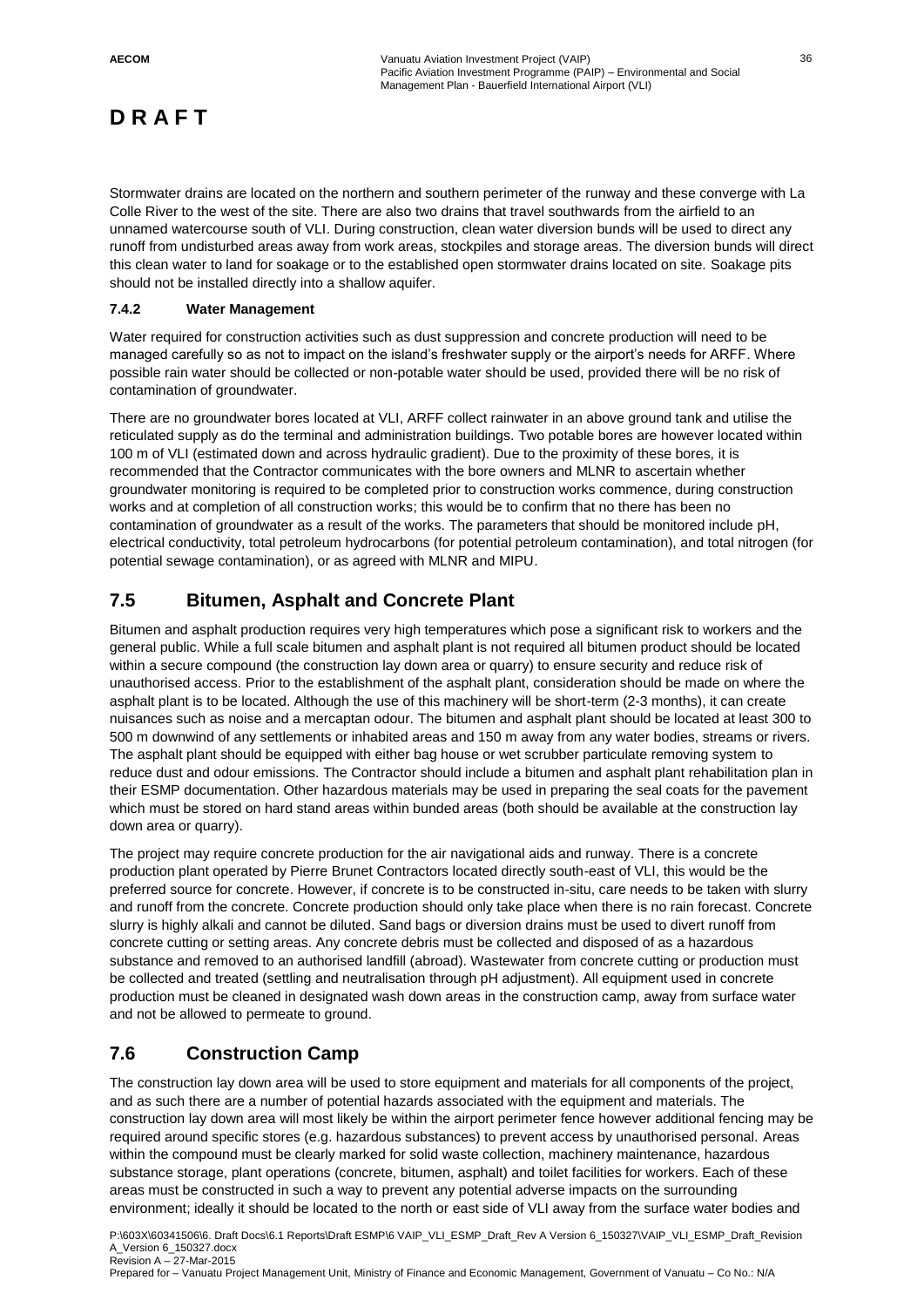Stormwater drains are located on the northern and southern perimeter of the runway and these converge with La Colle River to the west of the site. There are also two drains that travel southwards from the airfield to an unnamed watercourse south of VLI. During construction, clean water diversion bunds will be used to direct any runoff from undisturbed areas away from work areas, stockpiles and storage areas. The diversion bunds will direct this clean water to land for soakage or to the established open stormwater drains located on site. Soakage pits should not be installed directly into a shallow aquifer.

#### 7.4.2 Water Management

Water required for construction activities such as dust suppression and concrete production will need to be managed carefully so as not to impact on the island's freshwater supply or the airport's needs for ARFF. Where possible rain water should be collected or non-potable water should be used, provided there will be no risk of contamination of groundwater.

There are no groundwater bores located at VLI, ARFF collect rainwater in an above ground tank and utilise the reticulated supply as do the terminal and administration buildings. Two potable bores are however located within 100 m of VLI (estimated down and across hydraulic gradient). Due to the proximity of these bores, it is recommended that the Contractor communicates with the bore owners and MLNR to ascertain whether groundwater monitoring is required to be completed prior to construction works commence, during construction works and at completion of all construction works; this would be to confirm that no there has been no contamination of groundwater as a result of the works. The parameters that should be monitored include pH, electrical conductivity, total petroleum hydrocarbons (for potential petroleum contamination), and total nitrogen (for potential sewage contamination), or as agreed with MLNR and MIPU.

## 7.5 Bitumen, Asphalt and Concrete Plant

Bitumen and asphalt production requires very high temperatures which pose a significant risk to workers and the general public. While a full scale bitumen and asphalt plant is not required all bitumen product should be located within a secure compound (the construction lay down area or quarry) to ensure security and reduce risk of unauthorised access. Prior to the establishment of the asphalt plant, consideration should be made on where the asphalt plant is to be located. Although the use of this machinery will be short-term (2-3 months), it can create nuisances such as noise and a mercaptan odour. The bitumen and asphalt plant should be located at least 300 to 500 m downwind of any settlements or inhabited areas and 150 m away from any water bodies, streams or rivers. The asphalt plant should be equipped with either bag house or wet scrubber particulate removing system to reduce dust and odour emissions. The Contractor should include a bitumen and asphalt plant rehabilitation plan in their ESMP documentation. Other hazardous materials may be used in preparing the seal coats for the pavement which must be stored on hard stand areas within bunded areas (both should be available at the construction lay down area or quarry).

The project may require concrete production for the air navigational aids and runway. There is a concrete production plant operated by Pierre Brunet Contractors located directly south-east of VLI, this would be the preferred source for concrete. However, if concrete is to be constructed in-situ, care needs to be taken with slurry and runoff from the concrete. Concrete production should only take place when there is no rain forecast. Concrete slurry is highly alkali and cannot be diluted. Sand bags or diversion drains must be used to divert runoff from concrete cutting or setting areas. Any concrete debris must be collected and disposed of as a hazardous substance and removed to an authorised landfill (abroad). Wastewater from concrete cutting or production must be collected and treated (settling and neutralisation through pH adjustment). All equipment used in concrete production must be cleaned in designated wash down areas in the construction camp, away from surface water and not be allowed to permeate to ground.

## 7.6 Construction Camp

The construction lay down area will be used to store equipment and materials for all components of the project, and as such there are a number of potential hazards associated with the equipment and materials. The construction lay down area will most likely be within the airport perimeter fence however additional fencing may be required around specific stores (e.g. hazardous substances) to prevent access by unauthorised personal. Areas within the compound must be clearly marked for solid waste collection, machinery maintenance, hazardous substance storage, plant operations (concrete, bitumen, asphalt) and toilet facilities for workers. Each of these areas must be constructed in such a way to prevent any potential adverse impacts on the surrounding environment; ideally it should be located to the north or east side of VLI away from the surface water bodies and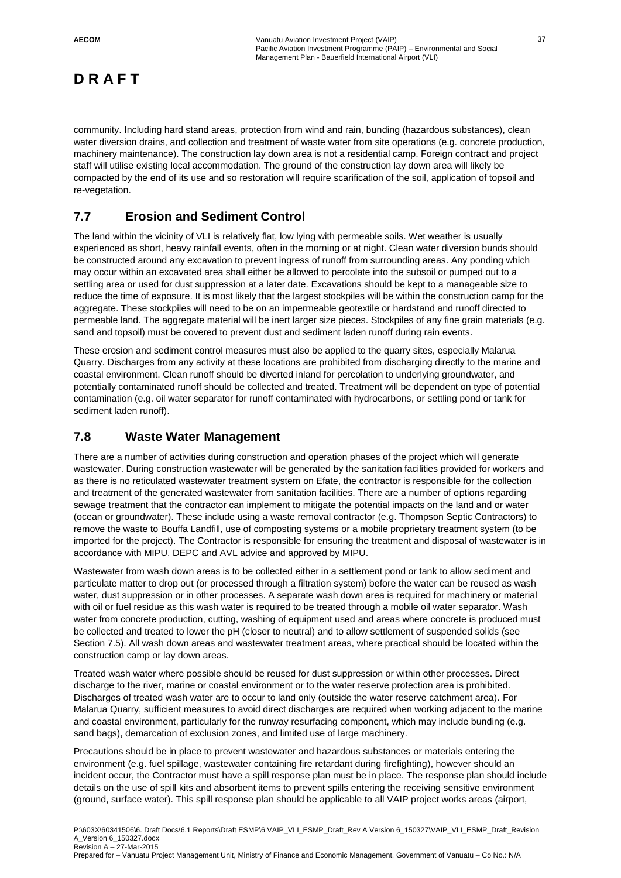**D R A F T**

community. Including hard stand areas, protection from wind and rain, bunding (hazardous substances), clean water diversion drains, and collection and treatment of waste water from site operations (e.g. concrete production, machinery maintenance). The construction lay down area is not a residential camp. Foreign contract and project staff will utilise existing local accommodation. The ground of the construction lay down area will likely be compacted by the end of its use and so restoration will require scarification of the soil, application of topsoil and re-vegetation.

## 7.7 Erosion and Sediment Control

The land within the vicinity of VLI is relatively flat, low lying with permeable soils. Wet weather is usually experienced as short, heavy rainfall events, often in the morning or at night. Clean water diversion bunds should be constructed around any excavation to prevent ingress of runoff from surrounding areas. Any ponding which may occur within an excavated area shall either be allowed to percolate into the subsoil or pumped out to a settling area or used for dust suppression at a later date. Excavations should be kept to a manageable size to reduce the time of exposure. It is most likely that the largest stockpiles will be within the construction camp for the aggregate. These stockpiles will need to be on an impermeable geotextile or hardstand and runoff directed to permeable land. The aggregate material will be inert larger size pieces. Stockpiles of any fine grain materials (e.g. sand and topsoil) must be covered to prevent dust and sediment laden runoff during rain events.

These erosion and sediment control measures must also be applied to the quarry sites, especially Malarua Quarry. Discharges from any activity at these locations are prohibited from discharging directly to the marine and coastal environment. Clean runoff should be diverted inland for percolation to underlying groundwater, and potentially contaminated runoff should be collected and treated. Treatment will be dependent on type of potential contamination (e.g. oil water separator for runoff contaminated with hydrocarbons, or settling pond or tank for sediment laden runoff).

## 7.8 Waste Water Management

There are a number of activities during construction and operation phases of the project which will generate wastewater. During construction wastewater will be generated by the sanitation facilities provided for workers and as there is no reticulated wastewater treatment system on Efate, the contractor is responsible for the collection and treatment of the generated wastewater from sanitation facilities. There are a number of options regarding sewage treatment that the contractor can implement to mitigate the potential impacts on the land and or water (ocean or groundwater). These include using a waste removal contractor (e.g. Thompson Septic Contractors) to remove the waste to Bouffa Landfill, use of composting systems or a mobile proprietary treatment system (to be imported for the project). The Contractor is responsible for ensuring the treatment and disposal of wastewater is in accordance with MIPU, DEPC and AVL advice and approved by MIPU.

Wastewater from wash down areas is to be collected either in a settlement pond or tank to allow sediment and particulate matter to drop out (or processed through a filtration system) before the water can be reused as wash water, dust suppression or in other processes. A separate wash down area is required for machinery or material with oil or fuel residue as this wash water is required to be treated through a mobile oil water separator. Wash water from concrete production, cutting, washing of equipment used and areas where concrete is produced must be collected and treated to lower the pH (closer to neutral) and to allow settlement of suspended solids (see Section 7.5). All wash down areas and wastewater treatment areas, where practical should be located within the construction camp or lay down areas.

Treated wash water where possible should be reused for dust suppression or within other processes. Direct discharge to the river, marine or coastal environment or to the water reserve protection area is prohibited. Discharges of treated wash water are to occur to land only (outside the water reserve catchment area). For Malarua Quarry, sufficient measures to avoid direct discharges are required when working adjacent to the marine and coastal environment, particularly for the runway resurfacing component, which may include bunding (e.g. sand bags), demarcation of exclusion zones, and limited use of large machinery.

Precautions should be in place to prevent wastewater and hazardous substances or materials entering the environment (e.g. fuel spillage, wastewater containing fire retardant during firefighting), however should an incident occur, the Contractor must have a spill response plan must be in place. The response plan should include details on the use of spill kits and absorbent items to prevent spills entering the receiving sensitive environment (ground, surface water). This spill response plan should be applicable to all VAIP project works areas (airport,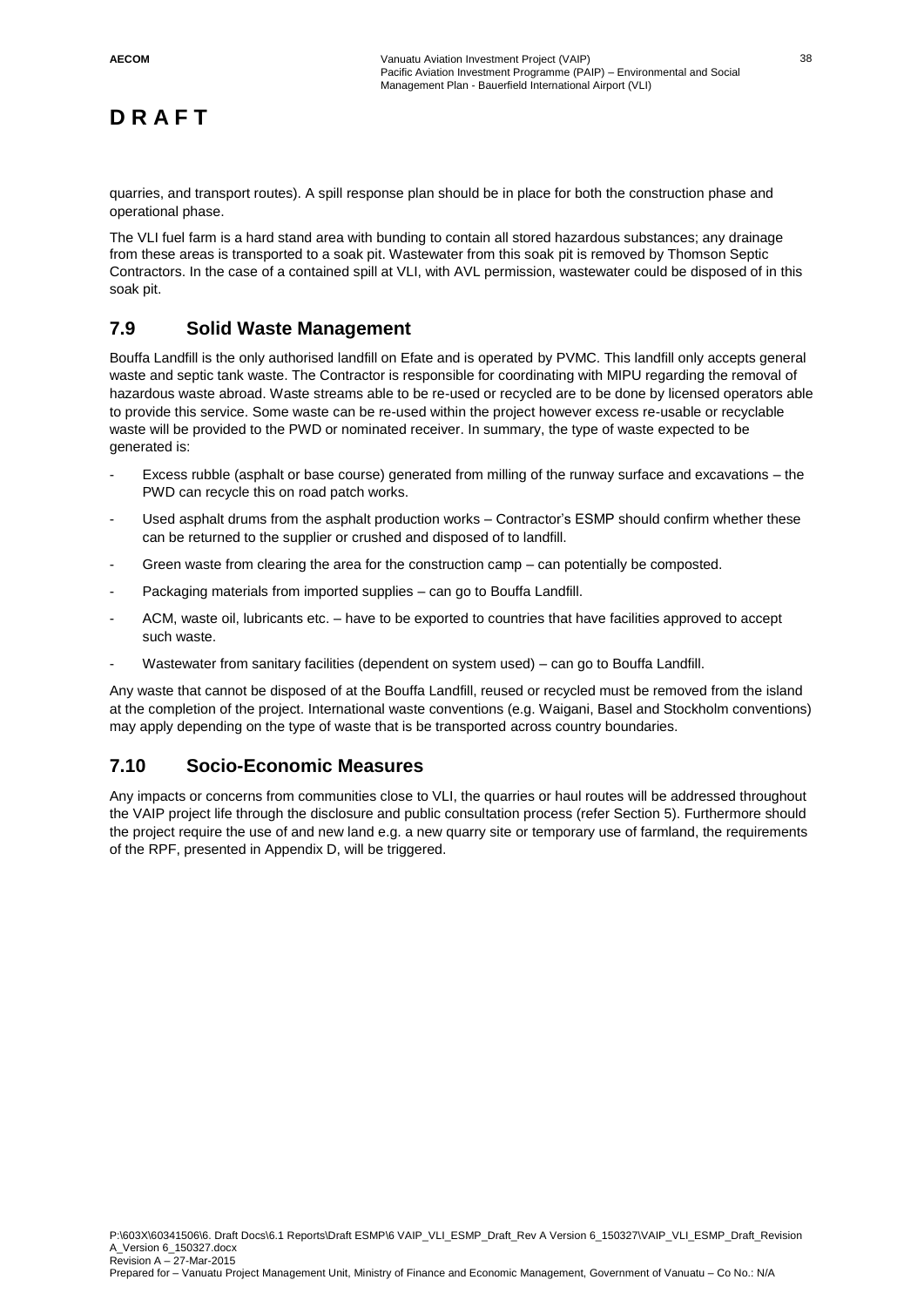# D R A F T

quarries, and transport routes). A spill response plan should be in place for both the construction phase and operational phase.

The VLI fuel farm is a hard stand area with bunding to contain all stored hazardous substances; any drainage from these areas is transported to a soak pit. Wastewater from this soak pit is removed by Thomson Septic Contractors. In the case of a contained spill at VLI, with AVL permission, wastewater could be disposed of in this soak pit.

## 7.9 Solid Waste Management

Bouffa Landfill is the only authorised landfill on Efate and is operated by PVMC. This landfill only accepts general waste and septic tank waste. The Contractor is responsible for coordinating with MIPU regarding the removal of hazardous waste abroad. Waste streams able to be re-used or recycled are to be done by licensed operators able to provide this service. Some waste can be re-used within the project however excess re-usable or recyclable waste will be provided to the PWD or nominated receiver. In summary, the type of waste expected to be generated is:

- Excess rubble (asphalt or base course) generated from milling of the runway surface and excavations – the PWD can recycle this on road patch works.
- Used asphalt drums from the asphalt production works – Contractor's ESMP should confirm whether these can be returned to the supplier or crushed and disposed of to landfill.
- Green waste from clearing the area for the construction camp – can potentially be composted.
- Packaging materials from imported supplies – can go to Bouffa Landfill.
- ACM, waste oil, lubricants etc. – have to be exported to countries that have facilities approved to accept such waste.
- Wastewater from sanitary facilities (dependent on system used) – can go to Bouffa Landfill.

Any waste that cannot be disposed of at the Bouffa Landfill, reused or recycled must be removed from the island at the completion of the project. International waste conventions (e.g. Waigani, Basel and Stockholm conventions) may apply depending on the type of waste that is be transported across country boundaries.

## 7.10 Socio-Economic Measures

Any impacts or concerns from communities close to VLI, the quarries or haul routes will be addressed throughout the VAIP project life through the disclosure and public consultation process (refer Section 5). Furthermore should the project require the use of and new land e.g. a new quarry site or temporary use of farmland, the requirements of the RPF, presented in Appendix D, will be triggered.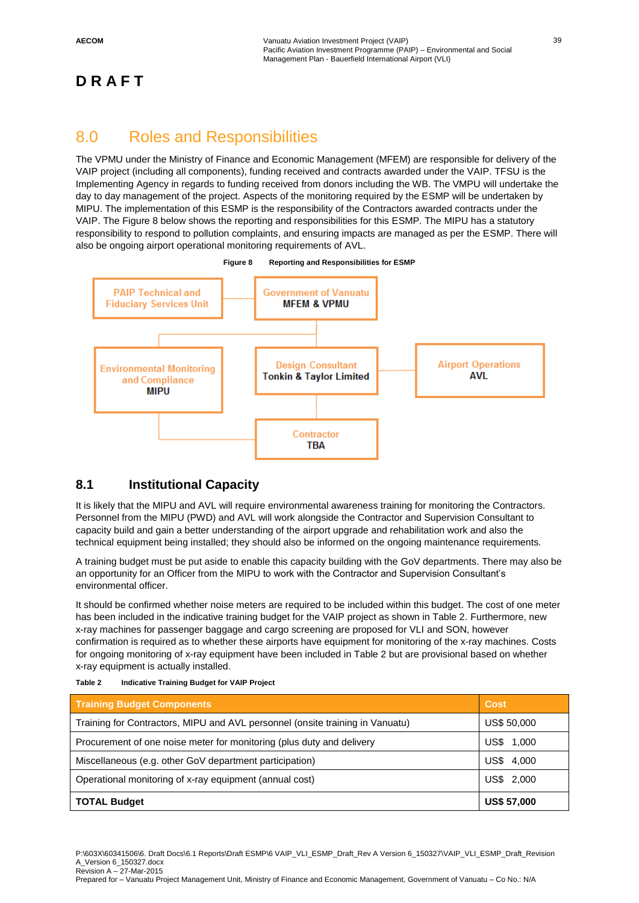**D R A F T**

# 8.0 Roles and Responsibilities

The VPMU under the Ministry of Finance and Economic Management (MFEM) are responsible for delivery of the VAIP project (including all components), funding received and contracts awarded under the VAIP. TFSU is the Implementing Agency in regards to funding received from donors including the WB. The VMPU will undertake the day to day management of the project. Aspects of the monitoring required by the ESMP will be undertaken by MIPU. The implementation of this ESMP is the responsibility of the Contractors awarded contracts under the VAIP. The Figure 8 below shows the reporting and responsibilities for this ESMP. The MIPU has a statutory responsibility to respond to pollution complaints, and ensuring impacts are managed as per the ESMP. There will also be ongoing airport operational monitoring requirements of AVL.

**Figure 8 Reporting and Responsibilities for ESMP**

PAIP Technical and Fiduciary Services Unit

Government of Vanuatu
MFEM & VPMU

Environmental Monitoring and Compliance
MIPU

Design Consultant
Tonkin & Taylor Limited

Airport Operations
AVL

Contractor
TBA

## 8.1 Institutional Capacity

It is likely that the MIPU and AVL will require environmental awareness training for monitoring the Contractors. Personnel from the MIPU (PWD) and AVL will work alongside the Contractor and Supervision Consultant to capacity build and gain a better understanding of the airport upgrade and rehabilitation work and also the technical equipment being installed; they should also be informed on the ongoing maintenance requirements.

A training budget must be put aside to enable this capacity building with the GoV departments. There may also be an opportunity for an Officer from the MIPU to work with the Contractor and Supervision Consultant's environmental officer.

It should be confirmed whether noise meters are required to be included within this budget. The cost of one meter has been included in the indicative training budget for the VAIP project as shown in Table 2. Furthermore, new x-ray machines for passenger baggage and cargo screening are proposed for VLI and SON, however confirmation is required as to whether these airports have equipment for monitoring of the x-ray machines. Costs for ongoing monitoring of x-ray equipment have been included in Table 2 but are provisional based on whether x-ray equipment is actually installed.

**Table 2 Indicative Training Budget for VAIP Project**

| Training Budget Components | Cost |
|---|---|
| Training for Contractors, MIPU and AVL personnel (onsite training in Vanuatu) | US$ 50,000 |
| Procurement of one noise meter for monitoring (plus duty and delivery | US$ 1,000 |
| Miscellaneous (e.g. other GoV department participation) | US$ 4,000 |
| Operational monitoring of x-ray equipment (annual cost) | US$ 2,000 |
| **TOTAL Budget** | **US$ 57,000** |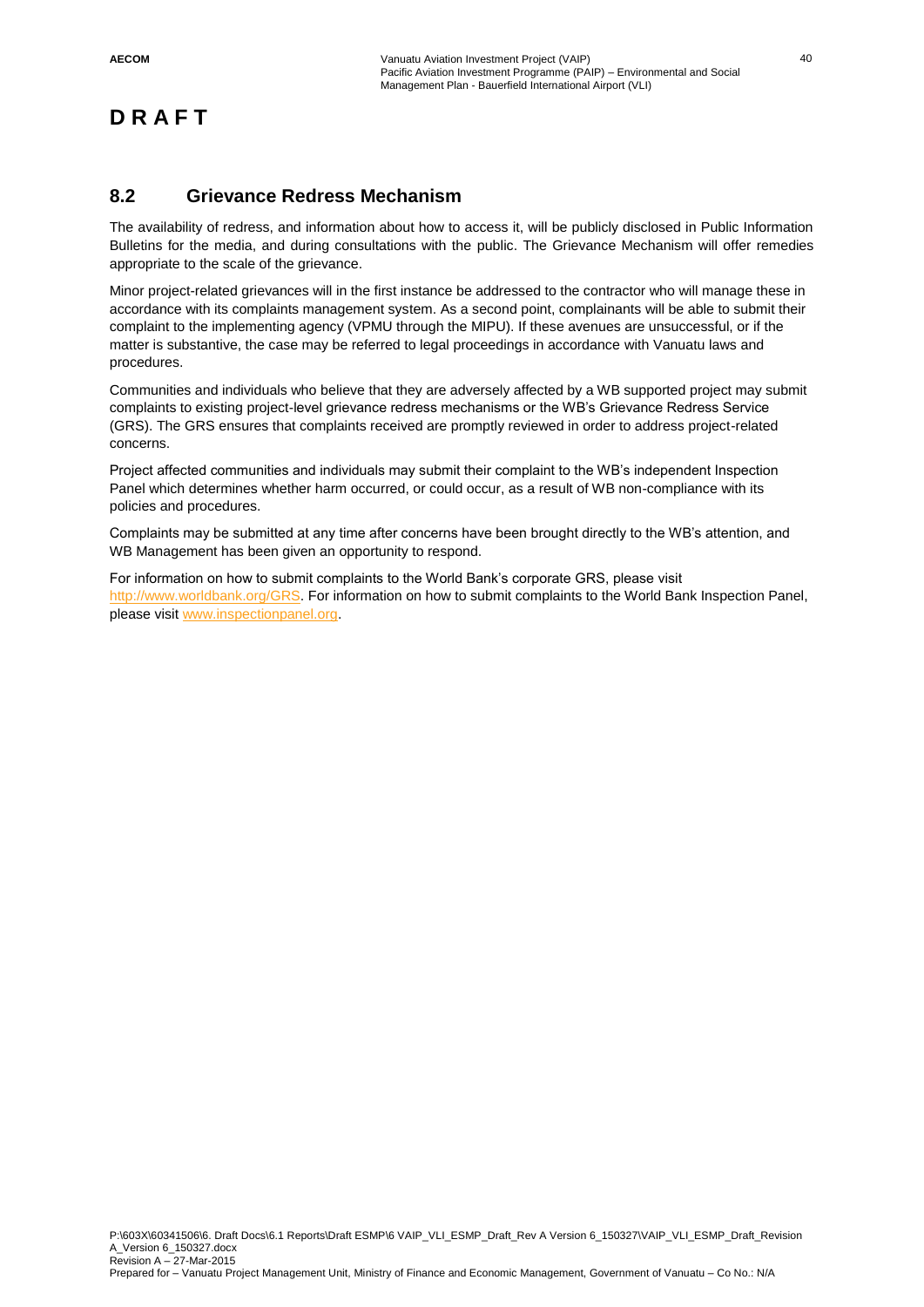## 8.2 Grievance Redress Mechanism

The availability of redress, and information about how to access it, will be publicly disclosed in Public Information Bulletins for the media, and during consultations with the public. The Grievance Mechanism will offer remedies appropriate to the scale of the grievance.

Minor project-related grievances will in the first instance be addressed to the contractor who will manage these in accordance with its complaints management system. As a second point, complainants will be able to submit their complaint to the implementing agency (VPMU through the MIPU). If these avenues are unsuccessful, or if the matter is substantive, the case may be referred to legal proceedings in accordance with Vanuatu laws and procedures.

Communities and individuals who believe that they are adversely affected by a WB supported project may submit complaints to existing project-level grievance redress mechanisms or the WB's Grievance Redress Service (GRS). The GRS ensures that complaints received are promptly reviewed in order to address project-related concerns.

Project affected communities and individuals may submit their complaint to the WB's independent Inspection Panel which determines whether harm occurred, or could occur, as a result of WB non-compliance with its policies and procedures.

Complaints may be submitted at any time after concerns have been brought directly to the WB's attention, and WB Management has been given an opportunity to respond.

For information on how to submit complaints to the World Bank's corporate GRS, please visit http://www.worldbank.org/GRS. For information on how to submit complaints to the World Bank Inspection Panel, please visit www.inspectionpanel.org.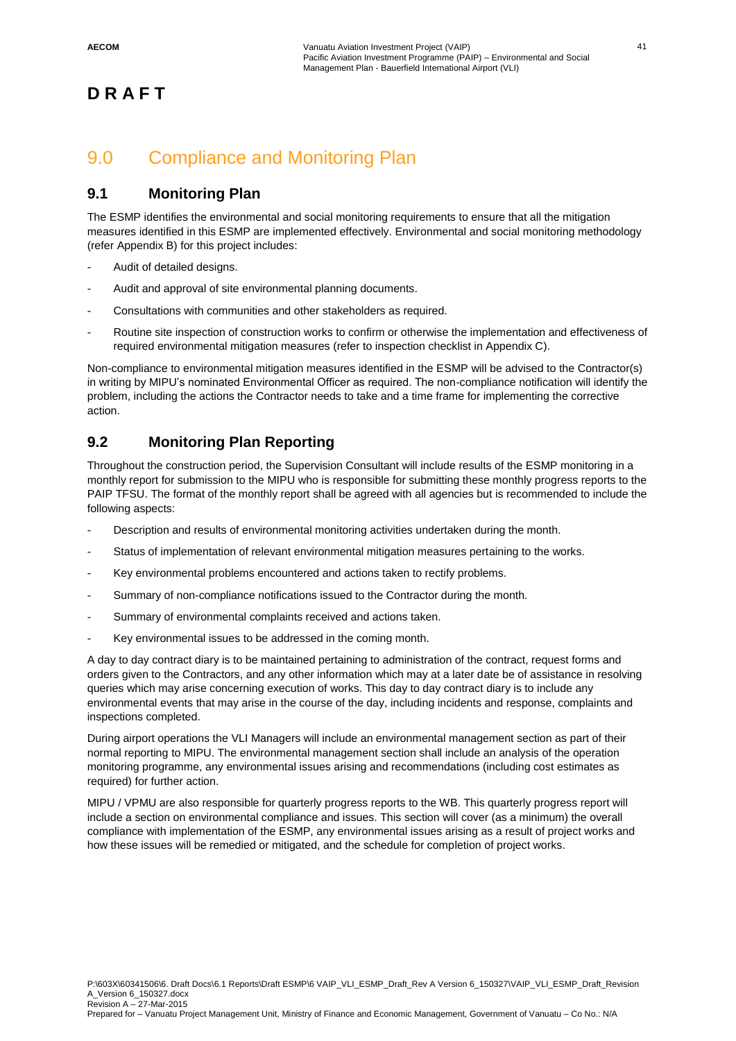**D R A F T**

# 9.0 Compliance and Monitoring Plan

## 9.1 Monitoring Plan

The ESMP identifies the environmental and social monitoring requirements to ensure that all the mitigation measures identified in this ESMP are implemented effectively. Environmental and social monitoring methodology (refer Appendix B) for this project includes:

- Audit of detailed designs.
- Audit and approval of site environmental planning documents.
- Consultations with communities and other stakeholders as required.
- Routine site inspection of construction works to confirm or otherwise the implementation and effectiveness of required environmental mitigation measures (refer to inspection checklist in Appendix C).

Non-compliance to environmental mitigation measures identified in the ESMP will be advised to the Contractor(s) in writing by MIPU's nominated Environmental Officer as required. The non-compliance notification will identify the problem, including the actions the Contractor needs to take and a time frame for implementing the corrective action.

## 9.2 Monitoring Plan Reporting

Throughout the construction period, the Supervision Consultant will include results of the ESMP monitoring in a monthly report for submission to the MIPU who is responsible for submitting these monthly progress reports to the PAIP TFSU. The format of the monthly report shall be agreed with all agencies but is recommended to include the following aspects:

- Description and results of environmental monitoring activities undertaken during the month.
- Status of implementation of relevant environmental mitigation measures pertaining to the works.
- Key environmental problems encountered and actions taken to rectify problems.
- Summary of non-compliance notifications issued to the Contractor during the month.
- Summary of environmental complaints received and actions taken.
- Key environmental issues to be addressed in the coming month.

A day to day contract diary is to be maintained pertaining to administration of the contract, request forms and orders given to the Contractors, and any other information which may at a later date be of assistance in resolving queries which may arise concerning execution of works. This day to day contract diary is to include any environmental events that may arise in the course of the day, including incidents and response, complaints and inspections completed.

During airport operations the VLI Managers will include an environmental management section as part of their normal reporting to MIPU. The environmental management section shall include an analysis of the operation monitoring programme, any environmental issues arising and recommendations (including cost estimates as required) for further action.

MIPU / VPMU are also responsible for quarterly progress reports to the WB. This quarterly progress report will include a section on environmental compliance and issues. This section will cover (as a minimum) the overall compliance with implementation of the ESMP, any environmental issues arising as a result of project works and how these issues will be remedied or mitigated, and the schedule for completion of project works.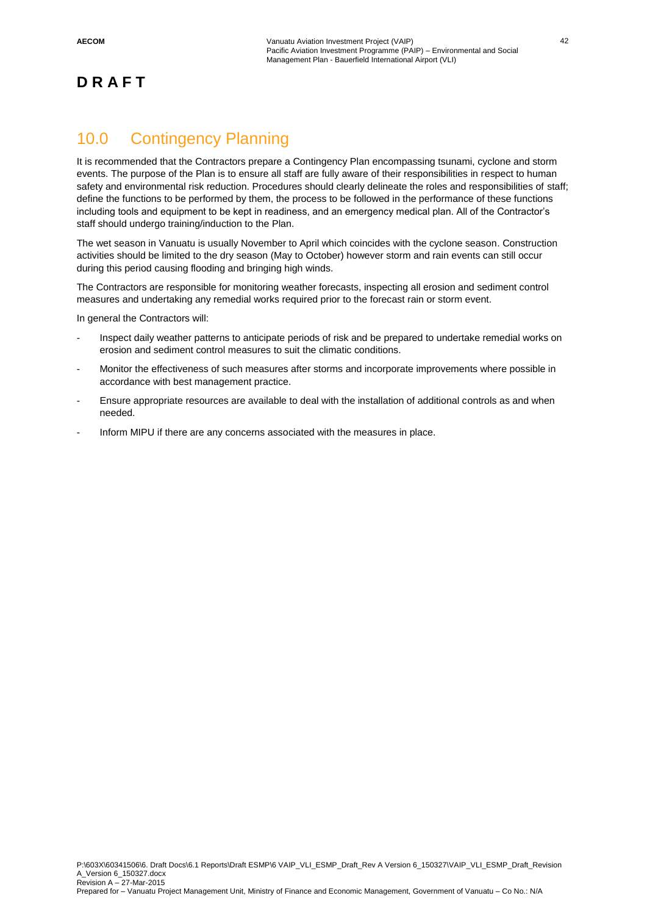**DRAFT**

# 10.0 Contingency Planning

It is recommended that the Contractors prepare a Contingency Plan encompassing tsunami, cyclone and storm events. The purpose of the Plan is to ensure all staff are fully aware of their responsibilities in respect to human safety and environmental risk reduction. Procedures should clearly delineate the roles and responsibilities of staff; define the functions to be performed by them, the process to be followed in the performance of these functions including tools and equipment to be kept in readiness, and an emergency medical plan. All of the Contractor's staff should undergo training/induction to the Plan.

The wet season in Vanuatu is usually November to April which coincides with the cyclone season. Construction activities should be limited to the dry season (May to October) however storm and rain events can still occur during this period causing flooding and bringing high winds.

The Contractors are responsible for monitoring weather forecasts, inspecting all erosion and sediment control measures and undertaking any remedial works required prior to the forecast rain or storm event.

In general the Contractors will:

- Inspect daily weather patterns to anticipate periods of risk and be prepared to undertake remedial works on erosion and sediment control measures to suit the climatic conditions.
- Monitor the effectiveness of such measures after storms and incorporate improvements where possible in accordance with best management practice.
- Ensure appropriate resources are available to deal with the installation of additional controls as and when needed.
- Inform MIPU if there are any concerns associated with the measures in place.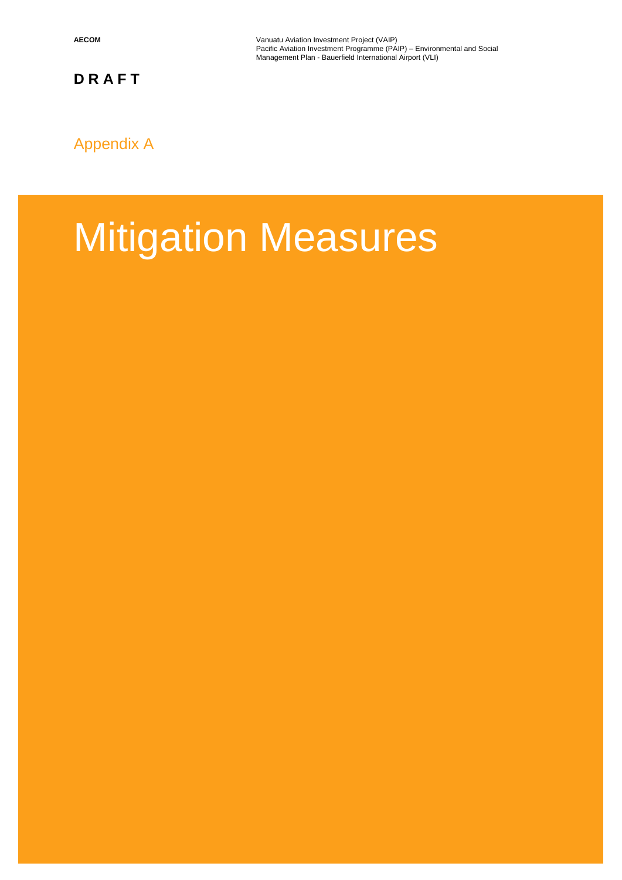**DRAFT**

Appendix A

# Mitigation Measures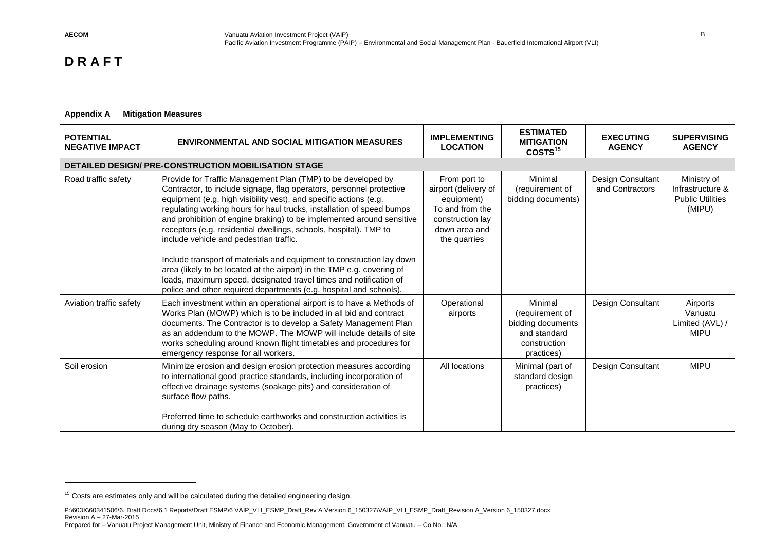# D R A F T

**Appendix A Mitigation Measures**

| POTENTIAL NEGATIVE IMPACT | ENVIRONMENTAL AND SOCIAL MITIGATION MEASURES | IMPLEMENTING LOCATION | ESTIMATED MITIGATION COSTS[15] | EXECUTING AGENCY | SUPERVISING AGENCY |
|---|---|---|---|---|---|
| **DETAILED DESIGN/ PRE-CONSTRUCTION MOBILISATION STAGE** | | | | | |
| Road traffic safety | Provide for Traffic Management Plan (TMP) to be developed by Contractor, to include signage, flag operators, personnel protective equipment (e.g. high visibility vest), and specific actions (e.g. regulating working hours for haul trucks, installation of speed bumps and prohibition of engine braking) to be implemented around sensitive receptors (e.g. residential dwellings, schools, hospital). TMP to include vehicle and pedestrian traffic.<br><br>Include transport of materials and equipment to construction lay down area (likely to be located at the airport) in the TMP e.g. covering of loads, maximum speed, designated travel times and notification of police and other required departments (e.g. hospital and schools). | From port to airport (delivery of equipment) To and from the construction lay down area and the quarries | Minimal (requirement of bidding documents) | Design Consultant and Contractors | Ministry of Infrastructure & Public Utilities (MIPU) |
| Aviation traffic safety | Each investment within an operational airport is to have a Methods of Works Plan (MOWP) which is to be included in all bid and contract documents. The Contractor is to develop a Safety Management Plan as an addendum to the MOWP. The MOWP will include details of site works scheduling around known flight timetables and procedures for emergency response for all workers. | Operational airports | Minimal (requirement of bidding documents and standard construction practices) | Design Consultant | Airports Vanuatu Limited (AVL) / MIPU |
| Soil erosion | Minimize erosion and design erosion protection measures according to international good practice standards, including incorporation of effective drainage systems (soakage pits) and consideration of surface flow paths.<br><br>Preferred time to schedule earthworks and construction activities is during dry season (May to October). | All locations | Minimal (part of standard design practices) | Design Consultant | MIPU |

[15] Costs are estimates only and will be calculated during the detailed engineering design.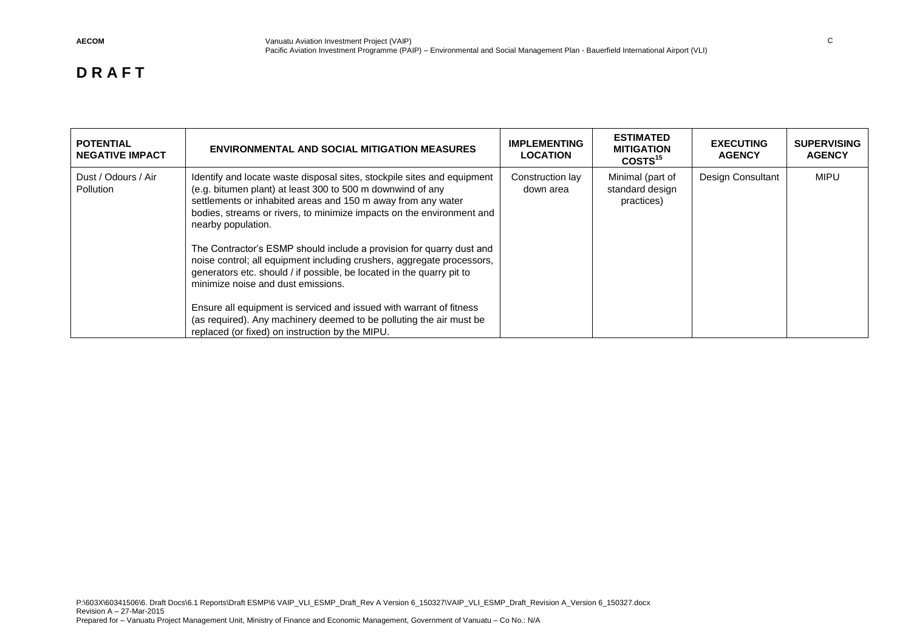**D R A F T**

| POTENTIAL NEGATIVE IMPACT | ENVIRONMENTAL AND SOCIAL MITIGATION MEASURES | IMPLEMENTING LOCATION | ESTIMATED MITIGATION COSTS[15] | EXECUTING AGENCY | SUPERVISING AGENCY |
|---|---|---|---|---|---|
| Dust / Odours / Air Pollution | Identify and locate waste disposal sites, stockpile sites and equipment (e.g. bitumen plant) at least 300 to 500 m downwind of any settlements or inhabited areas and 150 m away from any water bodies, streams or rivers, to minimize impacts on the environment and nearby population.<br><br>The Contractor's ESMP should include a provision for quarry dust and noise control; all equipment including crushers, aggregate processors, generators etc. should / if possible, be located in the quarry pit to minimize noise and dust emissions.<br><br>Ensure all equipment is serviced and issued with warrant of fitness (as required). Any machinery deemed to be polluting the air must be replaced (or fixed) on instruction by the MIPU. | Construction lay down area | Minimal (part of standard design practices) | Design Consultant | MIPU |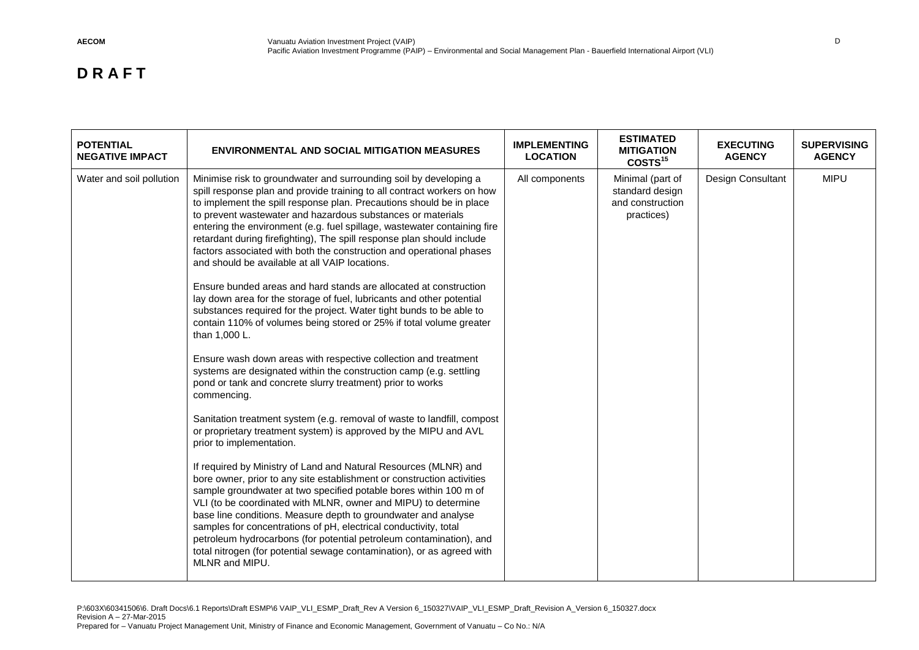# D R A F T

| POTENTIAL NEGATIVE IMPACT | ENVIRONMENTAL AND SOCIAL MITIGATION MEASURES | IMPLEMENTING LOCATION | ESTIMATED MITIGATION COSTS[15] | EXECUTING AGENCY | SUPERVISING AGENCY |
|---|---|---|---|---|---|
| Water and soil pollution | Minimise risk to groundwater and surrounding soil by developing a spill response plan and provide training to all contract workers on how to implement the spill response plan. Precautions should be in place to prevent wastewater and hazardous substances or materials entering the environment (e.g. fuel spillage, wastewater containing fire retardant during firefighting), The spill response plan should include factors associated with both the construction and operational phases and should be available at all VAIP locations.<br><br>Ensure bunded areas and hard stands are allocated at construction lay down area for the storage of fuel, lubricants and other potential substances required for the project. Water tight bunds to be able to contain 110% of volumes being stored or 25% if total volume greater than 1,000 L.<br><br>Ensure wash down areas with respective collection and treatment systems are designated within the construction camp (e.g. settling pond or tank and concrete slurry treatment) prior to works commencing.<br><br>Sanitation treatment system (e.g. removal of waste to landfill, compost or proprietary treatment system) is approved by the MIPU and AVL prior to implementation.<br><br>If required by Ministry of Land and Natural Resources (MLNR) and bore owner, prior to any site establishment or construction activities sample groundwater at two specified potable bores within 100 m of VLI (to be coordinated with MLNR, owner and MIPU) to determine base line conditions. Measure depth to groundwater and analyse samples for concentrations of pH, electrical conductivity, total petroleum hydrocarbons (for potential petroleum contamination), and total nitrogen (for potential sewage contamination), or as agreed with MLNR and MIPU. | All components | Minimal (part of standard design and construction practices) | Design Consultant | MIPU |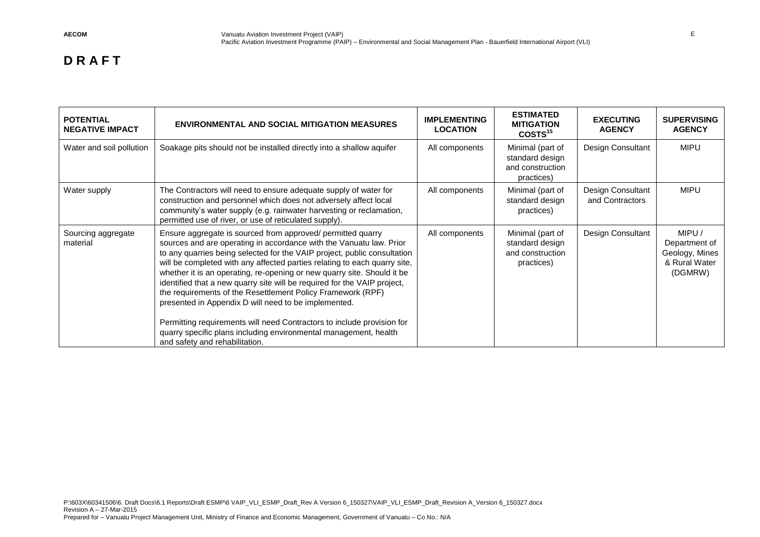**D R A F T**

| POTENTIAL NEGATIVE IMPACT | ENVIRONMENTAL AND SOCIAL MITIGATION MEASURES | IMPLEMENTING LOCATION | ESTIMATED MITIGATION COSTS[15] | EXECUTING AGENCY | SUPERVISING AGENCY |
|---|---|---|---|---|---|
| Water and soil pollution | Soakage pits should not be installed directly into a shallow aquifer | All components | Minimal (part of standard design and construction practices) | Design Consultant | MIPU |
| Water supply | The Contractors will need to ensure adequate supply of water for construction and personnel which does not adversely affect local community's water supply (e.g. rainwater harvesting or reclamation, permitted use of river, or use of reticulated supply). | All components | Minimal (part of standard design practices) | Design Consultant and Contractors | MIPU |
| Sourcing aggregate material | Ensure aggregate is sourced from approved/ permitted quarry sources and are operating in accordance with the Vanuatu law. Prior to any quarries being selected for the VAIP project, public consultation will be completed with any affected parties relating to each quarry site, whether it is an operating, re-opening or new quarry site. Should it be identified that a new quarry site will be required for the VAIP project, the requirements of the Resettlement Policy Framework (RPF) presented in Appendix D will need to be implemented.<br><br>Permitting requirements will need Contractors to include provision for quarry specific plans including environmental management, health and safety and rehabilitation. | All components | Minimal (part of standard design and construction practices) | Design Consultant | MIPU / Department of Geology, Mines & Rural Water (DGMRW) |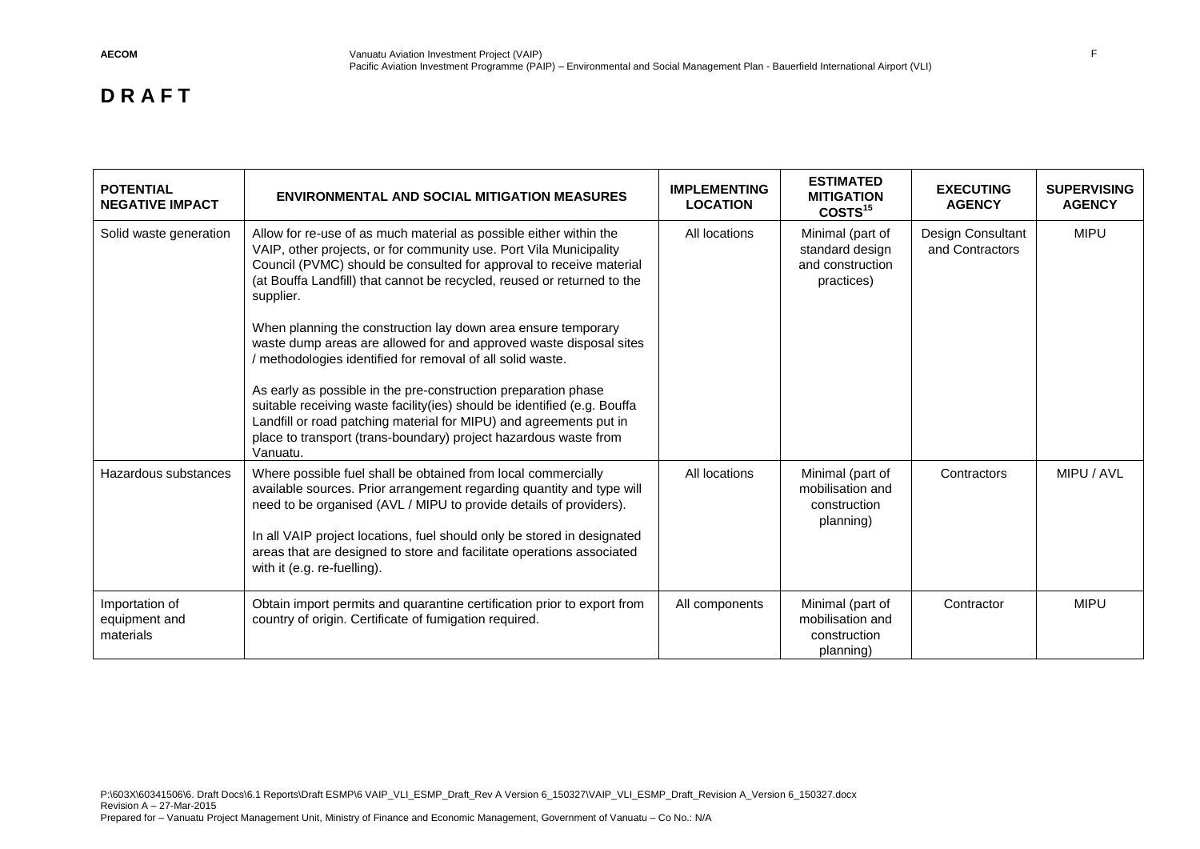**D R A F T**

| POTENTIAL NEGATIVE IMPACT | ENVIRONMENTAL AND SOCIAL MITIGATION MEASURES | IMPLEMENTING LOCATION | ESTIMATED MITIGATION COSTS[15] | EXECUTING AGENCY | SUPERVISING AGENCY |
|---|---|---|---|---|---|
| Solid waste generation | Allow for re-use of as much material as possible either within the VAIP, other projects, or for community use. Port Vila Municipality Council (PVMC) should be consulted for approval to receive material (at Bouffa Landfill) that cannot be recycled, reused or returned to the supplier.<br><br>When planning the construction lay down area ensure temporary waste dump areas are allowed for and approved waste disposal sites / methodologies identified for removal of all solid waste.<br><br>As early as possible in the pre-construction preparation phase suitable receiving waste facility(ies) should be identified (e.g. Bouffa Landfill or road patching material for MIPU) and agreements put in place to transport (trans-boundary) project hazardous waste from Vanuatu. | All locations | Minimal (part of standard design and construction practices) | Design Consultant and Contractors | MIPU |
| Hazardous substances | Where possible fuel shall be obtained from local commercially available sources. Prior arrangement regarding quantity and type will need to be organised (AVL / MIPU to provide details of providers).<br><br>In all VAIP project locations, fuel should only be stored in designated areas that are designed to store and facilitate operations associated with it (e.g. re-fuelling). | All locations | Minimal (part of mobilisation and construction planning) | Contractors | MIPU / AVL |
| Importation of equipment and materials | Obtain import permits and quarantine certification prior to export from country of origin. Certificate of fumigation required. | All components | Minimal (part of mobilisation and construction planning) | Contractor | MIPU |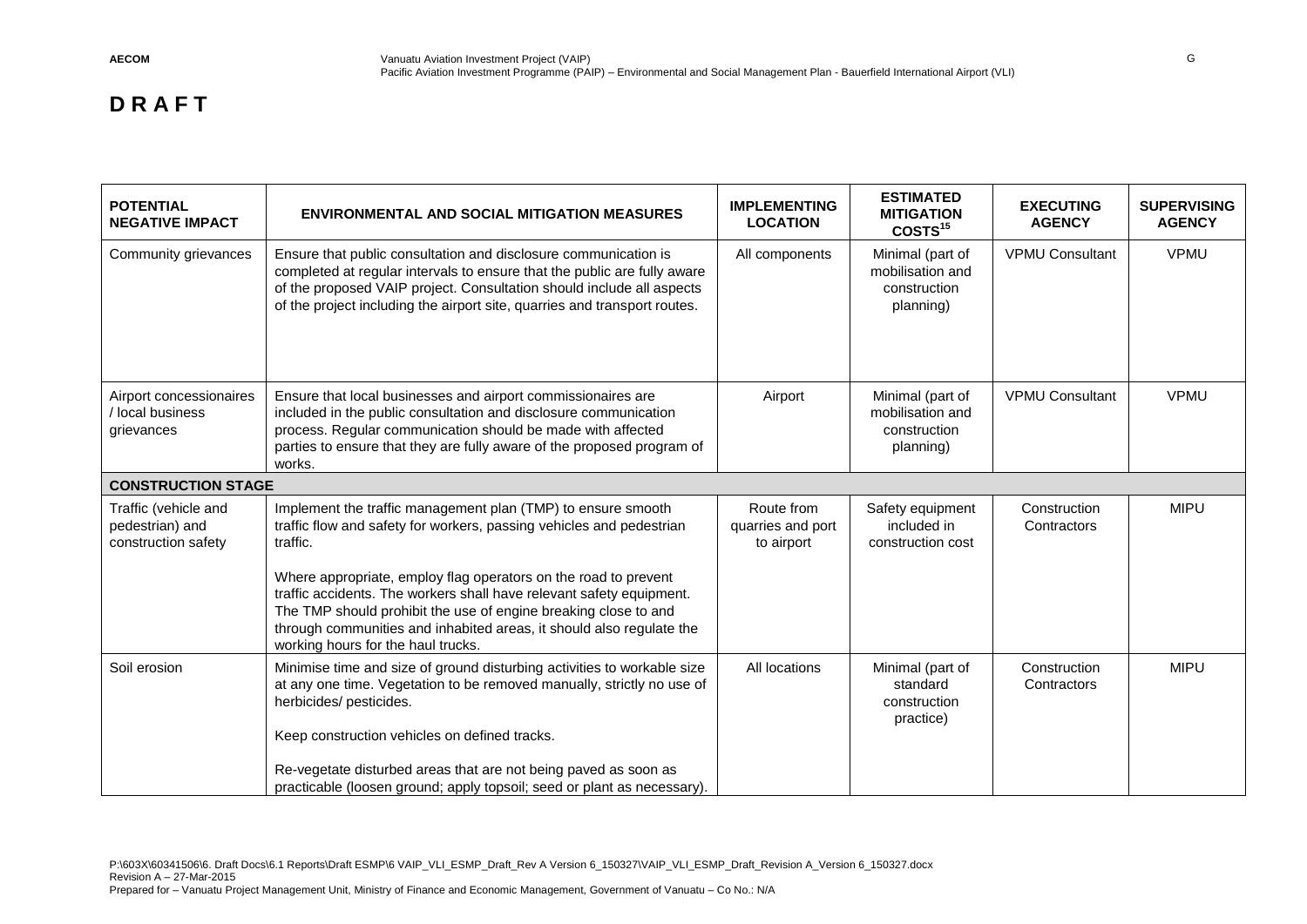**D R A F T**

| POTENTIAL NEGATIVE IMPACT | ENVIRONMENTAL AND SOCIAL MITIGATION MEASURES | IMPLEMENTING LOCATION | ESTIMATED MITIGATION COSTS[15] | EXECUTING AGENCY | SUPERVISING AGENCY |
|---|---|---|---|---|---|
| Community grievances | Ensure that public consultation and disclosure communication is completed at regular intervals to ensure that the public are fully aware of the proposed VAIP project. Consultation should include all aspects of the project including the airport site, quarries and transport routes. | All components | Minimal (part of mobilisation and construction planning) | VPMU Consultant | VPMU |
| Airport concessionaires / local business grievances | Ensure that local businesses and airport commissionaires are included in the public consultation and disclosure communication process. Regular communication should be made with affected parties to ensure that they are fully aware of the proposed program of works. | Airport | Minimal (part of mobilisation and construction planning) | VPMU Consultant | VPMU |
| **CONSTRUCTION STAGE** | | | | | |
| Traffic (vehicle and pedestrian) and construction safety | Implement the traffic management plan (TMP) to ensure smooth traffic flow and safety for workers, passing vehicles and pedestrian traffic.<br><br>Where appropriate, employ flag operators on the road to prevent traffic accidents. The workers shall have relevant safety equipment. The TMP should prohibit the use of engine breaking close to and through communities and inhabited areas, it should also regulate the working hours for the haul trucks. | Route from quarries and port to airport | Safety equipment included in construction cost | Construction Contractors | MIPU |
| Soil erosion | Minimise time and size of ground disturbing activities to workable size at any one time. Vegetation to be removed manually, strictly no use of herbicides/ pesticides.<br><br>Keep construction vehicles on defined tracks.<br><br>Re-vegetate disturbed areas that are not being paved as soon as practicable (loosen ground; apply topsoil; seed or plant as necessary). | All locations | Minimal (part of standard construction practice) | Construction Contractors | MIPU |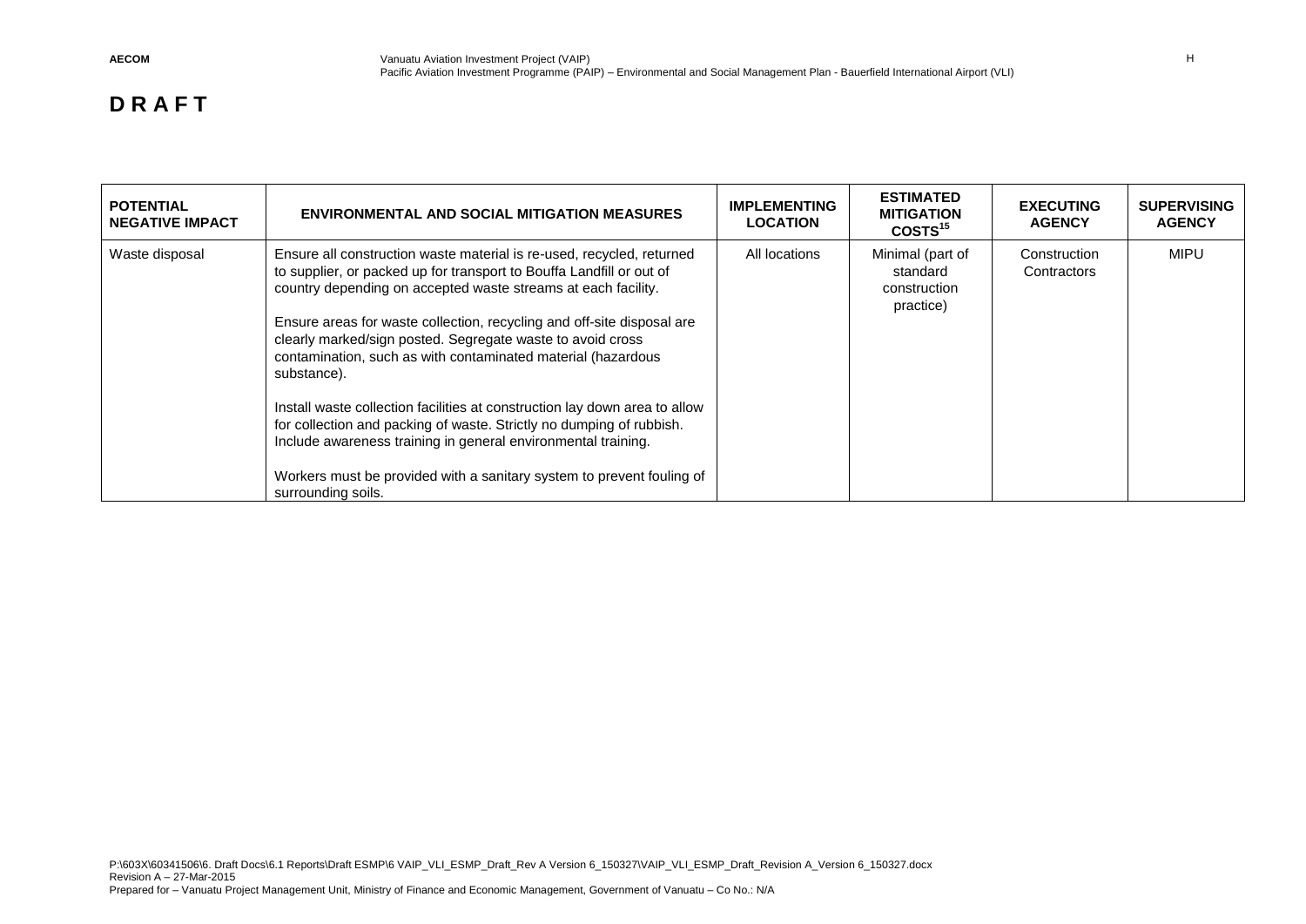**D R A F T**

| POTENTIAL NEGATIVE IMPACT | ENVIRONMENTAL AND SOCIAL MITIGATION MEASURES | IMPLEMENTING LOCATION | ESTIMATED MITIGATION COSTS[15] | EXECUTING AGENCY | SUPERVISING AGENCY |
|---|---|---|---|---|---|
| Waste disposal | Ensure all construction waste material is re-used, recycled, returned to supplier, or packed up for transport to Bouffa Landfill or out of country depending on accepted waste streams at each facility.<br><br>Ensure areas for waste collection, recycling and off-site disposal are clearly marked/sign posted. Segregate waste to avoid cross contamination, such as with contaminated material (hazardous substance).<br><br>Install waste collection facilities at construction lay down area to allow for collection and packing of waste. Strictly no dumping of rubbish. Include awareness training in general environmental training.<br><br>Workers must be provided with a sanitary system to prevent fouling of surrounding soils. | All locations | Minimal (part of standard construction practice) | Construction Contractors | MIPU |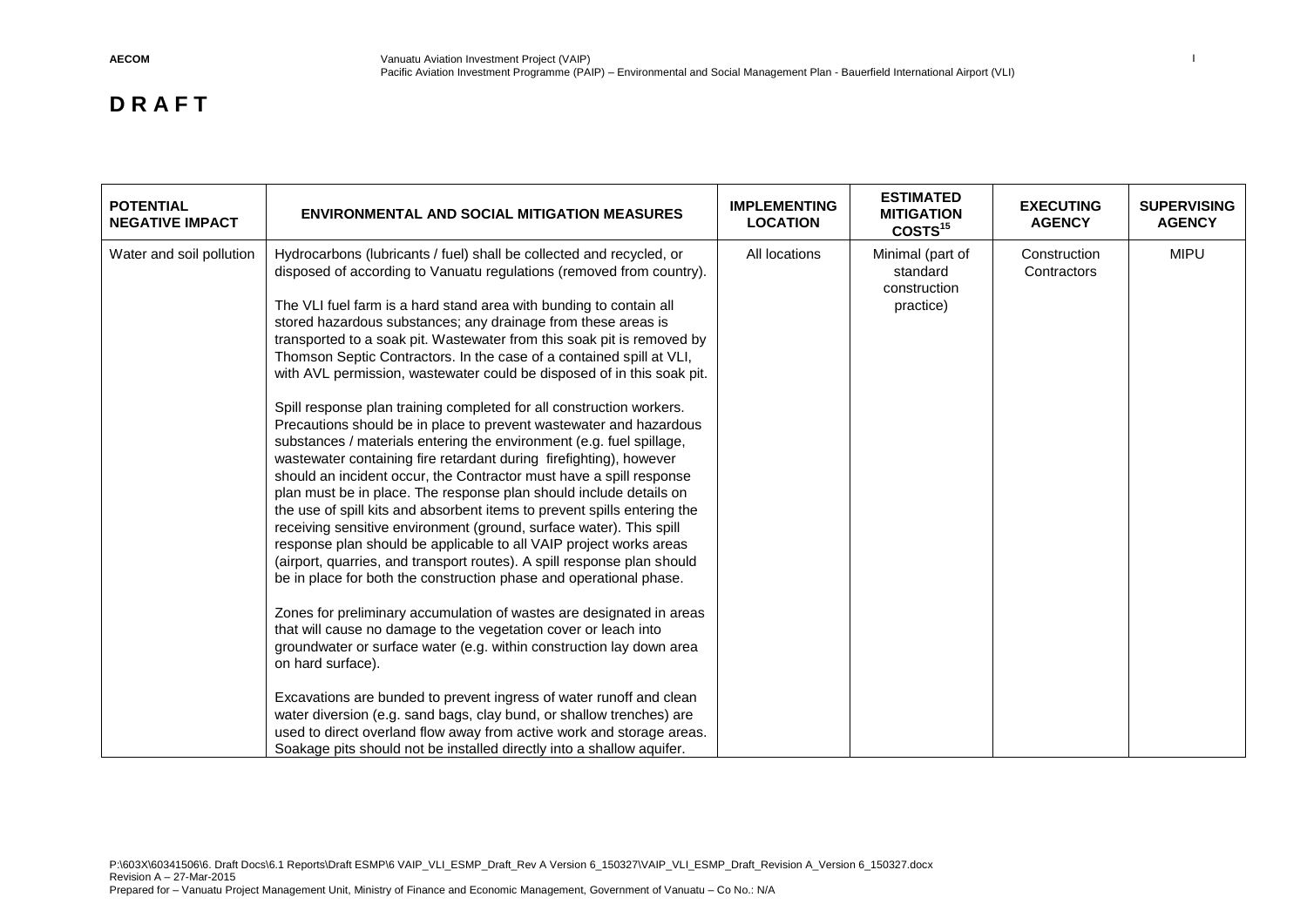**D R A F T**

| POTENTIAL NEGATIVE IMPACT | ENVIRONMENTAL AND SOCIAL MITIGATION MEASURES | IMPLEMENTING LOCATION | ESTIMATED MITIGATION COSTS[15] | EXECUTING AGENCY | SUPERVISING AGENCY |
|---|---|---|---|---|---|
| Water and soil pollution | Hydrocarbons (lubricants / fuel) shall be collected and recycled, or disposed of according to Vanuatu regulations (removed from country).<br><br>The VLI fuel farm is a hard stand area with bunding to contain all stored hazardous substances; any drainage from these areas is transported to a soak pit. Wastewater from this soak pit is removed by Thomson Septic Contractors. In the case of a contained spill at VLI, with AVL permission, wastewater could be disposed of in this soak pit.<br><br>Spill response plan training completed for all construction workers. Precautions should be in place to prevent wastewater and hazardous substances / materials entering the environment (e.g. fuel spillage, wastewater containing fire retardant during firefighting), however should an incident occur, the Contractor must have a spill response plan must be in place. The response plan should include details on the use of spill kits and absorbent items to prevent spills entering the receiving sensitive environment (ground, surface water). This spill response plan should be applicable to all VAIP project works areas (airport, quarries, and transport routes). A spill response plan should be in place for both the construction phase and operational phase.<br><br>Zones for preliminary accumulation of wastes are designated in areas that will cause no damage to the vegetation cover or leach into groundwater or surface water (e.g. within construction lay down area on hard surface).<br><br>Excavations are bunded to prevent ingress of water runoff and clean water diversion (e.g. sand bags, clay bund, or shallow trenches) are used to direct overland flow away from active work and storage areas. Soakage pits should not be installed directly into a shallow aquifer. | All locations | Minimal (part of standard construction practice) | Construction Contractors | MIPU |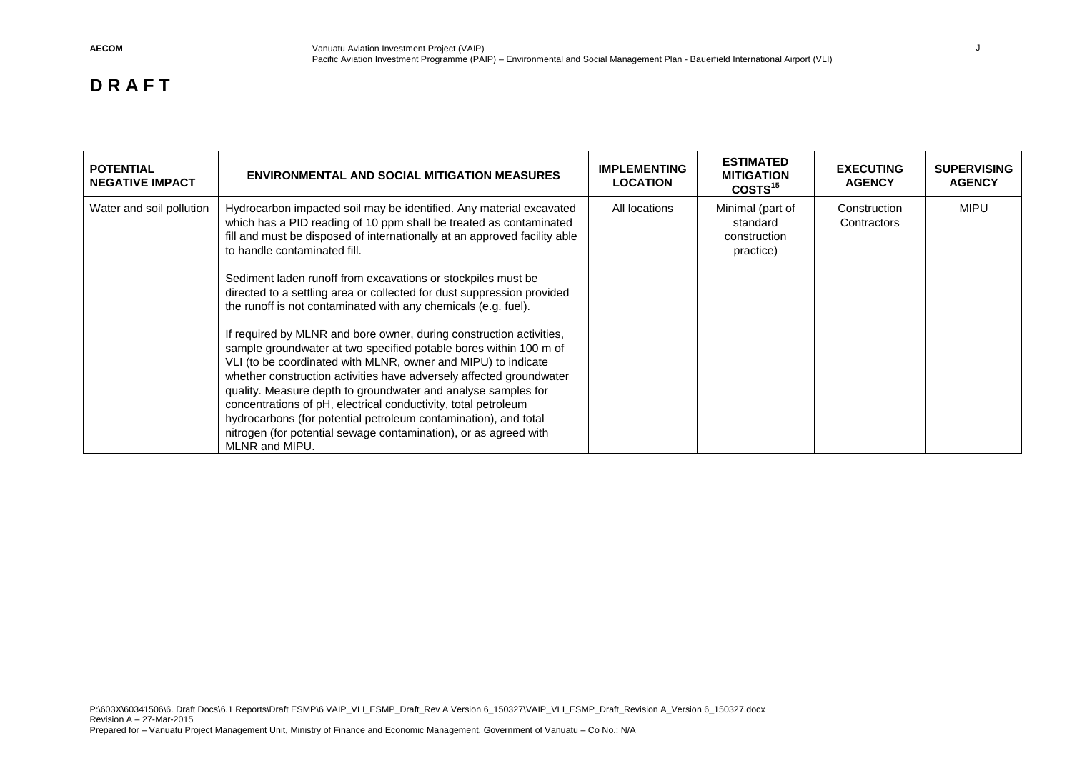**D R A F T**

| POTENTIAL NEGATIVE IMPACT | ENVIRONMENTAL AND SOCIAL MITIGATION MEASURES | IMPLEMENTING LOCATION | ESTIMATED MITIGATION COSTS[15] | EXECUTING AGENCY | SUPERVISING AGENCY |
|---|---|---|---|---|---|
| Water and soil pollution | Hydrocarbon impacted soil may be identified. Any material excavated which has a PID reading of 10 ppm shall be treated as contaminated fill and must be disposed of internationally at an approved facility able to handle contaminated fill.<br><br>Sediment laden runoff from excavations or stockpiles must be directed to a settling area or collected for dust suppression provided the runoff is not contaminated with any chemicals (e.g. fuel).<br><br>If required by MLNR and bore owner, during construction activities, sample groundwater at two specified potable bores within 100 m of VLI (to be coordinated with MLNR, owner and MIPU) to indicate whether construction activities have adversely affected groundwater quality. Measure depth to groundwater and analyse samples for concentrations of pH, electrical conductivity, total petroleum hydrocarbons (for potential petroleum contamination), and total nitrogen (for potential sewage contamination), or as agreed with MLNR and MIPU. | All locations | Minimal (part of standard construction practice) | Construction Contractors | MIPU |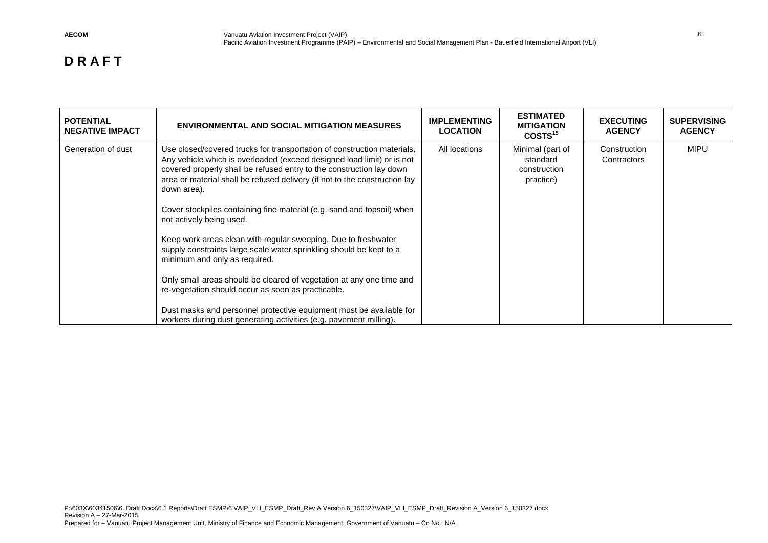**D R A F T**

| POTENTIAL NEGATIVE IMPACT | ENVIRONMENTAL AND SOCIAL MITIGATION MEASURES | IMPLEMENTING LOCATION | ESTIMATED MITIGATION COSTS[15] | EXECUTING AGENCY | SUPERVISING AGENCY |
|---|---|---|---|---|---|
| Generation of dust | Use closed/covered trucks for transportation of construction materials. Any vehicle which is overloaded (exceed designed load limit) or is not covered properly shall be refused entry to the construction lay down area or material shall be refused delivery (if not to the construction lay down area).<br><br>Cover stockpiles containing fine material (e.g. sand and topsoil) when not actively being used.<br><br>Keep work areas clean with regular sweeping. Due to freshwater supply constraints large scale water sprinkling should be kept to a minimum and only as required.<br><br>Only small areas should be cleared of vegetation at any one time and re-vegetation should occur as soon as practicable.<br><br>Dust masks and personnel protective equipment must be available for workers during dust generating activities (e.g. pavement milling). | All locations | Minimal (part of standard construction practice) | Construction Contractors | MIPU |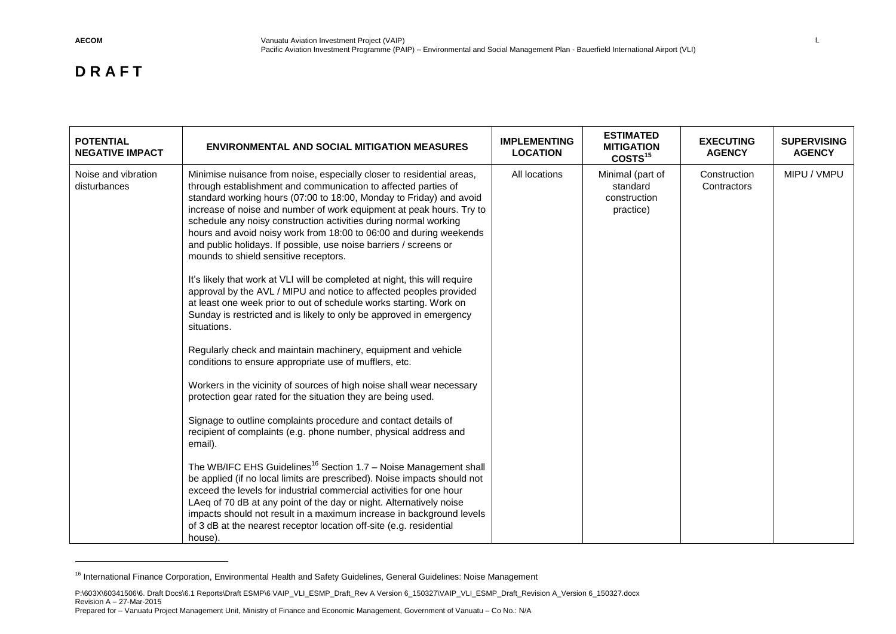# D R A F T

| POTENTIAL NEGATIVE IMPACT | ENVIRONMENTAL AND SOCIAL MITIGATION MEASURES | IMPLEMENTING LOCATION | ESTIMATED MITIGATION COSTS[15] | EXECUTING AGENCY | SUPERVISING AGENCY |
|---|---|---|---|---|---|
| Noise and vibration disturbances | Minimise nuisance from noise, especially closer to residential areas, through establishment and communication to affected parties of standard working hours (07:00 to 18:00, Monday to Friday) and avoid increase of noise and number of work equipment at peak hours. Try to schedule any noisy construction activities during normal working hours and avoid noisy work from 18:00 to 06:00 and during weekends and public holidays. If possible, use noise barriers / screens or mounds to shield sensitive receptors.<br><br>It's likely that work at VLI will be completed at night, this will require approval by the AVL / MIPU and notice to affected peoples provided at least one week prior to out of schedule works starting. Work on Sunday is restricted and is likely to only be approved in emergency situations.<br><br>Regularly check and maintain machinery, equipment and vehicle conditions to ensure appropriate use of mufflers, etc.<br><br>Workers in the vicinity of sources of high noise shall wear necessary protection gear rated for the situation they are being used.<br><br>Signage to outline complaints procedure and contact details of recipient of complaints (e.g. phone number, physical address and email).<br><br>The WB/IFC EHS Guidelines[16] Section 1.7 – Noise Management shall be applied (if no local limits are prescribed). Noise impacts should not exceed the levels for industrial commercial activities for one hour LAeq of 70 dB at any point of the day or night. Alternatively noise impacts should not result in a maximum increase in background levels of 3 dB at the nearest receptor location off-site (e.g. residential house). | All locations | Minimal (part of standard construction practice) | Construction Contractors | MIPU / VMPU |

[16] International Finance Corporation, Environmental Health and Safety Guidelines, General Guidelines: Noise Management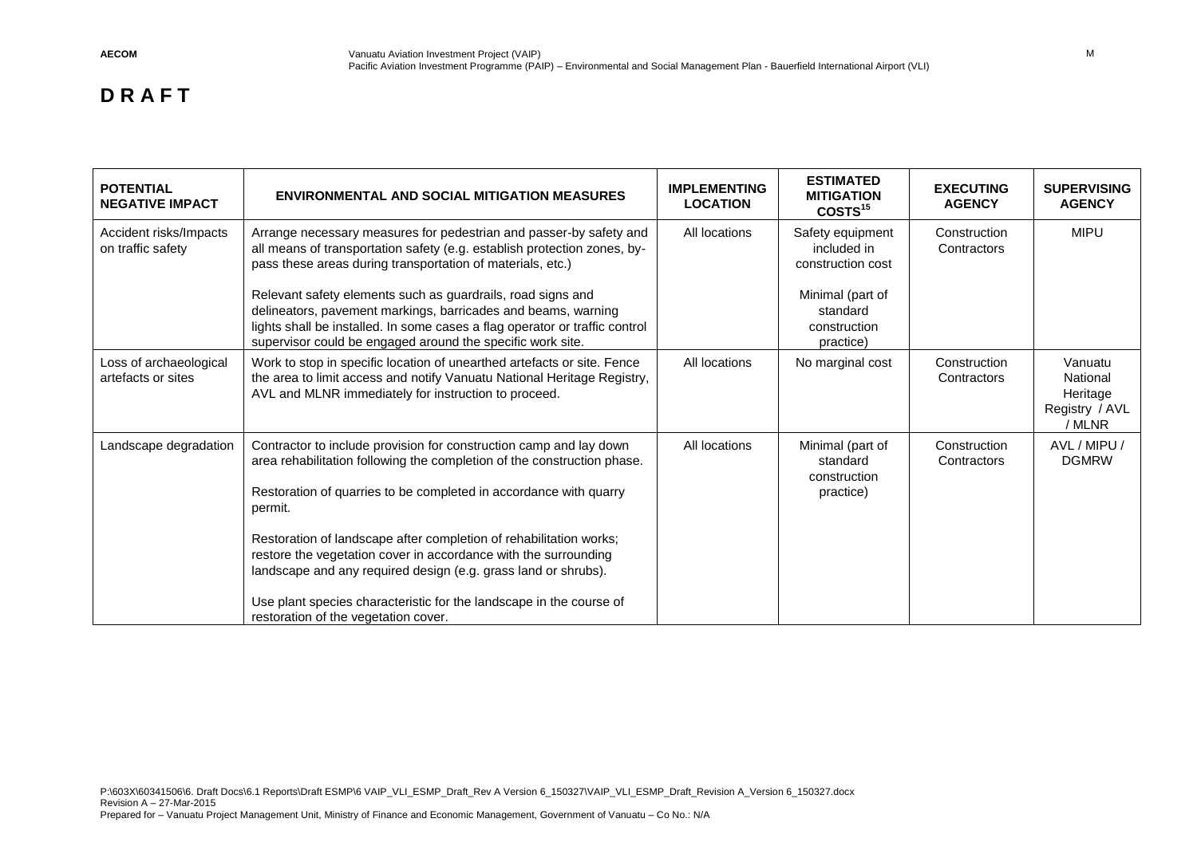**D R A F T**

| POTENTIAL NEGATIVE IMPACT | ENVIRONMENTAL AND SOCIAL MITIGATION MEASURES | IMPLEMENTING LOCATION | ESTIMATED MITIGATION COSTS[15] | EXECUTING AGENCY | SUPERVISING AGENCY |
|---|---|---|---|---|---|
| Accident risks/Impacts on traffic safety | Arrange necessary measures for pedestrian and passer-by safety and all means of transportation safety (e.g. establish protection zones, by-pass these areas during transportation of materials, etc.)<br><br>Relevant safety elements such as guardrails, road signs and delineators, pavement markings, barricades and beams, warning lights shall be installed. In some cases a flag operator or traffic control supervisor could be engaged around the specific work site. | All locations | Safety equipment included in construction cost<br><br>Minimal (part of standard construction practice) | Construction Contractors | MIPU |
| Loss of archaeological artefacts or sites | Work to stop in specific location of unearthed artefacts or site. Fence the area to limit access and notify Vanuatu National Heritage Registry, AVL and MLNR immediately for instruction to proceed. | All locations | No marginal cost | Construction Contractors | Vanuatu National Heritage Registry / AVL / MLNR |
| Landscape degradation | Contractor to include provision for construction camp and lay down area rehabilitation following the completion of the construction phase.<br><br>Restoration of quarries to be completed in accordance with quarry permit.<br><br>Restoration of landscape after completion of rehabilitation works; restore the vegetation cover in accordance with the surrounding landscape and any required design (e.g. grass land or shrubs).<br><br>Use plant species characteristic for the landscape in the course of restoration of the vegetation cover. | All locations | Minimal (part of standard construction practice) | Construction Contractors | AVL / MIPU / DGMRW |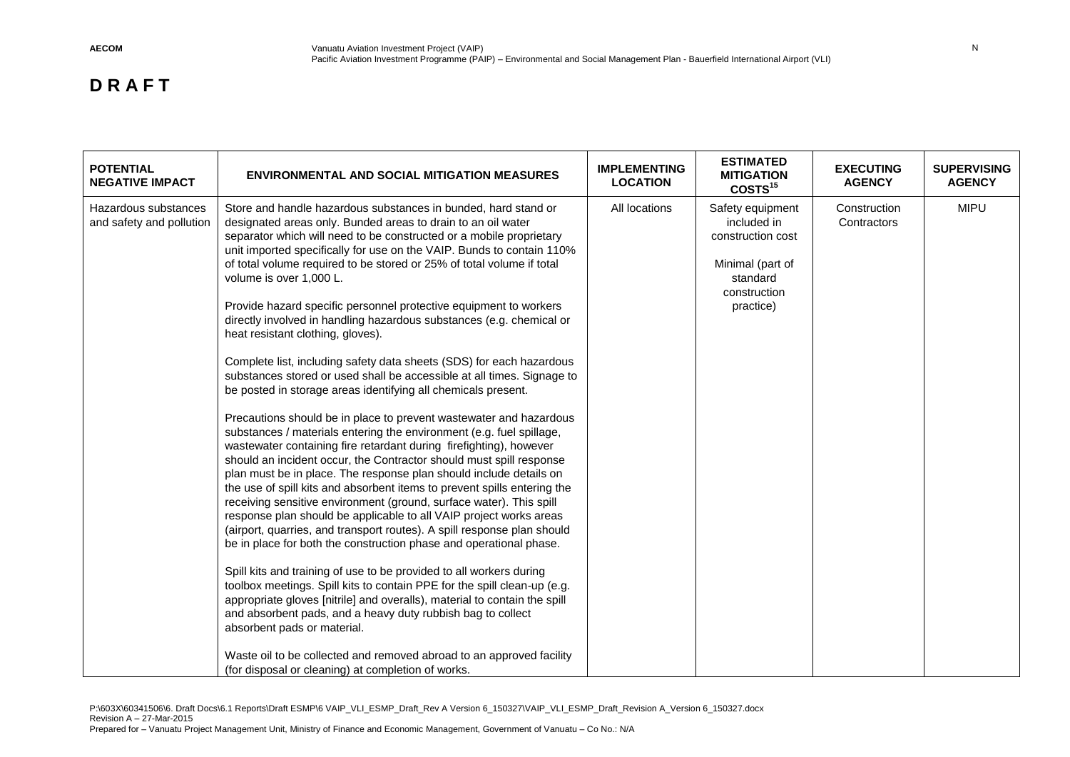**D R A F T**

| POTENTIAL NEGATIVE IMPACT | ENVIRONMENTAL AND SOCIAL MITIGATION MEASURES | IMPLEMENTING LOCATION | ESTIMATED MITIGATION COSTS[15] | EXECUTING AGENCY | SUPERVISING AGENCY |
|---|---|---|---|---|---|
| Hazardous substances and safety and pollution | Store and handle hazardous substances in bunded, hard stand or designated areas only. Bunded areas to drain to an oil water separator which will need to be constructed or a mobile proprietary unit imported specifically for use on the VAIP. Bunds to contain 110% of total volume required to be stored or 25% of total volume if total volume is over 1,000 L.<br><br>Provide hazard specific personnel protective equipment to workers directly involved in handling hazardous substances (e.g. chemical or heat resistant clothing, gloves).<br><br>Complete list, including safety data sheets (SDS) for each hazardous substances stored or used shall be accessible at all times. Signage to be posted in storage areas identifying all chemicals present.<br><br>Precautions should be in place to prevent wastewater and hazardous substances / materials entering the environment (e.g. fuel spillage, wastewater containing fire retardant during firefighting), however should an incident occur, the Contractor should must spill response plan must be in place. The response plan should include details on the use of spill kits and absorbent items to prevent spills entering the receiving sensitive environment (ground, surface water). This spill response plan should be applicable to all VAIP project works areas (airport, quarries, and transport routes). A spill response plan should be in place for both the construction phase and operational phase.<br><br>Spill kits and training of use to be provided to all workers during toolbox meetings. Spill kits to contain PPE for the spill clean-up (e.g. appropriate gloves [nitrile] and overalls), material to contain the spill and absorbent pads, and a heavy duty rubbish bag to collect absorbent pads or material.<br><br>Waste oil to be collected and removed abroad to an approved facility (for disposal or cleaning) at completion of works. | All locations | Safety equipment included in construction cost<br><br>Minimal (part of standard construction practice) | Construction Contractors | MIPU |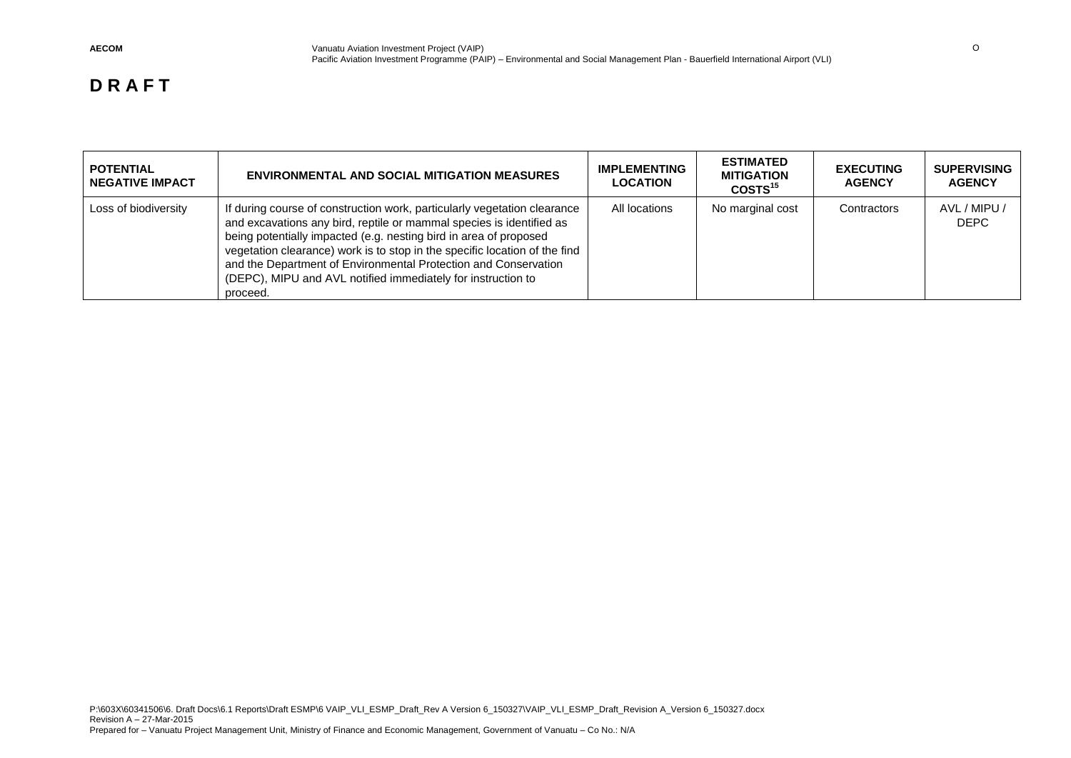**D R A F T**

| POTENTIAL NEGATIVE IMPACT | ENVIRONMENTAL AND SOCIAL MITIGATION MEASURES | IMPLEMENTING LOCATION | ESTIMATED MITIGATION COSTS[15] | EXECUTING AGENCY | SUPERVISING AGENCY |
|---|---|---|---|---|---|
| Loss of biodiversity | If during course of construction work, particularly vegetation clearance and excavations any bird, reptile or mammal species is identified as being potentially impacted (e.g. nesting bird in area of proposed vegetation clearance) work is to stop in the specific location of the find and the Department of Environmental Protection and Conservation (DEPC), MIPU and AVL notified immediately for instruction to proceed. | All locations | No marginal cost | Contractors | AVL / MIPU / DEPC |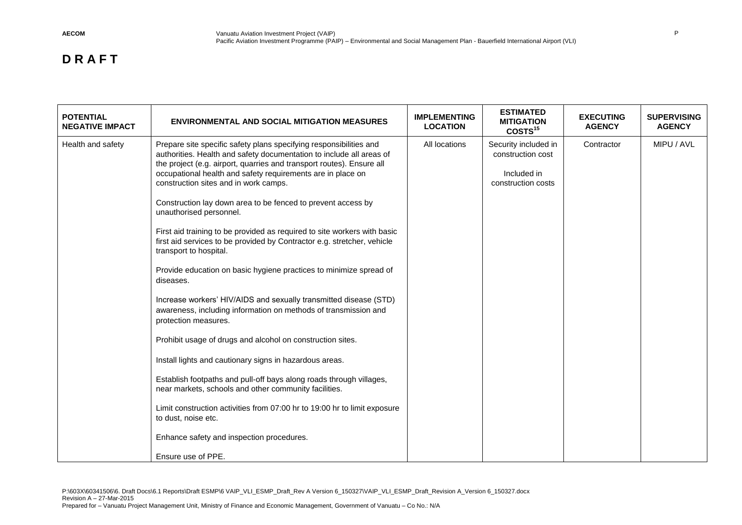**D R A F T**

| POTENTIAL NEGATIVE IMPACT | ENVIRONMENTAL AND SOCIAL MITIGATION MEASURES | IMPLEMENTING LOCATION | ESTIMATED MITIGATION COSTS[15] | EXECUTING AGENCY | SUPERVISING AGENCY |
|---|---|---|---|---|---|
| Health and safety | Prepare site specific safety plans specifying responsibilities and authorities. Health and safety documentation to include all areas of the project (e.g. airport, quarries and transport routes). Ensure all occupational health and safety requirements are in place on construction sites and in work camps.<br><br>Construction lay down area to be fenced to prevent access by unauthorised personnel.<br><br>First aid training to be provided as required to site workers with basic first aid services to be provided by Contractor e.g. stretcher, vehicle transport to hospital.<br><br>Provide education on basic hygiene practices to minimize spread of diseases.<br><br>Increase workers' HIV/AIDS and sexually transmitted disease (STD) awareness, including information on methods of transmission and protection measures.<br><br>Prohibit usage of drugs and alcohol on construction sites.<br><br>Install lights and cautionary signs in hazardous areas.<br><br>Establish footpaths and pull-off bays along roads through villages, near markets, schools and other community facilities.<br><br>Limit construction activities from 07:00 hr to 19:00 hr to limit exposure to dust, noise etc.<br><br>Enhance safety and inspection procedures.<br><br>Ensure use of PPE. | All locations | Security included in construction cost<br><br>Included in construction costs | Contractor | MIPU / AVL |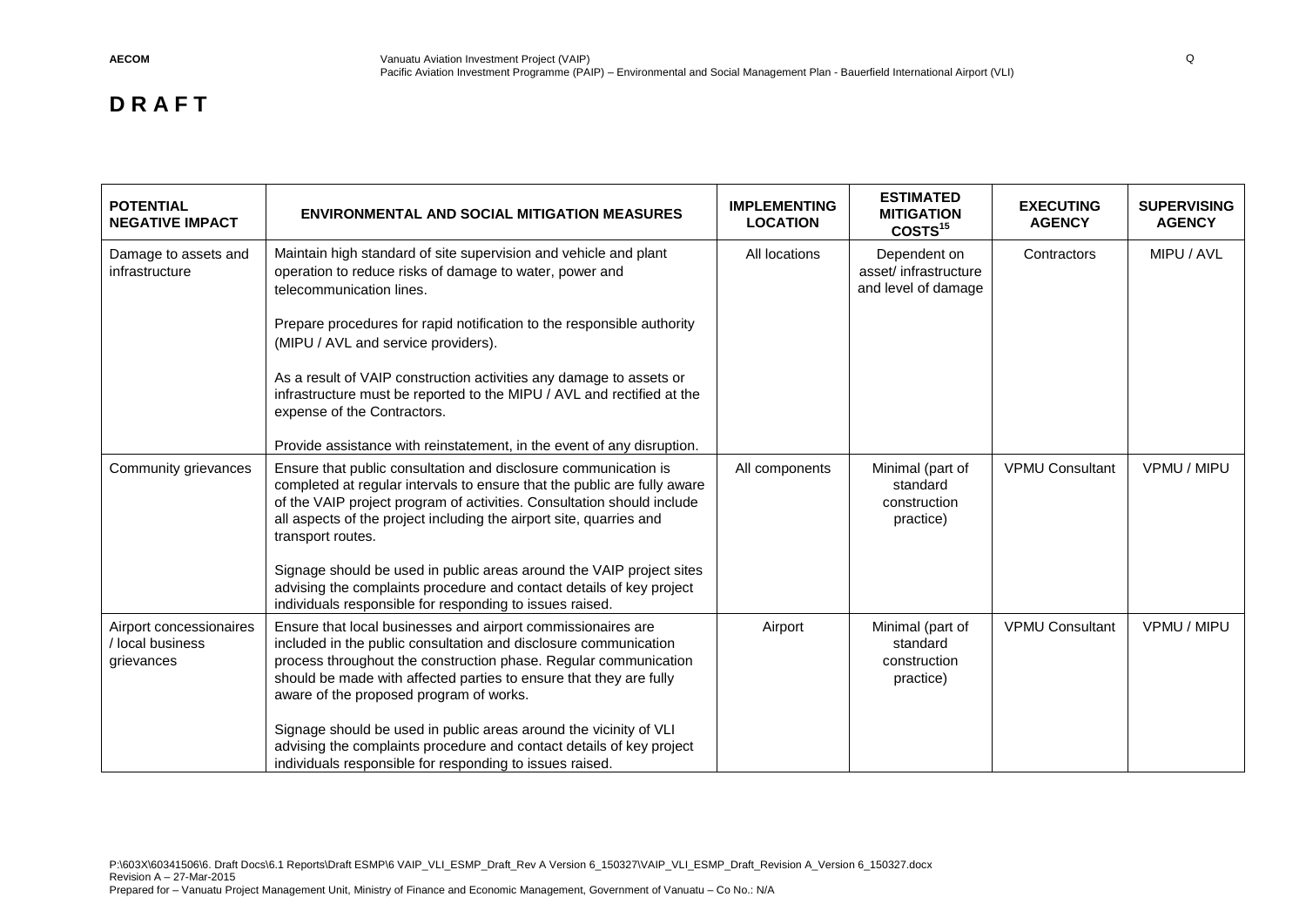**D R A F T**

| POTENTIAL NEGATIVE IMPACT | ENVIRONMENTAL AND SOCIAL MITIGATION MEASURES | IMPLEMENTING LOCATION | ESTIMATED MITIGATION COSTS[15] | EXECUTING AGENCY | SUPERVISING AGENCY |
|---|---|---|---|---|---|
| Damage to assets and infrastructure | Maintain high standard of site supervision and vehicle and plant operation to reduce risks of damage to water, power and telecommunication lines.<br><br>Prepare procedures for rapid notification to the responsible authority (MIPU / AVL and service providers).<br><br>As a result of VAIP construction activities any damage to assets or infrastructure must be reported to the MIPU / AVL and rectified at the expense of the Contractors.<br><br>Provide assistance with reinstatement, in the event of any disruption. | All locations | Dependent on asset/ infrastructure and level of damage | Contractors | MIPU / AVL |
| Community grievances | Ensure that public consultation and disclosure communication is completed at regular intervals to ensure that the public are fully aware of the VAIP project program of activities. Consultation should include all aspects of the project including the airport site, quarries and transport routes.<br><br>Signage should be used in public areas around the VAIP project sites advising the complaints procedure and contact details of key project individuals responsible for responding to issues raised. | All components | Minimal (part of standard construction practice) | VPMU Consultant | VPMU / MIPU |
| Airport concessionaires / local business grievances | Ensure that local businesses and airport commissionaires are included in the public consultation and disclosure communication process throughout the construction phase. Regular communication should be made with affected parties to ensure that they are fully aware of the proposed program of works.<br><br>Signage should be used in public areas around the vicinity of VLI advising the complaints procedure and contact details of key project individuals responsible for responding to issues raised. | Airport | Minimal (part of standard construction practice) | VPMU Consultant | VPMU / MIPU |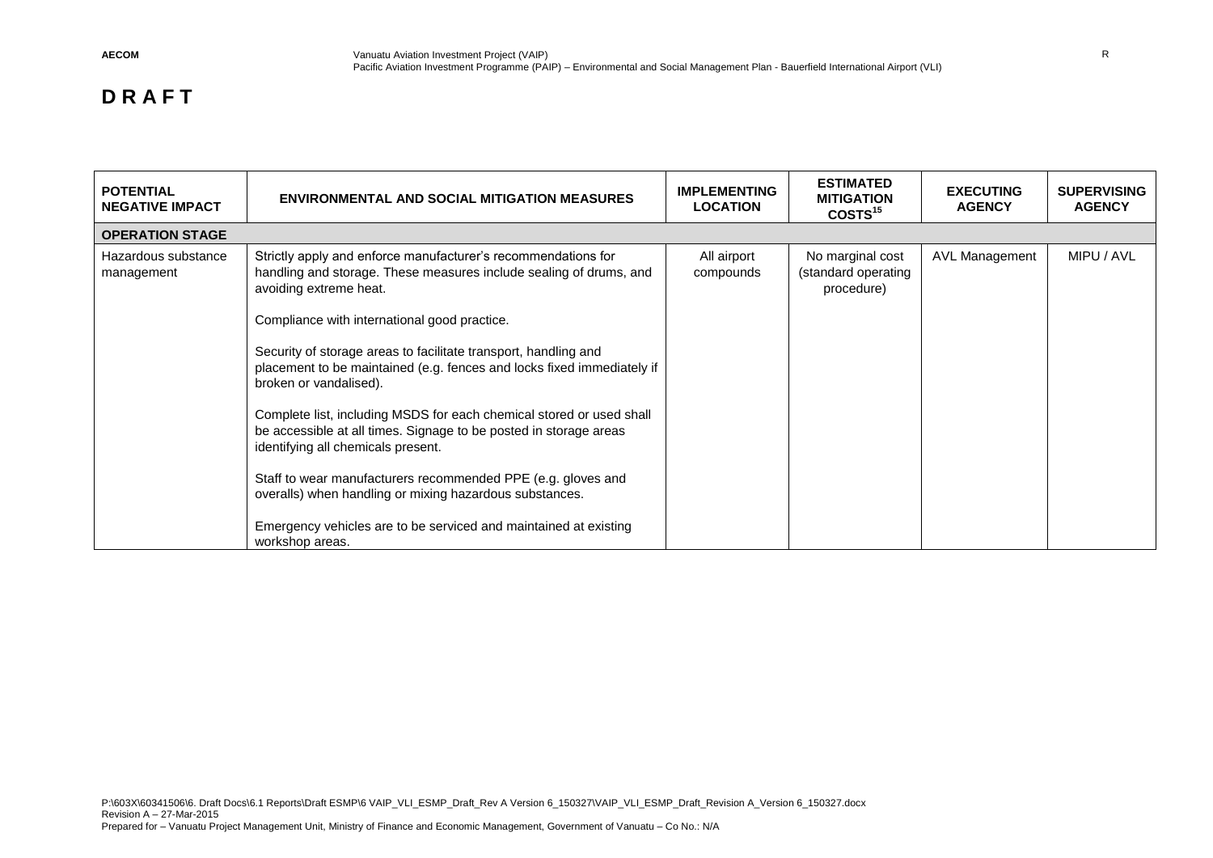**D R A F T**

| POTENTIAL NEGATIVE IMPACT | ENVIRONMENTAL AND SOCIAL MITIGATION MEASURES | IMPLEMENTING LOCATION | ESTIMATED MITIGATION COSTS[15] | EXECUTING AGENCY | SUPERVISING AGENCY |
|---|---|---|---|---|---|
| **OPERATION STAGE** | | | | | |
| Hazardous substance management | Strictly apply and enforce manufacturer's recommendations for handling and storage. These measures include sealing of drums, and avoiding extreme heat.<br><br>Compliance with international good practice.<br><br>Security of storage areas to facilitate transport, handling and placement to be maintained (e.g. fences and locks fixed immediately if broken or vandalised).<br><br>Complete list, including MSDS for each chemical stored or used shall be accessible at all times. Signage to be posted in storage areas identifying all chemicals present.<br><br>Staff to wear manufacturers recommended PPE (e.g. gloves and overalls) when handling or mixing hazardous substances.<br><br>Emergency vehicles are to be serviced and maintained at existing workshop areas. | All airport compounds | No marginal cost (standard operating procedure) | AVL Management | MIPU / AVL |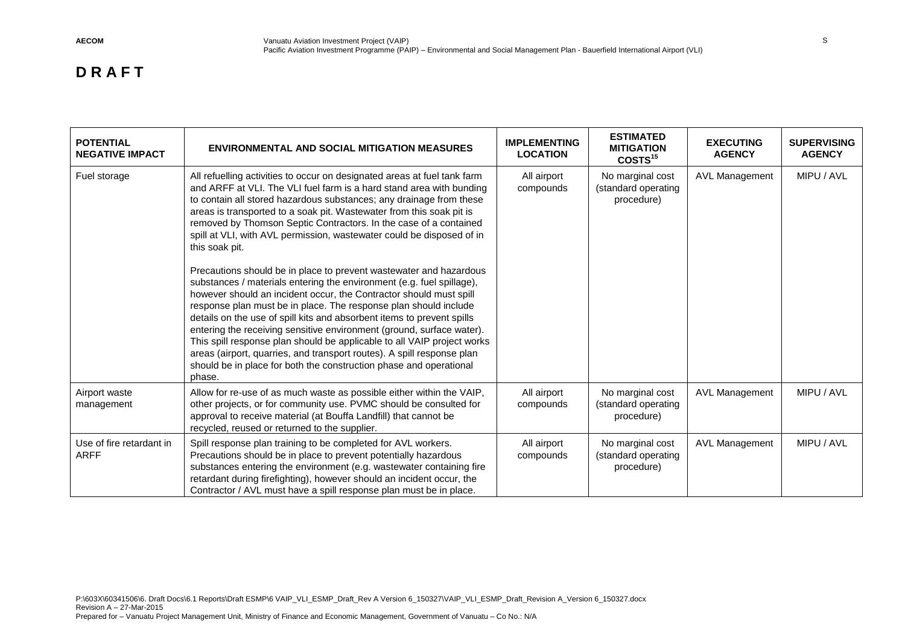**D R A F T**

| POTENTIAL NEGATIVE IMPACT | ENVIRONMENTAL AND SOCIAL MITIGATION MEASURES | IMPLEMENTING LOCATION | ESTIMATED MITIGATION COSTS[15] | EXECUTING AGENCY | SUPERVISING AGENCY |
|---|---|---|---|---|---|
| Fuel storage | All refuelling activities to occur on designated areas at fuel tank farm and ARFF at VLI. The VLI fuel farm is a hard stand area with bunding to contain all stored hazardous substances; any drainage from these areas is transported to a soak pit. Wastewater from this soak pit is removed by Thomson Septic Contractors. In the case of a contained spill at VLI, with AVL permission, wastewater could be disposed of in this soak pit.<br><br>Precautions should be in place to prevent wastewater and hazardous substances / materials entering the environment (e.g. fuel spillage), however should an incident occur, the Contractor should must spill response plan must be in place. The response plan should include details on the use of spill kits and absorbent items to prevent spills entering the receiving sensitive environment (ground, surface water). This spill response plan should be applicable to all VAIP project works areas (airport, quarries, and transport routes). A spill response plan should be in place for both the construction phase and operational phase. | All airport compounds | No marginal cost (standard operating procedure) | AVL Management | MIPU / AVL |
| Airport waste management | Allow for re-use of as much waste as possible either within the VAIP, other projects, or for community use. PVMC should be consulted for approval to receive material (at Bouffa Landfill) that cannot be recycled, reused or returned to the supplier. | All airport compounds | No marginal cost (standard operating procedure) | AVL Management | MIPU / AVL |
| Use of fire retardant in ARFF | Spill response plan training to be completed for AVL workers. Precautions should be in place to prevent potentially hazardous substances entering the environment (e.g. wastewater containing fire retardant during firefighting), however should an incident occur, the Contractor / AVL must have a spill response plan must be in place. | All airport compounds | No marginal cost (standard operating procedure) | AVL Management | MIPU / AVL |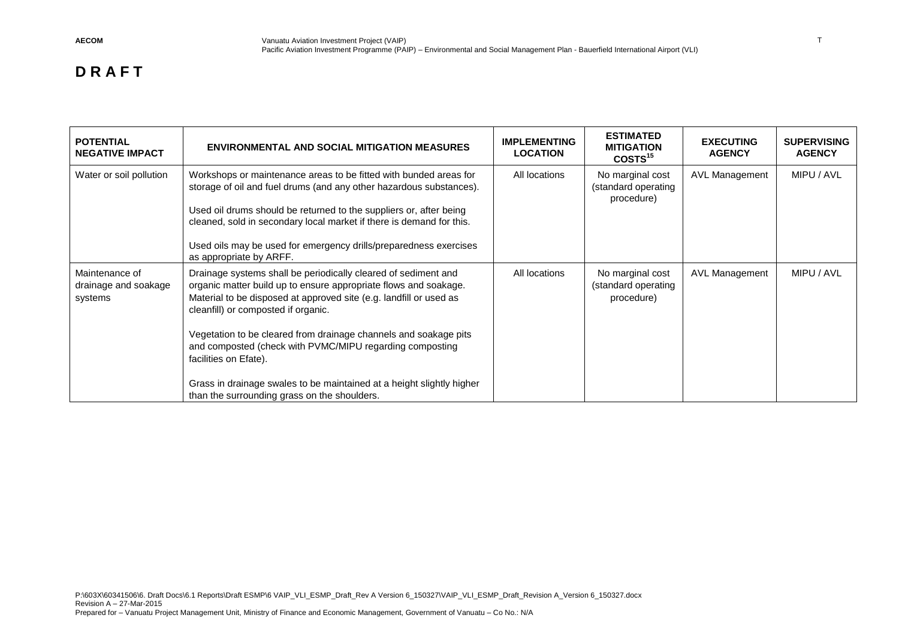**D R A F T**

| POTENTIAL NEGATIVE IMPACT | ENVIRONMENTAL AND SOCIAL MITIGATION MEASURES | IMPLEMENTING LOCATION | ESTIMATED MITIGATION COSTS[15] | EXECUTING AGENCY | SUPERVISING AGENCY |
|---|---|---|---|---|---|
| Water or soil pollution | Workshops or maintenance areas to be fitted with bunded areas for storage of oil and fuel drums (and any other hazardous substances).<br><br>Used oil drums should be returned to the suppliers or, after being cleaned, sold in secondary local market if there is demand for this.<br><br>Used oils may be used for emergency drills/preparedness exercises as appropriate by ARFF. | All locations | No marginal cost (standard operating procedure) | AVL Management | MIPU / AVL |
| Maintenance of drainage and soakage systems | Drainage systems shall be periodically cleared of sediment and organic matter build up to ensure appropriate flows and soakage. Material to be disposed at approved site (e.g. landfill or used as cleanfill) or composted if organic.<br><br>Vegetation to be cleared from drainage channels and soakage pits and composted (check with PVMC/MIPU regarding composting facilities on Efate).<br><br>Grass in drainage swales to be maintained at a height slightly higher than the surrounding grass on the shoulders. | All locations | No marginal cost (standard operating procedure) | AVL Management | MIPU / AVL |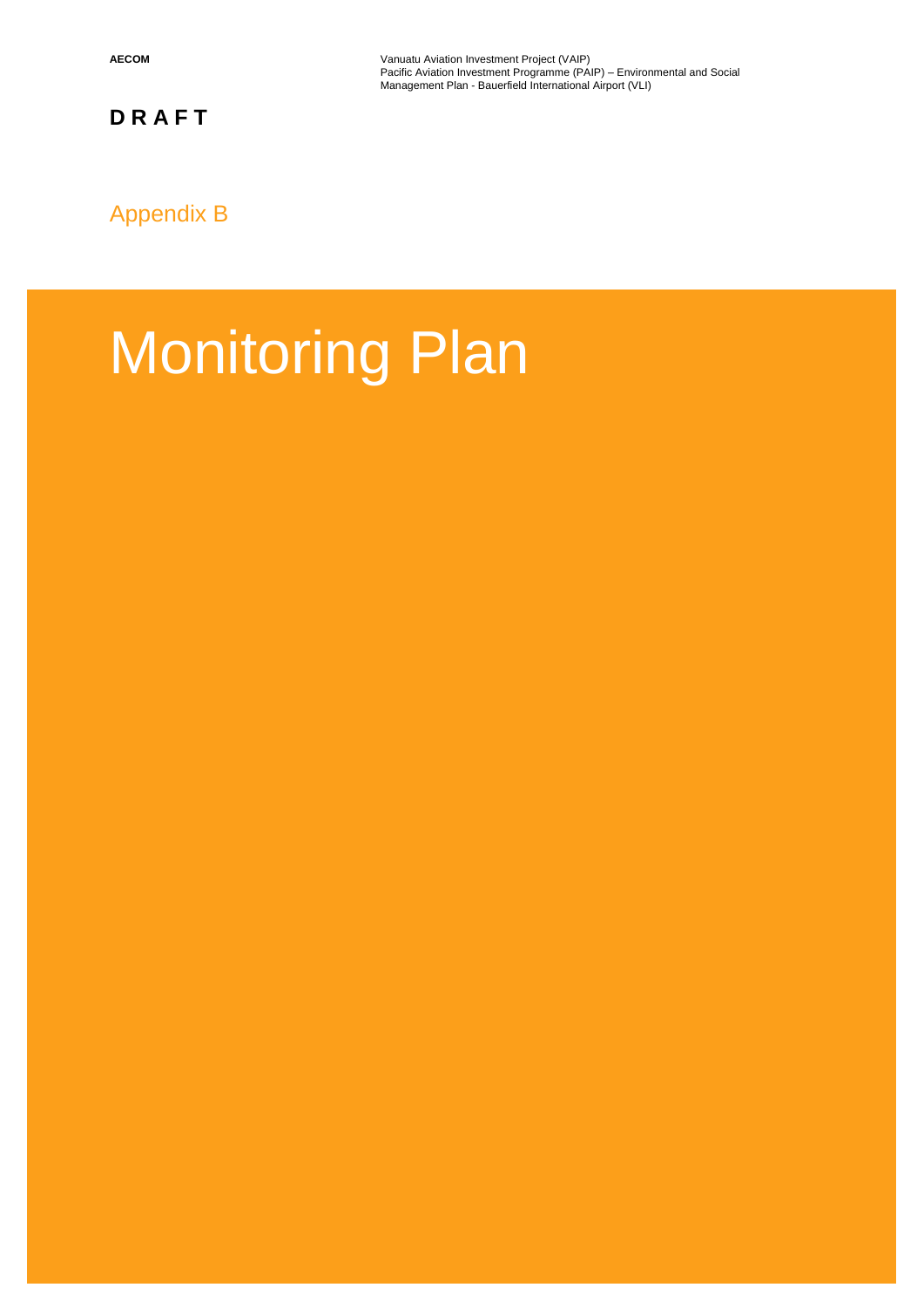**DRAFT**

Appendix B

# Monitoring Plan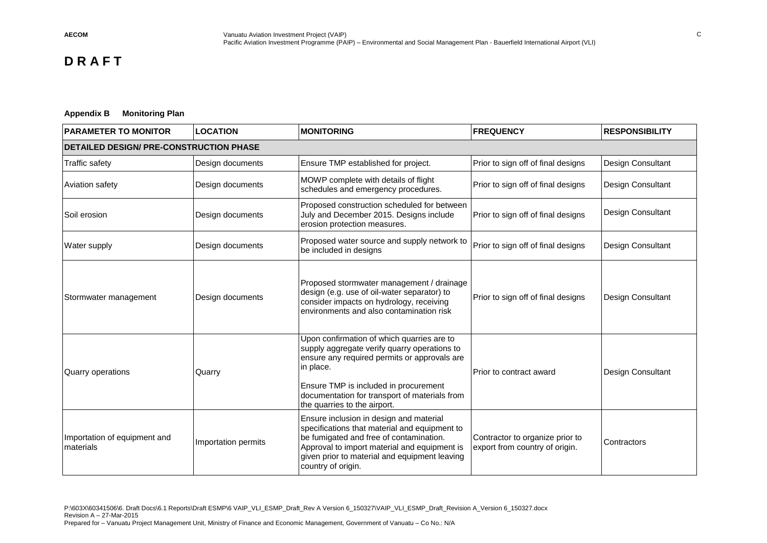**D R A F T**

### Appendix B Monitoring Plan

| PARAMETER TO MONITOR | LOCATION | MONITORING | FREQUENCY | RESPONSIBILITY |
|---|---|---|---|---|
| **DETAILED DESIGN/ PRE-CONSTRUCTION PHASE** | | | | |
| Traffic safety | Design documents | Ensure TMP established for project. | Prior to sign off of final designs | Design Consultant |
| Aviation safety | Design documents | MOWP complete with details of flight schedules and emergency procedures. | Prior to sign off of final designs | Design Consultant |
| Soil erosion | Design documents | Proposed construction scheduled for between July and December 2015. Designs include erosion protection measures. | Prior to sign off of final designs | Design Consultant |
| Water supply | Design documents | Proposed water source and supply network to be included in designs | Prior to sign off of final designs | Design Consultant |
| Stormwater management | Design documents | Proposed stormwater management / drainage design (e.g. use of oil-water separator) to consider impacts on hydrology, receiving environments and also contamination risk | Prior to sign off of final designs | Design Consultant |
| Quarry operations | Quarry | Upon confirmation of which quarries are to supply aggregate verify quarry operations to ensure any required permits or approvals are in place.<br><br>Ensure TMP is included in procurement documentation for transport of materials from the quarries to the airport. | Prior to contract award | Design Consultant |
| Importation of equipment and materials | Importation permits | Ensure inclusion in design and material specifications that material and equipment to be fumigated and free of contamination. Approval to import material and equipment is given prior to material and equipment leaving country of origin. | Contractor to organize prior to export from country of origin. | Contractors |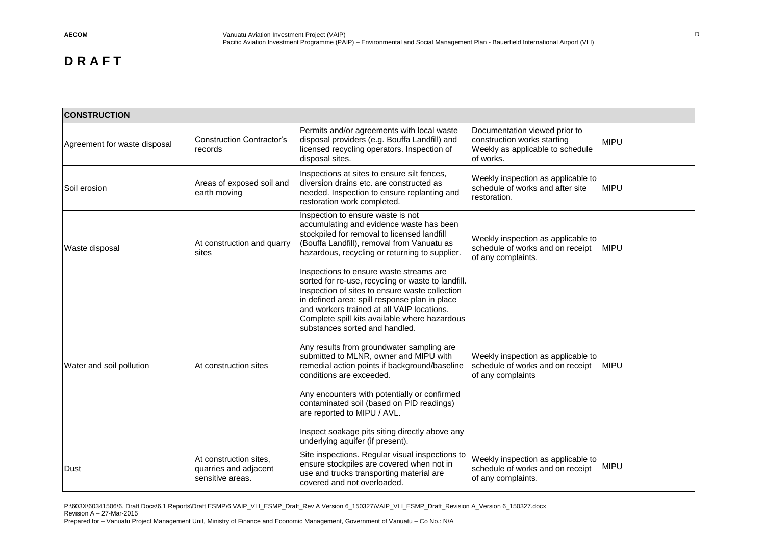# D R A F T

| CONSTRUCTION | | | | |
|---|---|---|---|---|
| Agreement for waste disposal | Construction Contractor's records | Permits and/or agreements with local waste disposal providers (e.g. Bouffa Landfill) and licensed recycling operators. Inspection of disposal sites. | Documentation viewed prior to construction works starting Weekly as applicable to schedule of works. | MIPU |
| Soil erosion | Areas of exposed soil and earth moving | Inspections at sites to ensure silt fences, diversion drains etc. are constructed as needed. Inspection to ensure replanting and restoration work completed. | Weekly inspection as applicable to schedule of works and after site restoration. | MIPU |
| Waste disposal | At construction and quarry sites | Inspection to ensure waste is not accumulating and evidence waste has been stockpiled for removal to licensed landfill (Bouffa Landfill), removal from Vanuatu as hazardous, recycling or returning to supplier.<br><br>Inspections to ensure waste streams are sorted for re-use, recycling or waste to landfill. | Weekly inspection as applicable to schedule of works and on receipt of any complaints. | MIPU |
| Water and soil pollution | At construction sites | Inspection of sites to ensure waste collection in defined area; spill response plan in place and workers trained at all VAIP locations. Complete spill kits available where hazardous substances sorted and handled.<br><br>Any results from groundwater sampling are submitted to MLNR, owner and MIPU with remedial action points if background/baseline conditions are exceeded.<br><br>Any encounters with potentially or confirmed contaminated soil (based on PID readings) are reported to MIPU / AVL.<br><br>Inspect soakage pits siting directly above any underlying aquifer (if present). | Weekly inspection as applicable to schedule of works and on receipt of any complaints | MIPU |
| Dust | At construction sites, quarries and adjacent sensitive areas. | Site inspections. Regular visual inspections to ensure stockpiles are covered when not in use and trucks transporting material are covered and not overloaded. | Weekly inspection as applicable to schedule of works and on receipt of any complaints. | MIPU |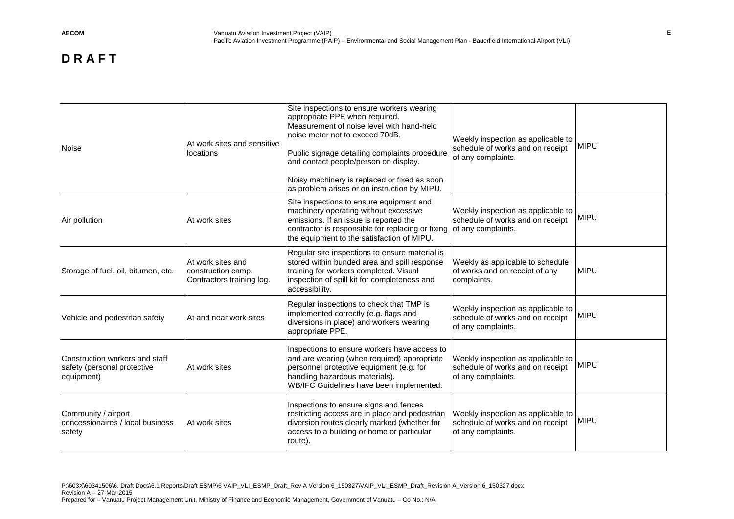**DRAFT**

| | | | | |
|---|---|---|---|---|
| Noise | At work sites and sensitive locations | Site inspections to ensure workers wearing appropriate PPE when required. Measurement of noise level with hand-held noise meter not to exceed 70dB.<br><br>Public signage detailing complaints procedure and contact people/person on display.<br><br>Noisy machinery is replaced or fixed as soon as problem arises or on instruction by MIPU. | Weekly inspection as applicable to schedule of works and on receipt of any complaints. | MIPU |
| Air pollution | At work sites | Site inspections to ensure equipment and machinery operating without excessive emissions. If an issue is reported the contractor is responsible for replacing or fixing the equipment to the satisfaction of MIPU. | Weekly inspection as applicable to schedule of works and on receipt of any complaints. | MIPU |
| Storage of fuel, oil, bitumen, etc. | At work sites and construction camp. Contractors training log. | Regular site inspections to ensure material is stored within bunded area and spill response training for workers completed. Visual inspection of spill kit for completeness and accessibility. | Weekly as applicable to schedule of works and on receipt of any complaints. | MIPU |
| Vehicle and pedestrian safety | At and near work sites | Regular inspections to check that TMP is implemented correctly (e.g. flags and diversions in place) and workers wearing appropriate PPE. | Weekly inspection as applicable to schedule of works and on receipt of any complaints. | MIPU |
| Construction workers and staff safety (personal protective equipment) | At work sites | Inspections to ensure workers have access to and are wearing (when required) appropriate personnel protective equipment (e.g. for handling hazardous materials).<br>WB/IFC Guidelines have been implemented. | Weekly inspection as applicable to schedule of works and on receipt of any complaints. | MIPU |
| Community / airport concessionaires / local business safety | At work sites | Inspections to ensure signs and fences restricting access are in place and pedestrian diversion routes clearly marked (whether for access to a building or home or particular route). | Weekly inspection as applicable to schedule of works and on receipt of any complaints. | MIPU |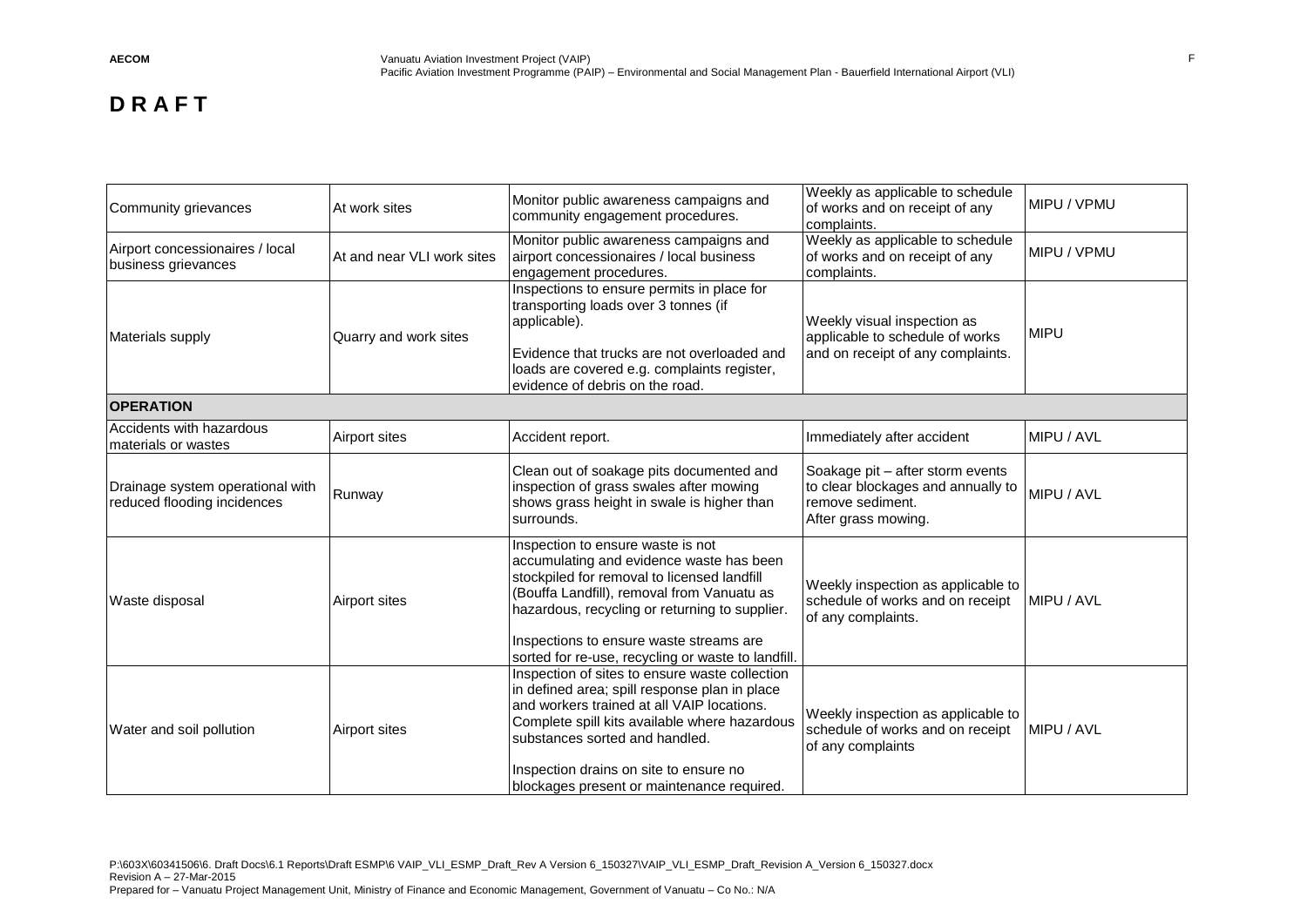**D R A F T**

| | | | | |
|---|---|---|---|---|
| Community grievances | At work sites | Monitor public awareness campaigns and community engagement procedures. | Weekly as applicable to schedule of works and on receipt of any complaints. | MIPU / VPMU |
| Airport concessionaires / local business grievances | At and near VLI work sites | Monitor public awareness campaigns and airport concessionaires / local business engagement procedures. | Weekly as applicable to schedule of works and on receipt of any complaints. | MIPU / VPMU |
| Materials supply | Quarry and work sites | Inspections to ensure permits in place for transporting loads over 3 tonnes (if applicable).<br><br>Evidence that trucks are not overloaded and loads are covered e.g. complaints register, evidence of debris on the road. | Weekly visual inspection as applicable to schedule of works and on receipt of any complaints. | MIPU |
| **OPERATION** | | | | |
| Accidents with hazardous materials or wastes | Airport sites | Accident report. | Immediately after accident | MIPU / AVL |
| Drainage system operational with reduced flooding incidences | Runway | Clean out of soakage pits documented and inspection of grass swales after mowing shows grass height in swale is higher than surrounds. | Soakage pit – after storm events to clear blockages and annually to remove sediment.<br>After grass mowing. | MIPU / AVL |
| Waste disposal | Airport sites | Inspection to ensure waste is not accumulating and evidence waste has been stockpiled for removal to licensed landfill (Bouffa Landfill), removal from Vanuatu as hazardous, recycling or returning to supplier.<br><br>Inspections to ensure waste streams are sorted for re-use, recycling or waste to landfill. | Weekly inspection as applicable to schedule of works and on receipt of any complaints. | MIPU / AVL |
| Water and soil pollution | Airport sites | Inspection of sites to ensure waste collection in defined area; spill response plan in place and workers trained at all VAIP locations. Complete spill kits available where hazardous substances sorted and handled.<br><br>Inspection drains on site to ensure no blockages present or maintenance required. | Weekly inspection as applicable to schedule of works and on receipt of any complaints | MIPU / AVL |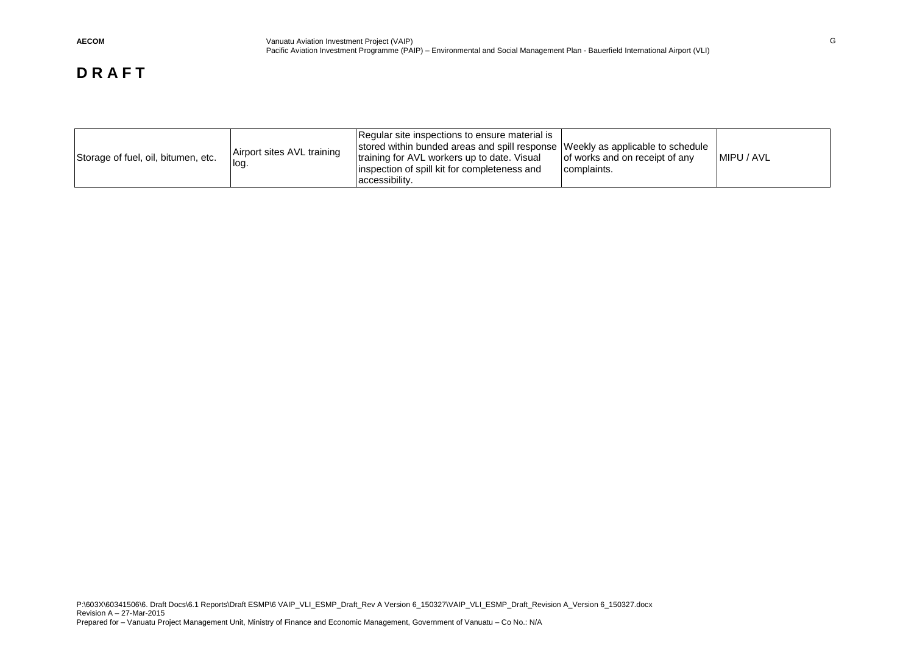**D R A F T**

| | | | | |
|---|---|---|---|---|
| Storage of fuel, oil, bitumen, etc. | Airport sites AVL training log. | Regular site inspections to ensure material is stored within bunded areas and spill response training for AVL workers up to date. Visual inspection of spill kit for completeness and accessibility. | Weekly as applicable to schedule of works and on receipt of any complaints. | MIPU / AVL |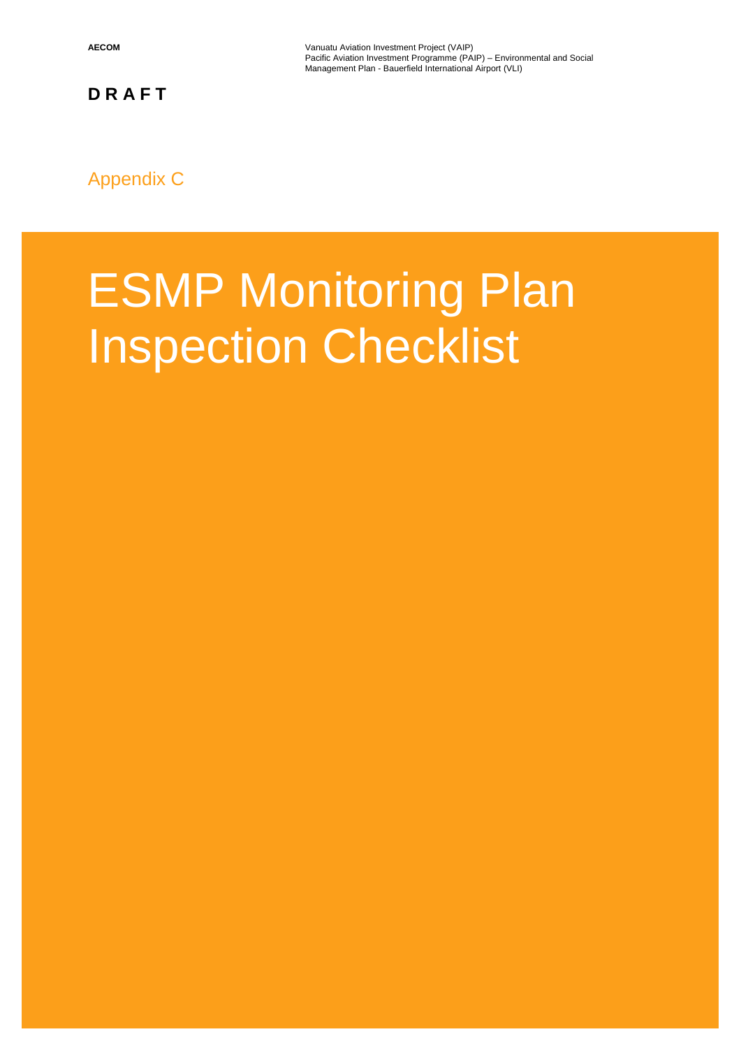**DRAFT**

Appendix C

# ESMP Monitoring Plan Inspection Checklist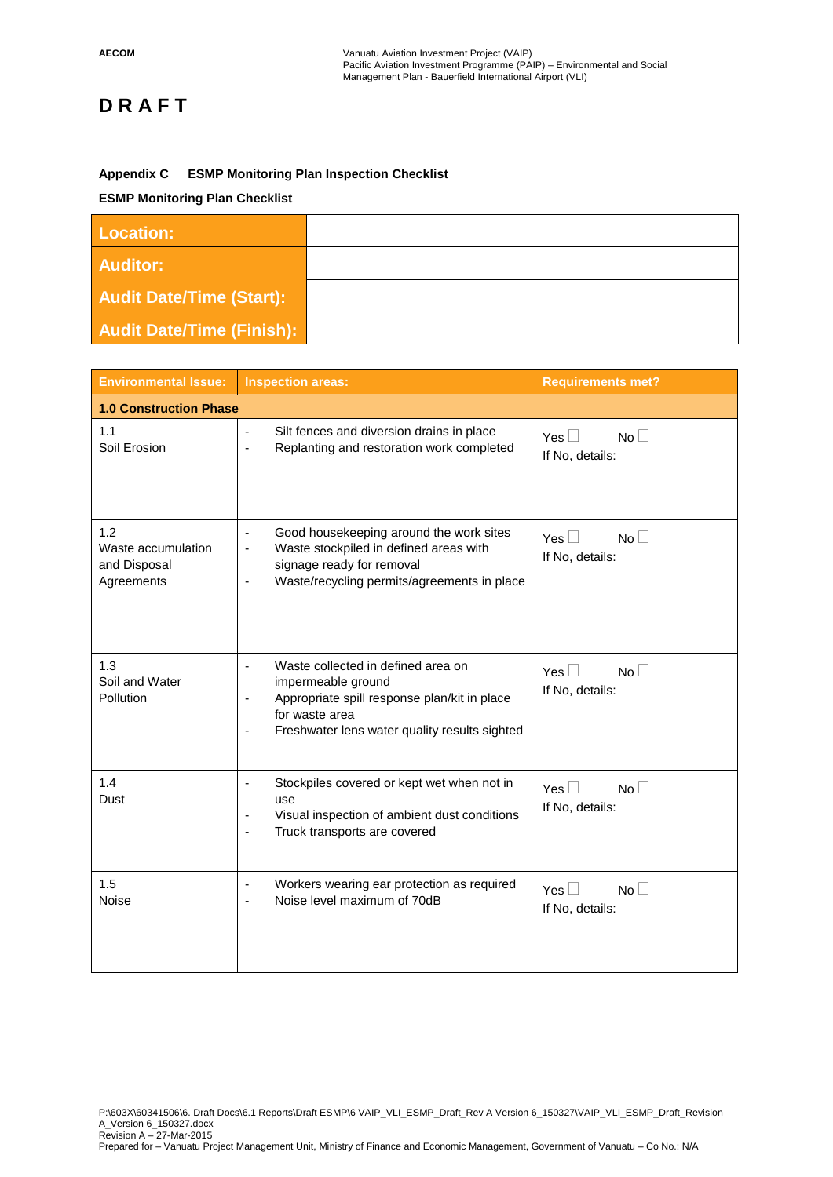# D R A F T

**Appendix C ESMP Monitoring Plan Inspection Checklist**

**ESMP Monitoring Plan Checklist**

| | |
|---|---|
| **Location:** | |
| **Auditor:** | |
| **Audit Date/Time (Start):** | |
| **Audit Date/Time (Finish):** | |

| Environmental Issue: | Inspection areas: | Requirements met? |
|---|---|---|
| **1.0 Construction Phase** | | |
| 1.1<br>Soil Erosion | - Silt fences and diversion drains in place<br>- Replanting and restoration work completed | Yes ☐ No ☐<br>If No, details: |
| 1.2<br>Waste accumulation and Disposal Agreements | - Good housekeeping around the work sites<br>- Waste stockpiled in defined areas with signage ready for removal<br>- Waste/recycling permits/agreements in place | Yes ☐ No ☐<br>If No, details: |
| 1.3<br>Soil and Water Pollution | - Waste collected in defined area on impermeable ground<br>- Appropriate spill response plan/kit in place for waste area<br>- Freshwater lens water quality results sighted | Yes ☐ No ☐<br>If No, details: |
| 1.4<br>Dust | - Stockpiles covered or kept wet when not in use<br>- Visual inspection of ambient dust conditions<br>- Truck transports are covered | Yes ☐ No ☐<br>If No, details: |
| 1.5<br>Noise | - Workers wearing ear protection as required<br>- Noise level maximum of 70dB | Yes ☐ No ☐<br>If No, details: |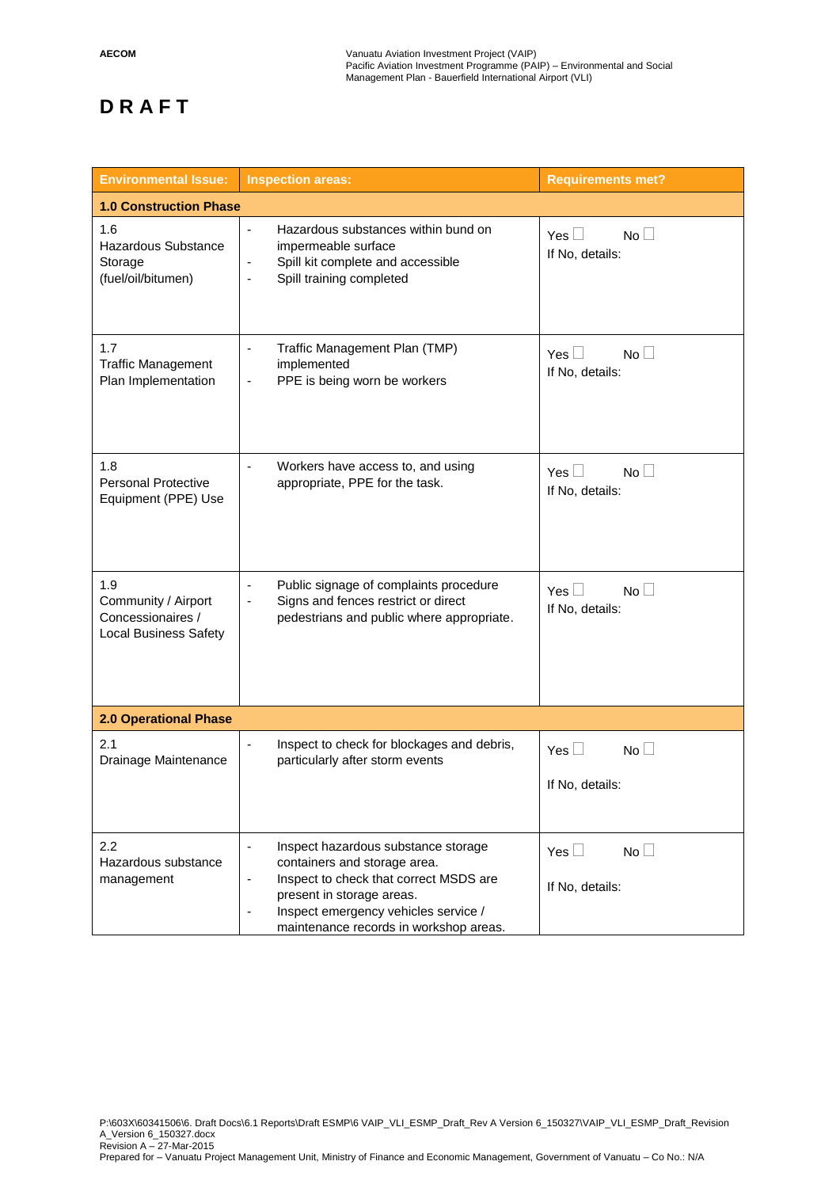**DRAFT**

| Environmental Issue: | Inspection areas: | Requirements met? |
|---|---|---|
| **1.0 Construction Phase** | | |
| 1.6<br>Hazardous Substance Storage (fuel/oil/bitumen) | - Hazardous substances within bund on impermeable surface<br>- Spill kit complete and accessible<br>- Spill training completed | Yes ☐ No ☐<br>If No, details: |
| 1.7<br>Traffic Management Plan Implementation | - Traffic Management Plan (TMP) implemented<br>- PPE is being worn be workers | Yes ☐ No ☐<br>If No, details: |
| 1.8<br>Personal Protective Equipment (PPE) Use | - Workers have access to, and using appropriate, PPE for the task. | Yes ☐ No ☐<br>If No, details: |
| 1.9<br>Community / Airport Concessionaires / Local Business Safety | - Public signage of complaints procedure<br>- Signs and fences restrict or direct pedestrians and public where appropriate. | Yes ☐ No ☐<br>If No, details: |
| **2.0 Operational Phase** | | |
| 2.1<br>Drainage Maintenance | - Inspect to check for blockages and debris, particularly after storm events | Yes ☐ No ☐<br>If No, details: |
| 2.2<br>Hazardous substance management | - Inspect hazardous substance storage containers and storage area.<br>- Inspect to check that correct MSDS are present in storage areas.<br>- Inspect emergency vehicles service / maintenance records in workshop areas. | Yes ☐ No ☐<br>If No, details: |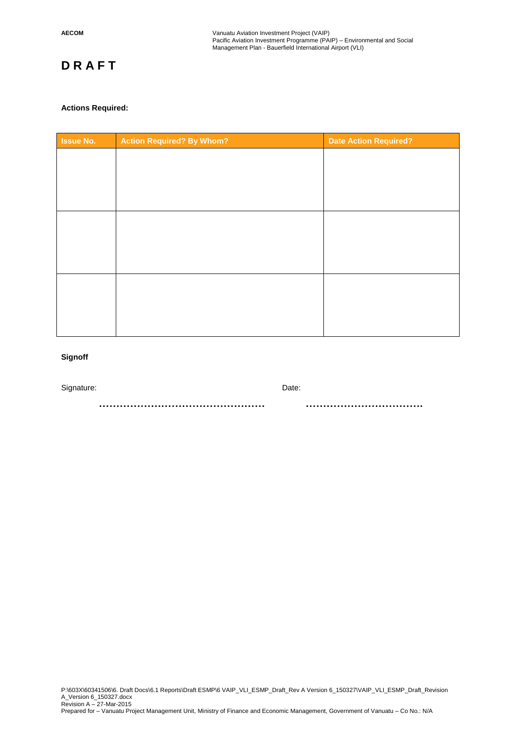**DRAFT**

**Actions Required:**

| Issue No. | Action Required? By Whom? | Date Action Required? |
|---|---|---|
| | | |
| | | |
| | | |

**Signoff**

Signature: .................................................

Date: ...................................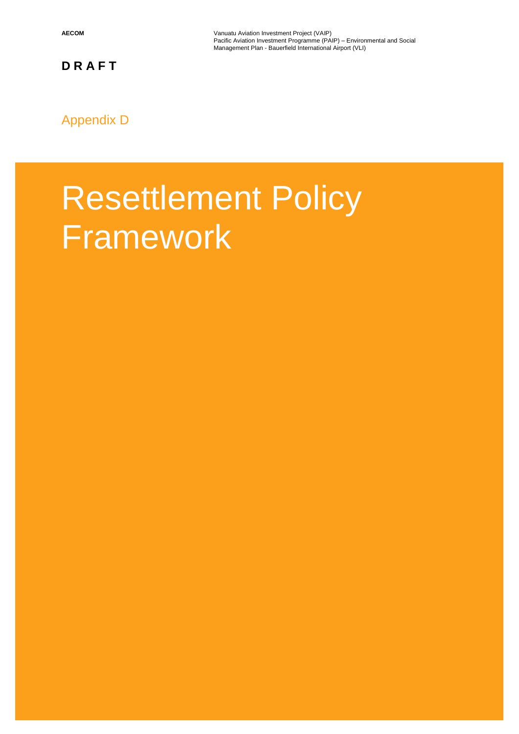**D R A F T**

Appendix D

# Resettlement Policy Framework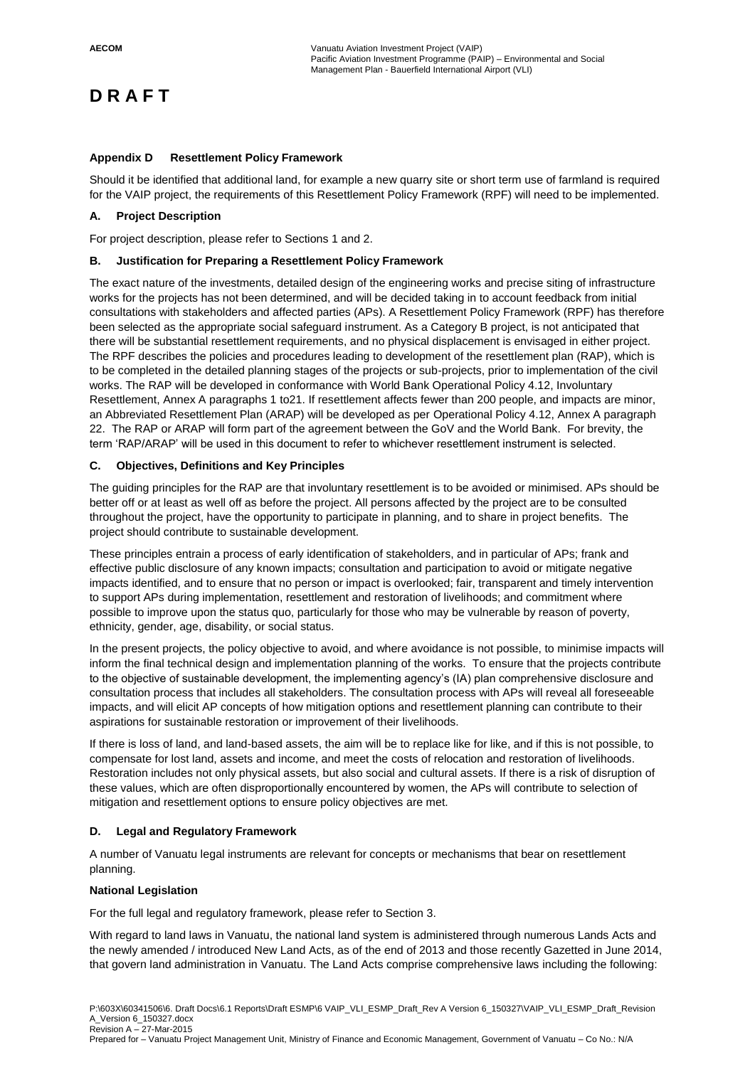# D R A F T

## Appendix D Resettlement Policy Framework

Should it be identified that additional land, for example a new quarry site or short term use of farmland is required for the VAIP project, the requirements of this Resettlement Policy Framework (RPF) will need to be implemented.

### A. Project Description

For project description, please refer to Sections 1 and 2.

### B. Justification for Preparing a Resettlement Policy Framework

The exact nature of the investments, detailed design of the engineering works and precise siting of infrastructure works for the projects has not been determined, and will be decided taking in to account feedback from initial consultations with stakeholders and affected parties (APs). A Resettlement Policy Framework (RPF) has therefore been selected as the appropriate social safeguard instrument. As a Category B project, is not anticipated that there will be substantial resettlement requirements, and no physical displacement is envisaged in either project. The RPF describes the policies and procedures leading to development of the resettlement plan (RAP), which is to be completed in the detailed planning stages of the projects or sub-projects, prior to implementation of the civil works. The RAP will be developed in conformance with World Bank Operational Policy 4.12, Involuntary Resettlement, Annex A paragraphs 1 to21. If resettlement affects fewer than 200 people, and impacts are minor, an Abbreviated Resettlement Plan (ARAP) will be developed as per Operational Policy 4.12, Annex A paragraph 22. The RAP or ARAP will form part of the agreement between the GoV and the World Bank. For brevity, the term 'RAP/ARAP' will be used in this document to refer to whichever resettlement instrument is selected.

### C. Objectives, Definitions and Key Principles

The guiding principles for the RAP are that involuntary resettlement is to be avoided or minimised. APs should be better off or at least as well off as before the project. All persons affected by the project are to be consulted throughout the project, have the opportunity to participate in planning, and to share in project benefits. The project should contribute to sustainable development.

These principles entrain a process of early identification of stakeholders, and in particular of APs; frank and effective public disclosure of any known impacts; consultation and participation to avoid or mitigate negative impacts identified, and to ensure that no person or impact is overlooked; fair, transparent and timely intervention to support APs during implementation, resettlement and restoration of livelihoods; and commitment where possible to improve upon the status quo, particularly for those who may be vulnerable by reason of poverty, ethnicity, gender, age, disability, or social status.

In the present projects, the policy objective to avoid, and where avoidance is not possible, to minimise impacts will inform the final technical design and implementation planning of the works. To ensure that the projects contribute to the objective of sustainable development, the implementing agency's (IA) plan comprehensive disclosure and consultation process that includes all stakeholders. The consultation process with APs will reveal all foreseeable impacts, and will elicit AP concepts of how mitigation options and resettlement planning can contribute to their aspirations for sustainable restoration or improvement of their livelihoods.

If there is loss of land, and land-based assets, the aim will be to replace like for like, and if this is not possible, to compensate for lost land, assets and income, and meet the costs of relocation and restoration of livelihoods. Restoration includes not only physical assets, but also social and cultural assets. If there is a risk of disruption of these values, which are often disproportionally encountered by women, the APs will contribute to selection of mitigation and resettlement options to ensure policy objectives are met.

### D. Legal and Regulatory Framework

A number of Vanuatu legal instruments are relevant for concepts or mechanisms that bear on resettlement planning.

**National Legislation**

For the full legal and regulatory framework, please refer to Section 3.

With regard to land laws in Vanuatu, the national land system is administered through numerous Lands Acts and the newly amended / introduced New Land Acts, as of the end of 2013 and those recently Gazetted in June 2014, that govern land administration in Vanuatu. The Land Acts comprise comprehensive laws including the following: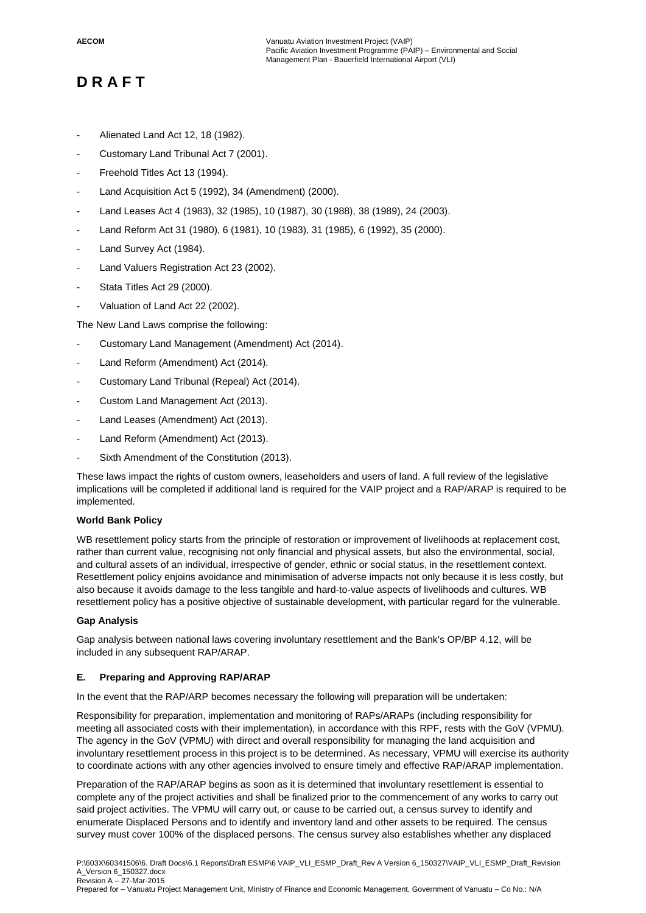## DRAFT

- Alienated Land Act 12, 18 (1982).
- Customary Land Tribunal Act 7 (2001).
- Freehold Titles Act 13 (1994).
- Land Acquisition Act 5 (1992), 34 (Amendment) (2000).
- Land Leases Act 4 (1983), 32 (1985), 10 (1987), 30 (1988), 38 (1989), 24 (2003).
- Land Reform Act 31 (1980), 6 (1981), 10 (1983), 31 (1985), 6 (1992), 35 (2000).
- Land Survey Act (1984).
- Land Valuers Registration Act 23 (2002).
- Stata Titles Act 29 (2000).
- Valuation of Land Act 22 (2002).

The New Land Laws comprise the following:

- Customary Land Management (Amendment) Act (2014).
- Land Reform (Amendment) Act (2014).
- Customary Land Tribunal (Repeal) Act (2014).
- Custom Land Management Act (2013).
- Land Leases (Amendment) Act (2013).
- Land Reform (Amendment) Act (2013).
- Sixth Amendment of the Constitution (2013).

These laws impact the rights of custom owners, leaseholders and users of land. A full review of the legislative implications will be completed if additional land is required for the VAIP project and a RAP/ARAP is required to be implemented.

**World Bank Policy**

WB resettlement policy starts from the principle of restoration or improvement of livelihoods at replacement cost, rather than current value, recognising not only financial and physical assets, but also the environmental, social, and cultural assets of an individual, irrespective of gender, ethnic or social status, in the resettlement context. Resettlement policy enjoins avoidance and minimisation of adverse impacts not only because it is less costly, but also because it avoids damage to the less tangible and hard-to-value aspects of livelihoods and cultures. WB resettlement policy has a positive objective of sustainable development, with particular regard for the vulnerable.

**Gap Analysis**

Gap analysis between national laws covering involuntary resettlement and the Bank's OP/BP 4.12, will be included in any subsequent RAP/ARAP.

### E. Preparing and Approving RAP/ARAP

In the event that the RAP/ARP becomes necessary the following will preparation will be undertaken:

Responsibility for preparation, implementation and monitoring of RAPs/ARAPs (including responsibility for meeting all associated costs with their implementation), in accordance with this RPF, rests with the GoV (VPMU). The agency in the GoV (VPMU) with direct and overall responsibility for managing the land acquisition and involuntary resettlement process in this project is to be determined. As necessary, VPMU will exercise its authority to coordinate actions with any other agencies involved to ensure timely and effective RAP/ARAP implementation.

Preparation of the RAP/ARAP begins as soon as it is determined that involuntary resettlement is essential to complete any of the project activities and shall be finalized prior to the commencement of any works to carry out said project activities. The VPMU will carry out, or cause to be carried out, a census survey to identify and enumerate Displaced Persons and to identify and inventory land and other assets to be required. The census survey must cover 100% of the displaced persons. The census survey also establishes whether any displaced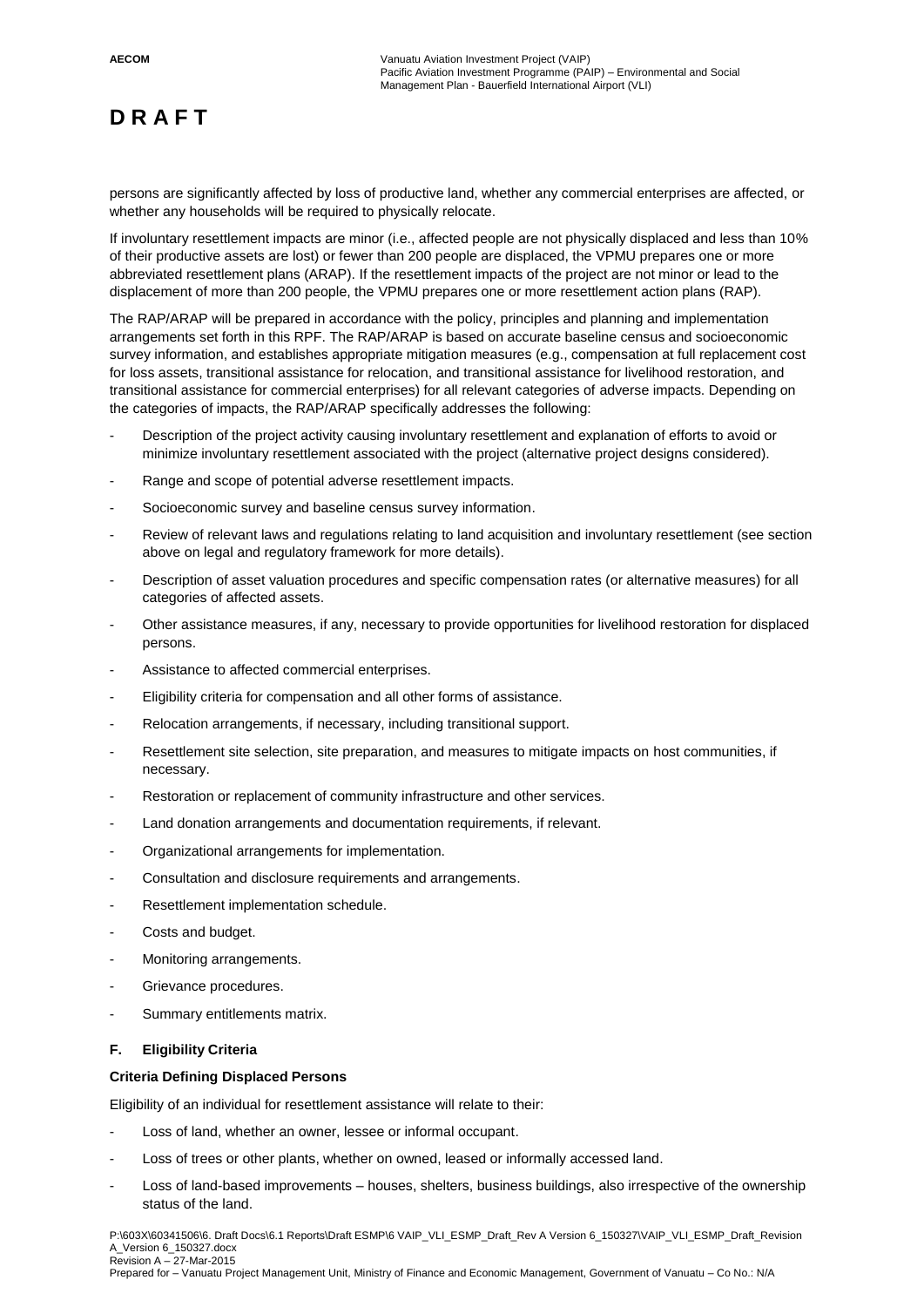persons are significantly affected by loss of productive land, whether any commercial enterprises are affected, or whether any households will be required to physically relocate.

If involuntary resettlement impacts are minor (i.e., affected people are not physically displaced and less than 10% of their productive assets are lost) or fewer than 200 people are displaced, the VPMU prepares one or more abbreviated resettlement plans (ARAP). If the resettlement impacts of the project are not minor or lead to the displacement of more than 200 people, the VPMU prepares one or more resettlement action plans (RAP).

The RAP/ARAP will be prepared in accordance with the policy, principles and planning and implementation arrangements set forth in this RPF. The RAP/ARAP is based on accurate baseline census and socioeconomic survey information, and establishes appropriate mitigation measures (e.g., compensation at full replacement cost for loss assets, transitional assistance for relocation, and transitional assistance for livelihood restoration, and transitional assistance for commercial enterprises) for all relevant categories of adverse impacts. Depending on the categories of impacts, the RAP/ARAP specifically addresses the following:

- Description of the project activity causing involuntary resettlement and explanation of efforts to avoid or minimize involuntary resettlement associated with the project (alternative project designs considered).
- Range and scope of potential adverse resettlement impacts.
- Socioeconomic survey and baseline census survey information.
- Review of relevant laws and regulations relating to land acquisition and involuntary resettlement (see section above on legal and regulatory framework for more details).
- Description of asset valuation procedures and specific compensation rates (or alternative measures) for all categories of affected assets.
- Other assistance measures, if any, necessary to provide opportunities for livelihood restoration for displaced persons.
- Assistance to affected commercial enterprises.
- Eligibility criteria for compensation and all other forms of assistance.
- Relocation arrangements, if necessary, including transitional support.
- Resettlement site selection, site preparation, and measures to mitigate impacts on host communities, if necessary.
- Restoration or replacement of community infrastructure and other services.
- Land donation arrangements and documentation requirements, if relevant.
- Organizational arrangements for implementation.
- Consultation and disclosure requirements and arrangements.
- Resettlement implementation schedule.
- Costs and budget.
- Monitoring arrangements.
- Grievance procedures.
- Summary entitlements matrix.

**F. Eligibility Criteria**

**Criteria Defining Displaced Persons**

Eligibility of an individual for resettlement assistance will relate to their:

- Loss of land, whether an owner, lessee or informal occupant.
- Loss of trees or other plants, whether on owned, leased or informally accessed land.
- Loss of land-based improvements – houses, shelters, business buildings, also irrespective of the ownership status of the land.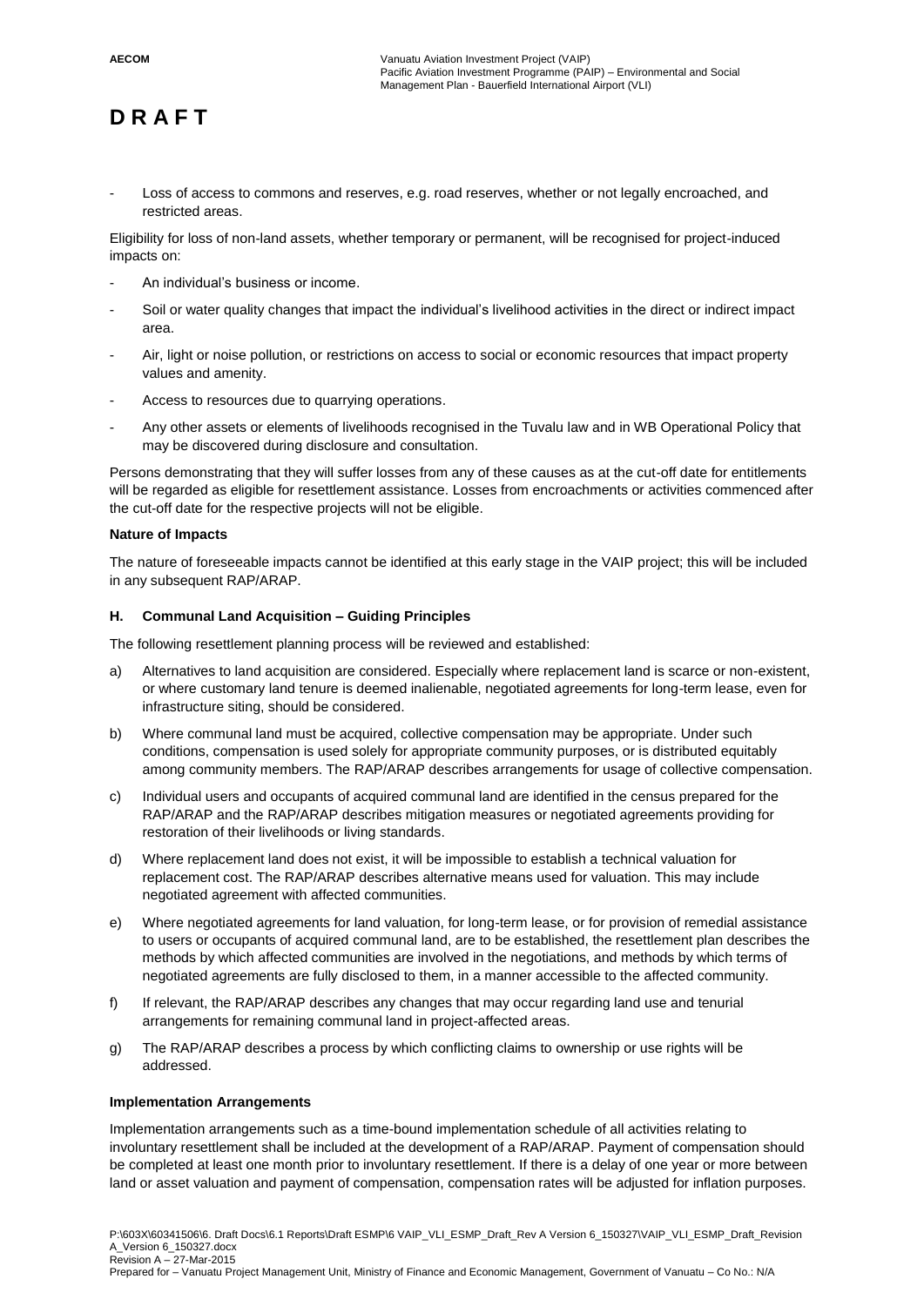# D R A F T

- Loss of access to commons and reserves, e.g. road reserves, whether or not legally encroached, and restricted areas.

Eligibility for loss of non-land assets, whether temporary or permanent, will be recognised for project-induced impacts on:

- An individual's business or income.
- Soil or water quality changes that impact the individual's livelihood activities in the direct or indirect impact area.
- Air, light or noise pollution, or restrictions on access to social or economic resources that impact property values and amenity.
- Access to resources due to quarrying operations.
- Any other assets or elements of livelihoods recognised in the Tuvalu law and in WB Operational Policy that may be discovered during disclosure and consultation.

Persons demonstrating that they will suffer losses from any of these causes as at the cut-off date for entitlements will be regarded as eligible for resettlement assistance. Losses from encroachments or activities commenced after the cut-off date for the respective projects will not be eligible.

**Nature of Impacts**

The nature of foreseeable impacts cannot be identified at this early stage in the VAIP project; this will be included in any subsequent RAP/ARAP.

**H. Communal Land Acquisition – Guiding Principles**

The following resettlement planning process will be reviewed and established:

a) Alternatives to land acquisition are considered. Especially where replacement land is scarce or non-existent, or where customary land tenure is deemed inalienable, negotiated agreements for long-term lease, even for infrastructure siting, should be considered.

b) Where communal land must be acquired, collective compensation may be appropriate. Under such conditions, compensation is used solely for appropriate community purposes, or is distributed equitably among community members. The RAP/ARAP describes arrangements for usage of collective compensation.

c) Individual users and occupants of acquired communal land are identified in the census prepared for the RAP/ARAP and the RAP/ARAP describes mitigation measures or negotiated agreements providing for restoration of their livelihoods or living standards.

d) Where replacement land does not exist, it will be impossible to establish a technical valuation for replacement cost. The RAP/ARAP describes alternative means used for valuation. This may include negotiated agreement with affected communities.

e) Where negotiated agreements for land valuation, for long-term lease, or for provision of remedial assistance to users or occupants of acquired communal land, are to be established, the resettlement plan describes the methods by which affected communities are involved in the negotiations, and methods by which terms of negotiated agreements are fully disclosed to them, in a manner accessible to the affected community.

f) If relevant, the RAP/ARAP describes any changes that may occur regarding land use and tenurial arrangements for remaining communal land in project-affected areas.

g) The RAP/ARAP describes a process by which conflicting claims to ownership or use rights will be addressed.

**Implementation Arrangements**

Implementation arrangements such as a time-bound implementation schedule of all activities relating to involuntary resettlement shall be included at the development of a RAP/ARAP. Payment of compensation should be completed at least one month prior to involuntary resettlement. If there is a delay of one year or more between land or asset valuation and payment of compensation, compensation rates will be adjusted for inflation purposes.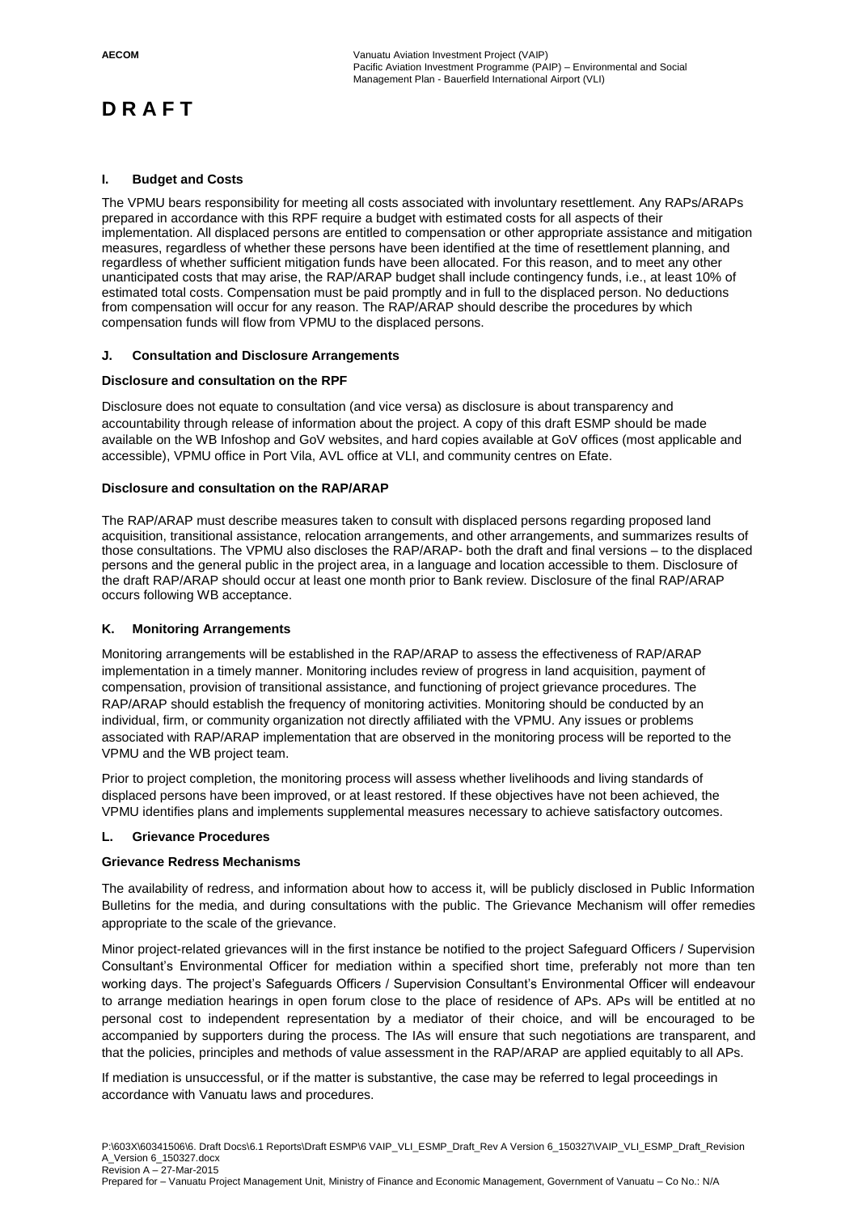# D R A F T

### I. Budget and Costs

The VPMU bears responsibility for meeting all costs associated with involuntary resettlement. Any RAPs/ARAPs prepared in accordance with this RPF require a budget with estimated costs for all aspects of their implementation. All displaced persons are entitled to compensation or other appropriate assistance and mitigation measures, regardless of whether these persons have been identified at the time of resettlement planning, and regardless of whether sufficient mitigation funds have been allocated. For this reason, and to meet any other unanticipated costs that may arise, the RAP/ARAP budget shall include contingency funds, i.e., at least 10% of estimated total costs. Compensation must be paid promptly and in full to the displaced person. No deductions from compensation will occur for any reason. The RAP/ARAP should describe the procedures by which compensation funds will flow from VPMU to the displaced persons.

### J. Consultation and Disclosure Arrangements

**Disclosure and consultation on the RPF**

Disclosure does not equate to consultation (and vice versa) as disclosure is about transparency and accountability through release of information about the project. A copy of this draft ESMP should be made available on the WB Infoshop and GoV websites, and hard copies available at GoV offices (most applicable and accessible), VPMU office in Port Vila, AVL office at VLI, and community centres on Efate.

**Disclosure and consultation on the RAP/ARAP**

The RAP/ARAP must describe measures taken to consult with displaced persons regarding proposed land acquisition, transitional assistance, relocation arrangements, and other arrangements, and summarizes results of those consultations. The VPMU also discloses the RAP/ARAP- both the draft and final versions – to the displaced persons and the general public in the project area, in a language and location accessible to them. Disclosure of the draft RAP/ARAP should occur at least one month prior to Bank review. Disclosure of the final RAP/ARAP occurs following WB acceptance.

### K. Monitoring Arrangements

Monitoring arrangements will be established in the RAP/ARAP to assess the effectiveness of RAP/ARAP implementation in a timely manner. Monitoring includes review of progress in land acquisition, payment of compensation, provision of transitional assistance, and functioning of project grievance procedures. The RAP/ARAP should establish the frequency of monitoring activities. Monitoring should be conducted by an individual, firm, or community organization not directly affiliated with the VPMU. Any issues or problems associated with RAP/ARAP implementation that are observed in the monitoring process will be reported to the VPMU and the WB project team.

Prior to project completion, the monitoring process will assess whether livelihoods and living standards of displaced persons have been improved, or at least restored. If these objectives have not been achieved, the VPMU identifies plans and implements supplemental measures necessary to achieve satisfactory outcomes.

### L. Grievance Procedures

**Grievance Redress Mechanisms**

The availability of redress, and information about how to access it, will be publicly disclosed in Public Information Bulletins for the media, and during consultations with the public. The Grievance Mechanism will offer remedies appropriate to the scale of the grievance.

Minor project-related grievances will in the first instance be notified to the project Safeguard Officers / Supervision Consultant's Environmental Officer for mediation within a specified short time, preferably not more than ten working days. The project's Safeguards Officers / Supervision Consultant's Environmental Officer will endeavour to arrange mediation hearings in open forum close to the place of residence of APs. APs will be entitled at no personal cost to independent representation by a mediator of their choice, and will be encouraged to be accompanied by supporters during the process. The IAs will ensure that such negotiations are transparent, and that the policies, principles and methods of value assessment in the RAP/ARAP are applied equitably to all APs.

If mediation is unsuccessful, or if the matter is substantive, the case may be referred to legal proceedings in accordance with Vanuatu laws and procedures.